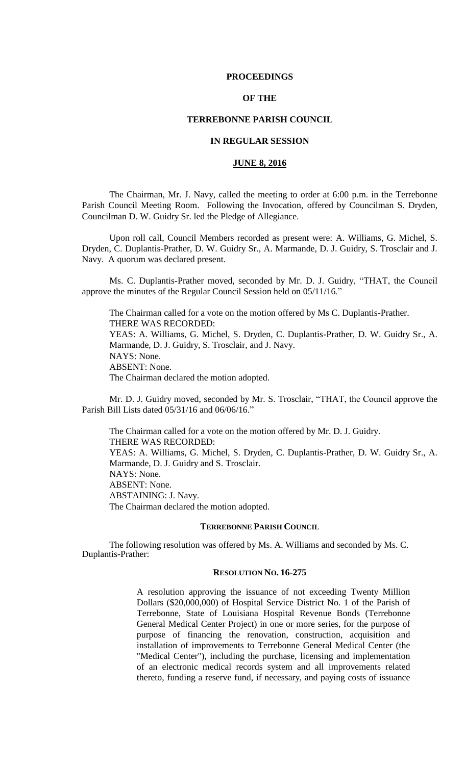**PROCEEDINGS**

**OF THE**

**TERREBONNE PARISH COUNCIL**

**IN REGULAR SESSION**

**JUNE 8, 2016**

The Chairman, Mr. J. Navy, called the meeting to order at 6:00 p.m. in the Terrebonne Parish Council Meeting Room. Following the Invocation, offered by Councilman S. Dryden, Councilman D. W. Guidry Sr. led the Pledge of Allegiance.

Upon roll call, Council Members recorded as present were: A. Williams, G. Michel, S. Dryden, C. Duplantis-Prather, D. W. Guidry Sr., A. Marmande, D. J. Guidry, S. Trosclair and J. Navy. A quorum was declared present.

Ms. C. Duplantis-Prather moved, seconded by Mr. D. J. Guidry, "THAT, the Council approve the minutes of the Regular Council Session held on 05/11/16."

The Chairman called for a vote on the motion offered by Ms C. Duplantis-Prather.
THERE WAS RECORDED:
YEAS: A. Williams, G. Michel, S. Dryden, C. Duplantis-Prather, D. W. Guidry Sr., A. Marmande, D. J. Guidry, S. Trosclair, and J. Navy.
NAYS: None.
ABSENT: None.
The Chairman declared the motion adopted.

Mr. D. J. Guidry moved, seconded by Mr. S. Trosclair, "THAT, the Council approve the Parish Bill Lists dated 05/31/16 and 06/06/16."

The Chairman called for a vote on the motion offered by Mr. D. J. Guidry.
THERE WAS RECORDED:
YEAS: A. Williams, G. Michel, S. Dryden, C. Duplantis-Prather, D. W. Guidry Sr., A. Marmande, D. J. Guidry and S. Trosclair.
NAYS: None.
ABSENT: None.
ABSTAINING: J. Navy.
The Chairman declared the motion adopted.

**TERREBONNE PARISH COUNCIL**

The following resolution was offered by Ms. A. Williams and seconded by Ms. C. Duplantis-Prather:

**RESOLUTION NO. 16-275**

A resolution approving the issuance of not exceeding Twenty Million Dollars ($20,000,000) of Hospital Service District No. 1 of the Parish of Terrebonne, State of Louisiana Hospital Revenue Bonds (Terrebonne General Medical Center Project) in one or more series, for the purpose of purpose of financing the renovation, construction, acquisition and installation of improvements to Terrebonne General Medical Center (the "Medical Center"), including the purchase, licensing and implementation of an electronic medical records system and all improvements related thereto, funding a reserve fund, if necessary, and paying costs of issuance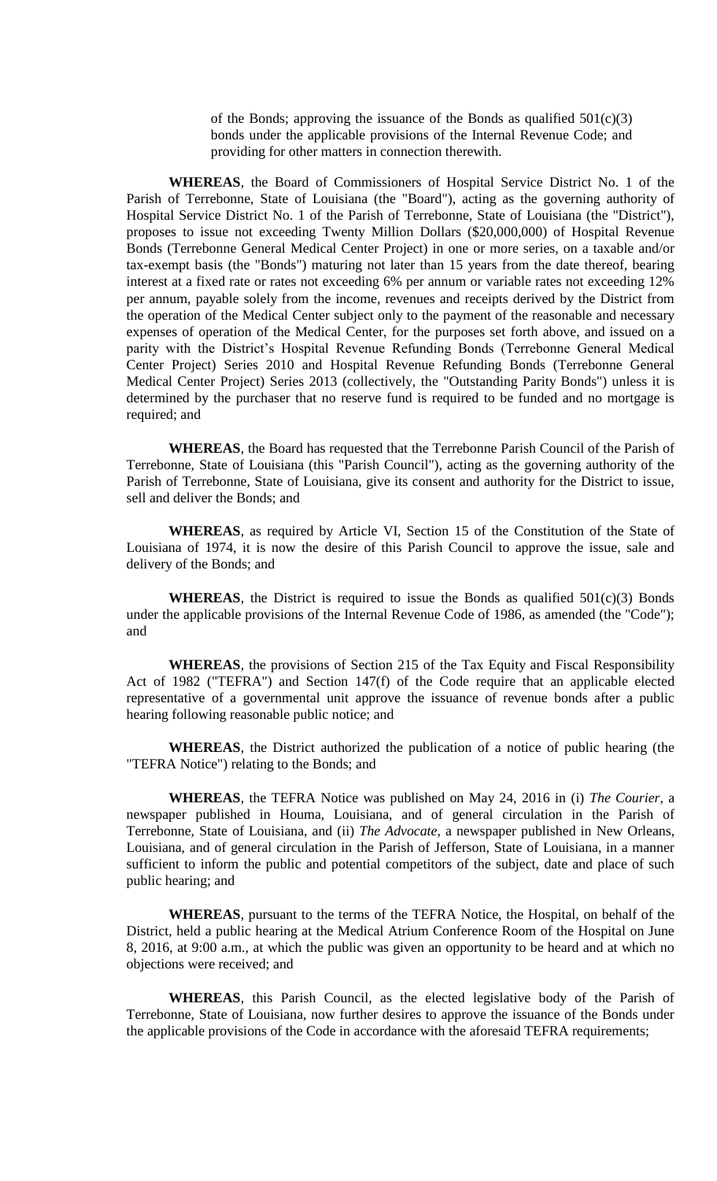of the Bonds; approving the issuance of the Bonds as qualified 501(c)(3) bonds under the applicable provisions of the Internal Revenue Code; and providing for other matters in connection therewith.

**WHEREAS**, the Board of Commissioners of Hospital Service District No. 1 of the Parish of Terrebonne, State of Louisiana (the "Board"), acting as the governing authority of Hospital Service District No. 1 of the Parish of Terrebonne, State of Louisiana (the "District"), proposes to issue not exceeding Twenty Million Dollars ($20,000,000) of Hospital Revenue Bonds (Terrebonne General Medical Center Project) in one or more series, on a taxable and/or tax-exempt basis (the "Bonds") maturing not later than 15 years from the date thereof, bearing interest at a fixed rate or rates not exceeding 6% per annum or variable rates not exceeding 12% per annum, payable solely from the income, revenues and receipts derived by the District from the operation of the Medical Center subject only to the payment of the reasonable and necessary expenses of operation of the Medical Center, for the purposes set forth above, and issued on a parity with the District's Hospital Revenue Refunding Bonds (Terrebonne General Medical Center Project) Series 2010 and Hospital Revenue Refunding Bonds (Terrebonne General Medical Center Project) Series 2013 (collectively, the "Outstanding Parity Bonds") unless it is determined by the purchaser that no reserve fund is required to be funded and no mortgage is required; and

**WHEREAS**, the Board has requested that the Terrebonne Parish Council of the Parish of Terrebonne, State of Louisiana (this "Parish Council"), acting as the governing authority of the Parish of Terrebonne, State of Louisiana, give its consent and authority for the District to issue, sell and deliver the Bonds; and

**WHEREAS**, as required by Article VI, Section 15 of the Constitution of the State of Louisiana of 1974, it is now the desire of this Parish Council to approve the issue, sale and delivery of the Bonds; and

**WHEREAS**, the District is required to issue the Bonds as qualified 501(c)(3) Bonds under the applicable provisions of the Internal Revenue Code of 1986, as amended (the "Code"); and

**WHEREAS**, the provisions of Section 215 of the Tax Equity and Fiscal Responsibility Act of 1982 ("TEFRA") and Section 147(f) of the Code require that an applicable elected representative of a governmental unit approve the issuance of revenue bonds after a public hearing following reasonable public notice; and

**WHEREAS**, the District authorized the publication of a notice of public hearing (the "TEFRA Notice") relating to the Bonds; and

**WHEREAS**, the TEFRA Notice was published on May 24, 2016 in (i) *The Courier*, a newspaper published in Houma, Louisiana, and of general circulation in the Parish of Terrebonne, State of Louisiana, and (ii) *The Advocate*, a newspaper published in New Orleans, Louisiana, and of general circulation in the Parish of Jefferson, State of Louisiana, in a manner sufficient to inform the public and potential competitors of the subject, date and place of such public hearing; and

**WHEREAS**, pursuant to the terms of the TEFRA Notice, the Hospital, on behalf of the District, held a public hearing at the Medical Atrium Conference Room of the Hospital on June 8, 2016, at 9:00 a.m., at which the public was given an opportunity to be heard and at which no objections were received; and

**WHEREAS**, this Parish Council, as the elected legislative body of the Parish of Terrebonne, State of Louisiana, now further desires to approve the issuance of the Bonds under the applicable provisions of the Code in accordance with the aforesaid TEFRA requirements;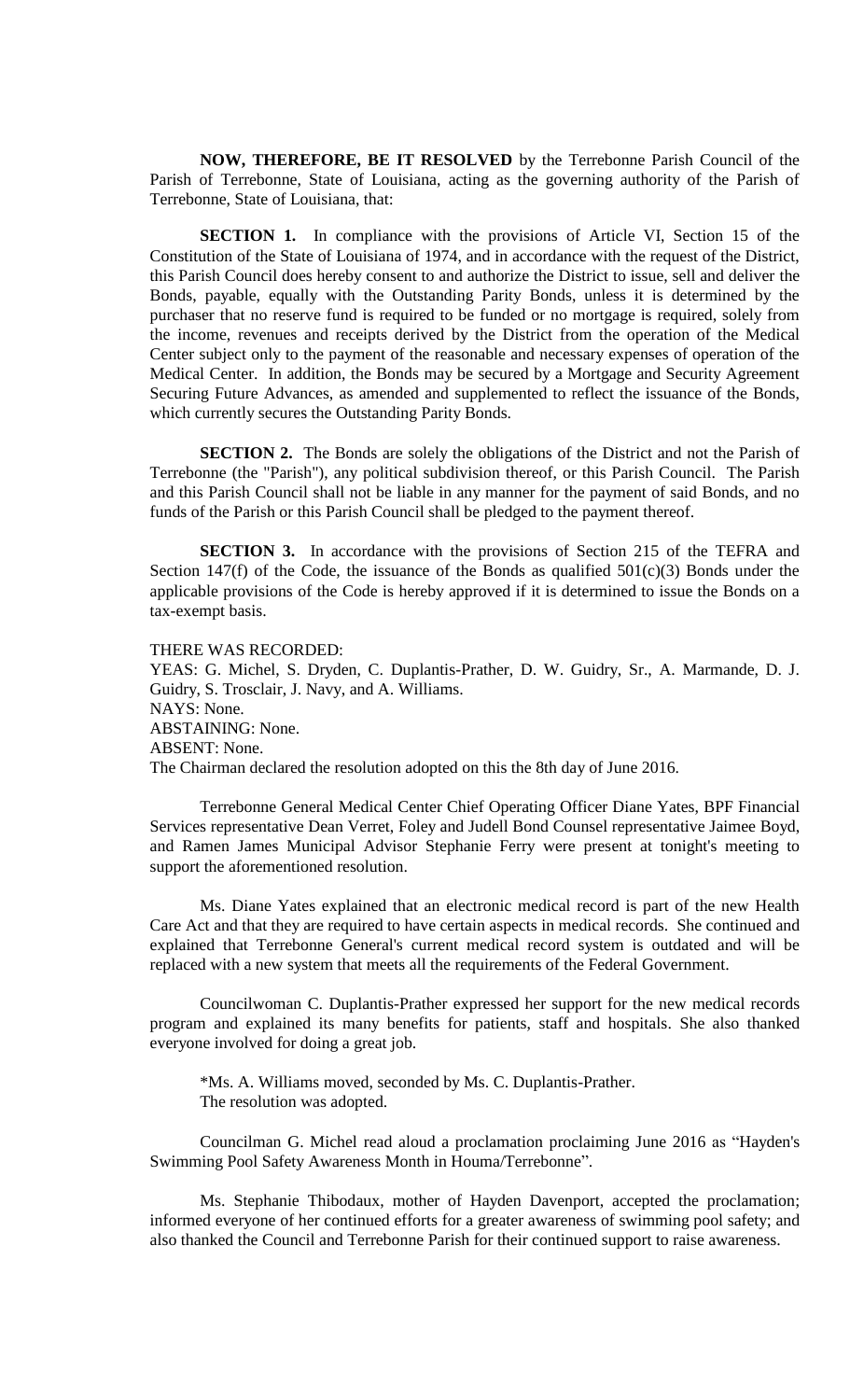**NOW, THEREFORE, BE IT RESOLVED** by the Terrebonne Parish Council of the Parish of Terrebonne, State of Louisiana, acting as the governing authority of the Parish of Terrebonne, State of Louisiana, that:

**SECTION 1.** In compliance with the provisions of Article VI, Section 15 of the Constitution of the State of Louisiana of 1974, and in accordance with the request of the District, this Parish Council does hereby consent to and authorize the District to issue, sell and deliver the Bonds, payable, equally with the Outstanding Parity Bonds, unless it is determined by the purchaser that no reserve fund is required to be funded or no mortgage is required, solely from the income, revenues and receipts derived by the District from the operation of the Medical Center subject only to the payment of the reasonable and necessary expenses of operation of the Medical Center. In addition, the Bonds may be secured by a Mortgage and Security Agreement Securing Future Advances, as amended and supplemented to reflect the issuance of the Bonds, which currently secures the Outstanding Parity Bonds.

**SECTION 2.** The Bonds are solely the obligations of the District and not the Parish of Terrebonne (the "Parish"), any political subdivision thereof, or this Parish Council. The Parish and this Parish Council shall not be liable in any manner for the payment of said Bonds, and no funds of the Parish or this Parish Council shall be pledged to the payment thereof.

**SECTION 3.** In accordance with the provisions of Section 215 of the TEFRA and Section 147(f) of the Code, the issuance of the Bonds as qualified 501(c)(3) Bonds under the applicable provisions of the Code is hereby approved if it is determined to issue the Bonds on a tax-exempt basis.

THERE WAS RECORDED:
YEAS: G. Michel, S. Dryden, C. Duplantis-Prather, D. W. Guidry, Sr., A. Marmande, D. J. Guidry, S. Trosclair, J. Navy, and A. Williams.
NAYS: None.
ABSTAINING: None.
ABSENT: None.
The Chairman declared the resolution adopted on this the 8th day of June 2016.

Terrebonne General Medical Center Chief Operating Officer Diane Yates, BPF Financial Services representative Dean Verret, Foley and Judell Bond Counsel representative Jaimee Boyd, and Ramen James Municipal Advisor Stephanie Ferry were present at tonight's meeting to support the aforementioned resolution.

Ms. Diane Yates explained that an electronic medical record is part of the new Health Care Act and that they are required to have certain aspects in medical records. She continued and explained that Terrebonne General's current medical record system is outdated and will be replaced with a new system that meets all the requirements of the Federal Government.

Councilwoman C. Duplantis-Prather expressed her support for the new medical records program and explained its many benefits for patients, staff and hospitals. She also thanked everyone involved for doing a great job.

*Ms. A. Williams moved, seconded by Ms. C. Duplantis-Prather.
The resolution was adopted.

Councilman G. Michel read aloud a proclamation proclaiming June 2016 as "Hayden's Swimming Pool Safety Awareness Month in Houma/Terrebonne".

Ms. Stephanie Thibodaux, mother of Hayden Davenport, accepted the proclamation; informed everyone of her continued efforts for a greater awareness of swimming pool safety; and also thanked the Council and Terrebonne Parish for their continued support to raise awareness.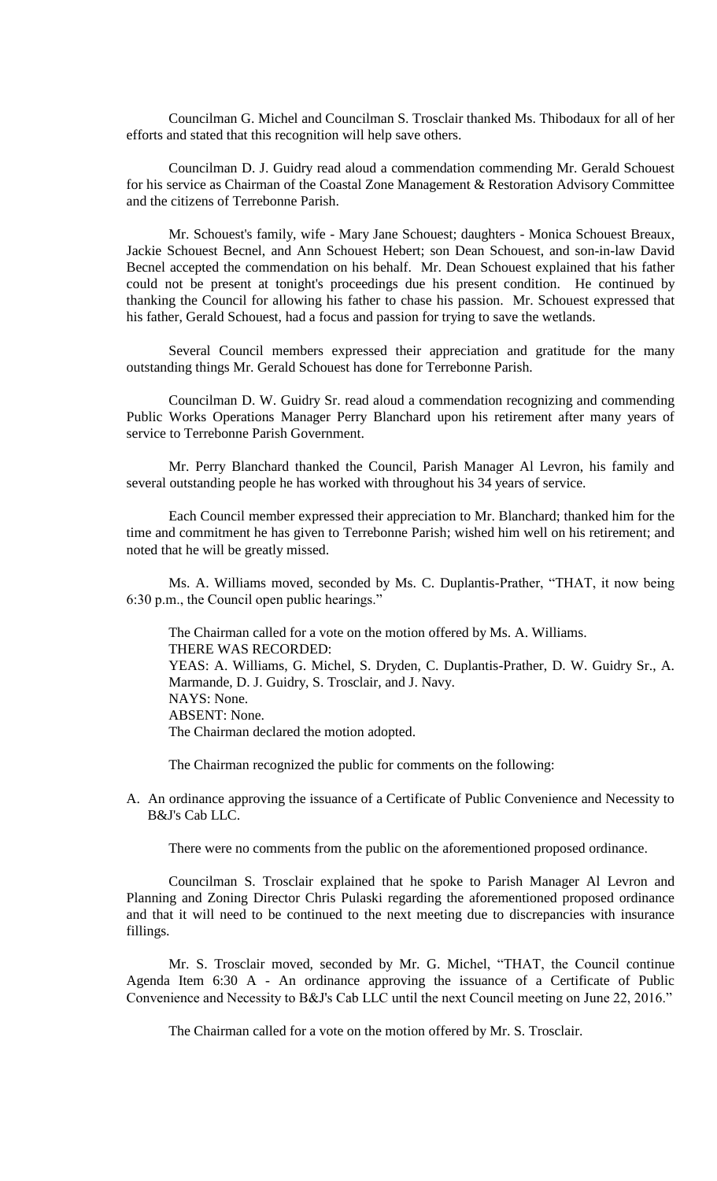Councilman G. Michel and Councilman S. Trosclair thanked Ms. Thibodaux for all of her efforts and stated that this recognition will help save others.

Councilman D. J. Guidry read aloud a commendation commending Mr. Gerald Schouest for his service as Chairman of the Coastal Zone Management & Restoration Advisory Committee and the citizens of Terrebonne Parish.

Mr. Schouest's family, wife - Mary Jane Schouest; daughters - Monica Schouest Breaux, Jackie Schouest Becnel, and Ann Schouest Hebert; son Dean Schouest, and son-in-law David Becnel accepted the commendation on his behalf. Mr. Dean Schouest explained that his father could not be present at tonight's proceedings due his present condition. He continued by thanking the Council for allowing his father to chase his passion. Mr. Schouest expressed that his father, Gerald Schouest, had a focus and passion for trying to save the wetlands.

Several Council members expressed their appreciation and gratitude for the many outstanding things Mr. Gerald Schouest has done for Terrebonne Parish.

Councilman D. W. Guidry Sr. read aloud a commendation recognizing and commending Public Works Operations Manager Perry Blanchard upon his retirement after many years of service to Terrebonne Parish Government.

Mr. Perry Blanchard thanked the Council, Parish Manager Al Levron, his family and several outstanding people he has worked with throughout his 34 years of service.

Each Council member expressed their appreciation to Mr. Blanchard; thanked him for the time and commitment he has given to Terrebonne Parish; wished him well on his retirement; and noted that he will be greatly missed.

Ms. A. Williams moved, seconded by Ms. C. Duplantis-Prather, "THAT, it now being 6:30 p.m., the Council open public hearings."

The Chairman called for a vote on the motion offered by Ms. A. Williams.
THERE WAS RECORDED:
YEAS: A. Williams, G. Michel, S. Dryden, C. Duplantis-Prather, D. W. Guidry Sr., A. Marmande, D. J. Guidry, S. Trosclair, and J. Navy.
NAYS: None.
ABSENT: None.
The Chairman declared the motion adopted.

The Chairman recognized the public for comments on the following:

A. An ordinance approving the issuance of a Certificate of Public Convenience and Necessity to B&J's Cab LLC.

There were no comments from the public on the aforementioned proposed ordinance.

Councilman S. Trosclair explained that he spoke to Parish Manager Al Levron and Planning and Zoning Director Chris Pulaski regarding the aforementioned proposed ordinance and that it will need to be continued to the next meeting due to discrepancies with insurance fillings.

Mr. S. Trosclair moved, seconded by Mr. G. Michel, "THAT, the Council continue Agenda Item 6:30 A - An ordinance approving the issuance of a Certificate of Public Convenience and Necessity to B&J's Cab LLC until the next Council meeting on June 22, 2016."

The Chairman called for a vote on the motion offered by Mr. S. Trosclair.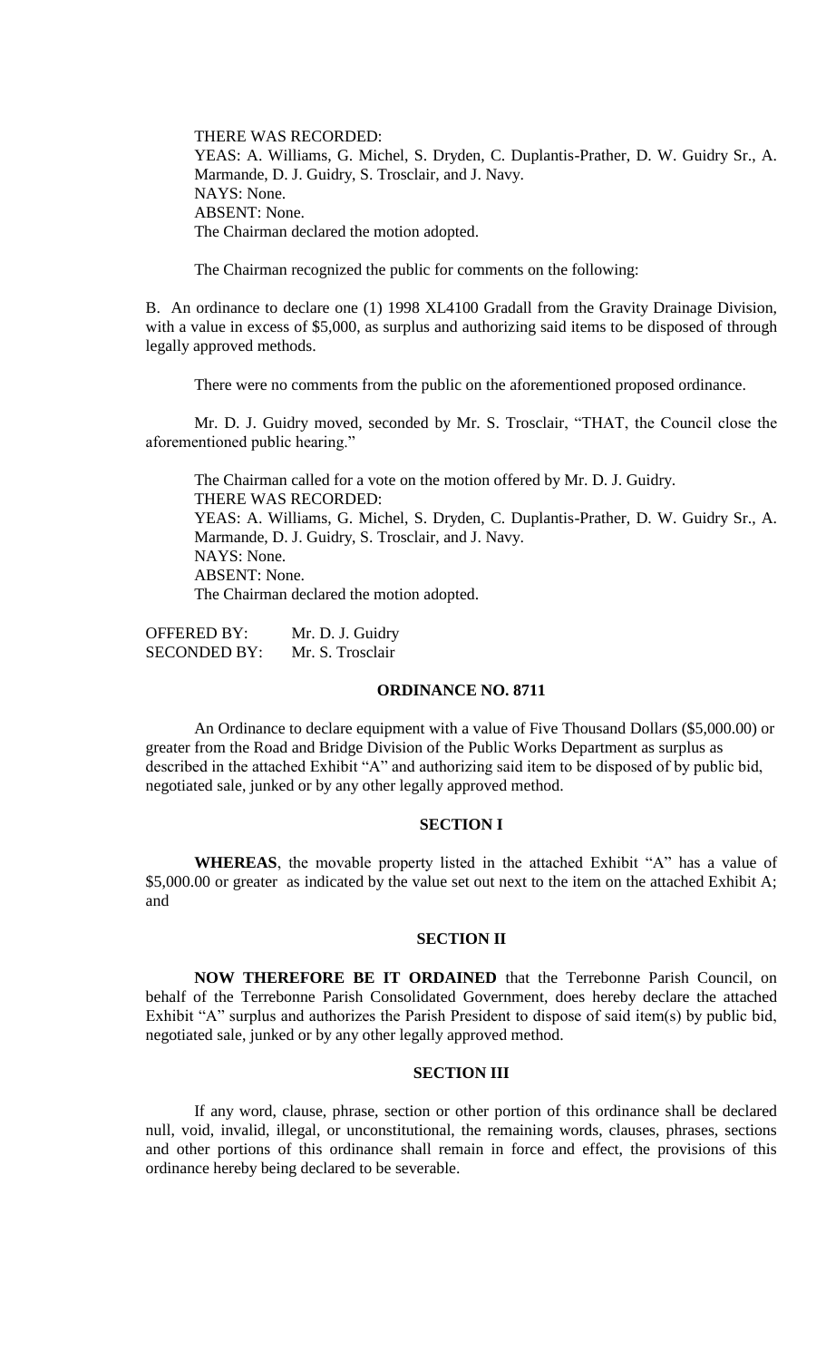THERE WAS RECORDED:
YEAS: A. Williams, G. Michel, S. Dryden, C. Duplantis-Prather, D. W. Guidry Sr., A. Marmande, D. J. Guidry, S. Trosclair, and J. Navy.
NAYS: None.
ABSENT: None.
The Chairman declared the motion adopted.

The Chairman recognized the public for comments on the following:

B. An ordinance to declare one (1) 1998 XL4100 Gradall from the Gravity Drainage Division, with a value in excess of $5,000, as surplus and authorizing said items to be disposed of through legally approved methods.

There were no comments from the public on the aforementioned proposed ordinance.

Mr. D. J. Guidry moved, seconded by Mr. S. Trosclair, "THAT, the Council close the aforementioned public hearing."

The Chairman called for a vote on the motion offered by Mr. D. J. Guidry.
THERE WAS RECORDED:
YEAS: A. Williams, G. Michel, S. Dryden, C. Duplantis-Prather, D. W. Guidry Sr., A. Marmande, D. J. Guidry, S. Trosclair, and J. Navy.
NAYS: None.
ABSENT: None.
The Chairman declared the motion adopted.

OFFERED BY: Mr. D. J. Guidry
SECONDED BY: Mr. S. Trosclair

**ORDINANCE NO. 8711**

An Ordinance to declare equipment with a value of Five Thousand Dollars ($5,000.00) or greater from the Road and Bridge Division of the Public Works Department as surplus as described in the attached Exhibit "A" and authorizing said item to be disposed of by public bid, negotiated sale, junked or by any other legally approved method.

**SECTION I**

**WHEREAS**, the movable property listed in the attached Exhibit "A" has a value of $5,000.00 or greater as indicated by the value set out next to the item on the attached Exhibit A; and

**SECTION II**

**NOW THEREFORE BE IT ORDAINED** that the Terrebonne Parish Council, on behalf of the Terrebonne Parish Consolidated Government, does hereby declare the attached Exhibit "A" surplus and authorizes the Parish President to dispose of said item(s) by public bid, negotiated sale, junked or by any other legally approved method.

**SECTION III**

If any word, clause, phrase, section or other portion of this ordinance shall be declared null, void, invalid, illegal, or unconstitutional, the remaining words, clauses, phrases, sections and other portions of this ordinance shall remain in force and effect, the provisions of this ordinance hereby being declared to be severable.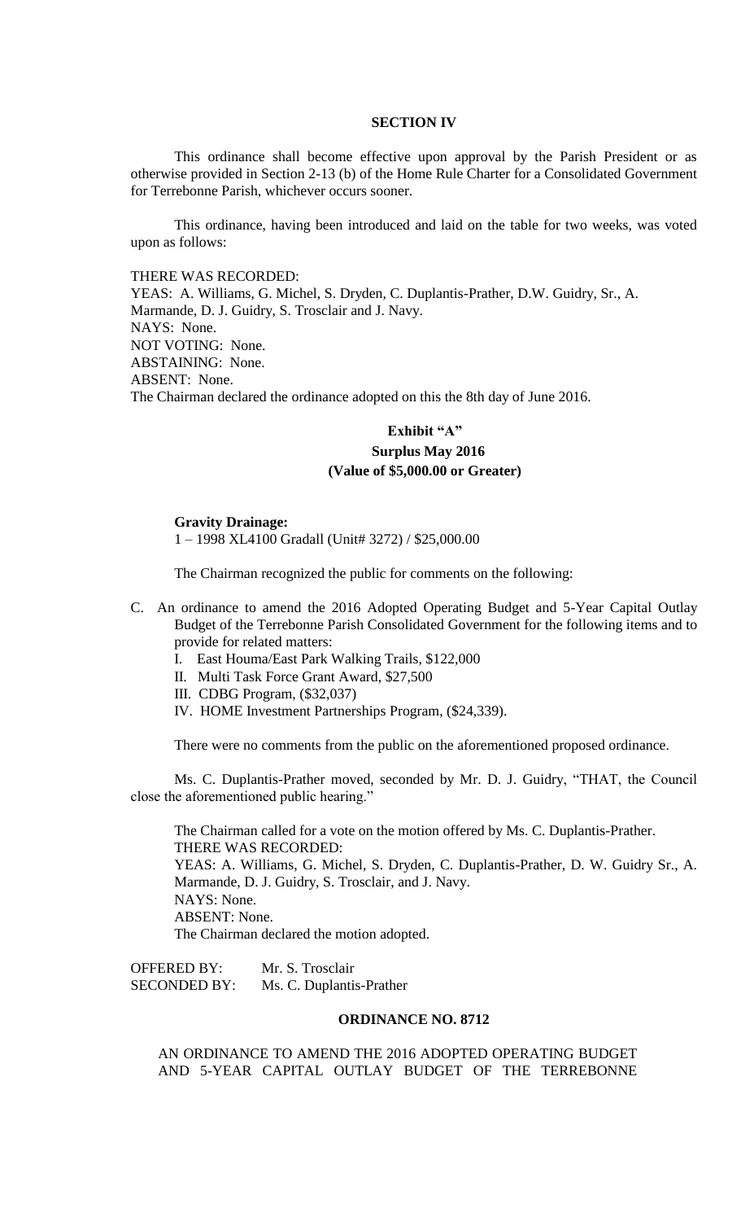### SECTION IV

This ordinance shall become effective upon approval by the Parish President or as otherwise provided in Section 2-13 (b) of the Home Rule Charter for a Consolidated Government for Terrebonne Parish, whichever occurs sooner.

This ordinance, having been introduced and laid on the table for two weeks, was voted upon as follows:

THERE WAS RECORDED:
YEAS: A. Williams, G. Michel, S. Dryden, C. Duplantis-Prather, D.W. Guidry, Sr., A. Marmande, D. J. Guidry, S. Trosclair and J. Navy.
NAYS: None.
NOT VOTING: None.
ABSTAINING: None.
ABSENT: None.
The Chairman declared the ordinance adopted on this the 8th day of June 2016.

**Exhibit "A"**
**Surplus May 2016**
**(Value of $5,000.00 or Greater)**

**Gravity Drainage:**
1 – 1998 XL4100 Gradall (Unit# 3272) / $25,000.00

The Chairman recognized the public for comments on the following:

C. An ordinance to amend the 2016 Adopted Operating Budget and 5-Year Capital Outlay Budget of the Terrebonne Parish Consolidated Government for the following items and to provide for related matters:
   I. East Houma/East Park Walking Trails, $122,000
   II. Multi Task Force Grant Award, $27,500
   III. CDBG Program, ($32,037)
   IV. HOME Investment Partnerships Program, ($24,339).

There were no comments from the public on the aforementioned proposed ordinance.

Ms. C. Duplantis-Prather moved, seconded by Mr. D. J. Guidry, "THAT, the Council close the aforementioned public hearing."

The Chairman called for a vote on the motion offered by Ms. C. Duplantis-Prather.
THERE WAS RECORDED:
YEAS: A. Williams, G. Michel, S. Dryden, C. Duplantis-Prather, D. W. Guidry Sr., A. Marmande, D. J. Guidry, S. Trosclair, and J. Navy.
NAYS: None.
ABSENT: None.
The Chairman declared the motion adopted.

OFFERED BY: Mr. S. Trosclair
SECONDED BY: Ms. C. Duplantis-Prather

### ORDINANCE NO. 8712

AN ORDINANCE TO AMEND THE 2016 ADOPTED OPERATING BUDGET AND 5-YEAR CAPITAL OUTLAY BUDGET OF THE TERREBONNE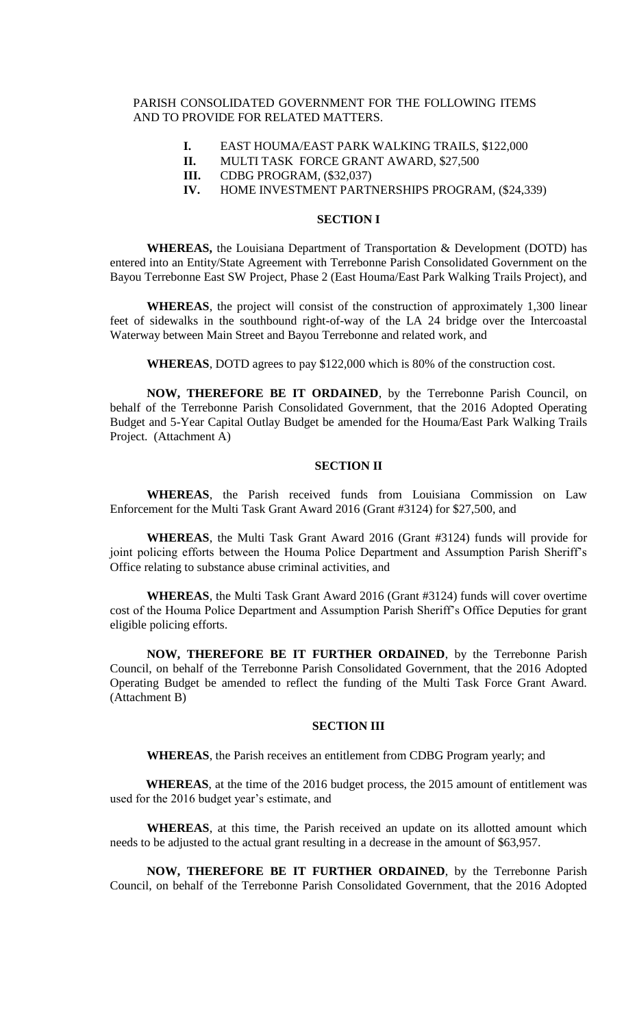PARISH CONSOLIDATED GOVERNMENT FOR THE FOLLOWING ITEMS AND TO PROVIDE FOR RELATED MATTERS.

- **I.** EAST HOUMA/EAST PARK WALKING TRAILS, $122,000
- **II.** MULTI TASK FORCE GRANT AWARD, $27,500
- **III.** CDBG PROGRAM, ($32,037)
- **IV.** HOME INVESTMENT PARTNERSHIPS PROGRAM, ($24,339)

**SECTION I**

**WHEREAS,** the Louisiana Department of Transportation & Development (DOTD) has entered into an Entity/State Agreement with Terrebonne Parish Consolidated Government on the Bayou Terrebonne East SW Project, Phase 2 (East Houma/East Park Walking Trails Project), and

**WHEREAS**, the project will consist of the construction of approximately 1,300 linear feet of sidewalks in the southbound right-of-way of the LA 24 bridge over the Intercoastal Waterway between Main Street and Bayou Terrebonne and related work, and

**WHEREAS**, DOTD agrees to pay $122,000 which is 80% of the construction cost.

**NOW, THEREFORE BE IT ORDAINED**, by the Terrebonne Parish Council, on behalf of the Terrebonne Parish Consolidated Government, that the 2016 Adopted Operating Budget and 5-Year Capital Outlay Budget be amended for the Houma/East Park Walking Trails Project. (Attachment A)

**SECTION II**

**WHEREAS**, the Parish received funds from Louisiana Commission on Law Enforcement for the Multi Task Grant Award 2016 (Grant #3124) for $27,500, and

**WHEREAS**, the Multi Task Grant Award 2016 (Grant #3124) funds will provide for joint policing efforts between the Houma Police Department and Assumption Parish Sheriff's Office relating to substance abuse criminal activities, and

**WHEREAS**, the Multi Task Grant Award 2016 (Grant #3124) funds will cover overtime cost of the Houma Police Department and Assumption Parish Sheriff's Office Deputies for grant eligible policing efforts.

**NOW, THEREFORE BE IT FURTHER ORDAINED**, by the Terrebonne Parish Council, on behalf of the Terrebonne Parish Consolidated Government, that the 2016 Adopted Operating Budget be amended to reflect the funding of the Multi Task Force Grant Award. (Attachment B)

**SECTION III**

**WHEREAS**, the Parish receives an entitlement from CDBG Program yearly; and

**WHEREAS**, at the time of the 2016 budget process, the 2015 amount of entitlement was used for the 2016 budget year's estimate, and

**WHEREAS**, at this time, the Parish received an update on its allotted amount which needs to be adjusted to the actual grant resulting in a decrease in the amount of $63,957.

**NOW, THEREFORE BE IT FURTHER ORDAINED**, by the Terrebonne Parish Council, on behalf of the Terrebonne Parish Consolidated Government, that the 2016 Adopted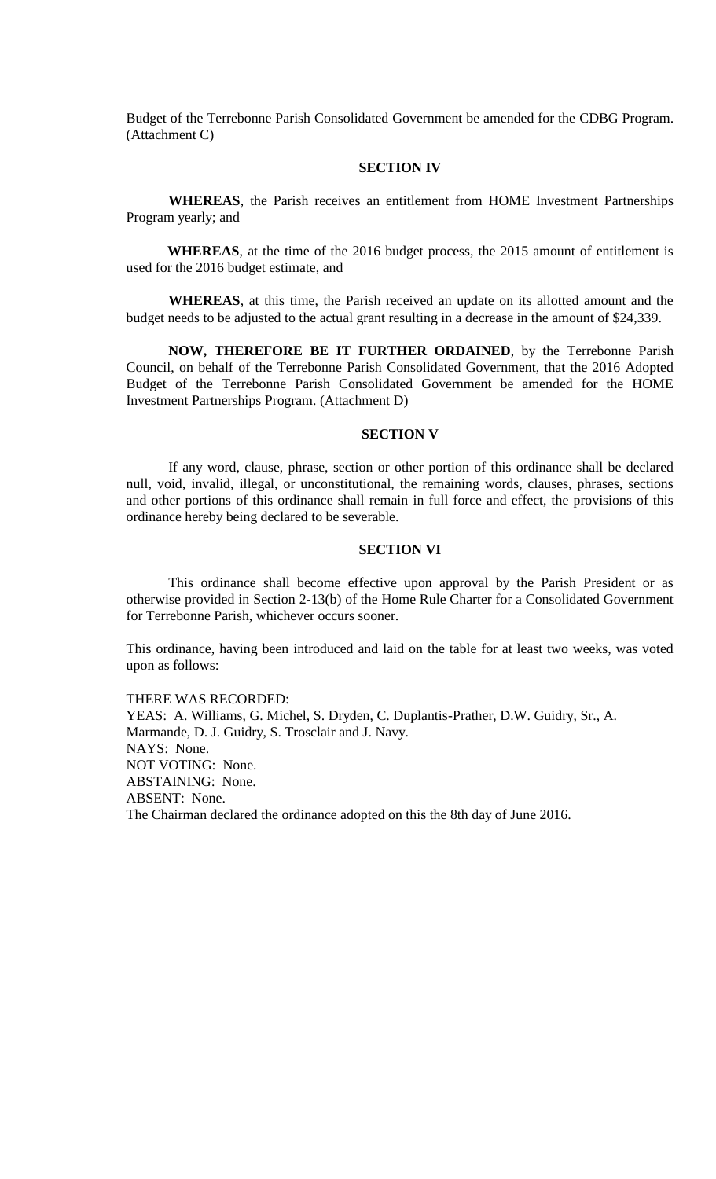Budget of the Terrebonne Parish Consolidated Government be amended for the CDBG Program. (Attachment C)

**SECTION IV**

**WHEREAS**, the Parish receives an entitlement from HOME Investment Partnerships Program yearly; and

**WHEREAS**, at the time of the 2016 budget process, the 2015 amount of entitlement is used for the 2016 budget estimate, and

**WHEREAS**, at this time, the Parish received an update on its allotted amount and the budget needs to be adjusted to the actual grant resulting in a decrease in the amount of $24,339.

**NOW, THEREFORE BE IT FURTHER ORDAINED**, by the Terrebonne Parish Council, on behalf of the Terrebonne Parish Consolidated Government, that the 2016 Adopted Budget of the Terrebonne Parish Consolidated Government be amended for the HOME Investment Partnerships Program. (Attachment D)

**SECTION V**

If any word, clause, phrase, section or other portion of this ordinance shall be declared null, void, invalid, illegal, or unconstitutional, the remaining words, clauses, phrases, sections and other portions of this ordinance shall remain in full force and effect, the provisions of this ordinance hereby being declared to be severable.

**SECTION VI**

This ordinance shall become effective upon approval by the Parish President or as otherwise provided in Section 2-13(b) of the Home Rule Charter for a Consolidated Government for Terrebonne Parish, whichever occurs sooner.

This ordinance, having been introduced and laid on the table for at least two weeks, was voted upon as follows:

THERE WAS RECORDED:
YEAS: A. Williams, G. Michel, S. Dryden, C. Duplantis-Prather, D.W. Guidry, Sr., A. Marmande, D. J. Guidry, S. Trosclair and J. Navy.
NAYS: None.
NOT VOTING: None.
ABSTAINING: None.
ABSENT: None.
The Chairman declared the ordinance adopted on this the 8th day of June 2016.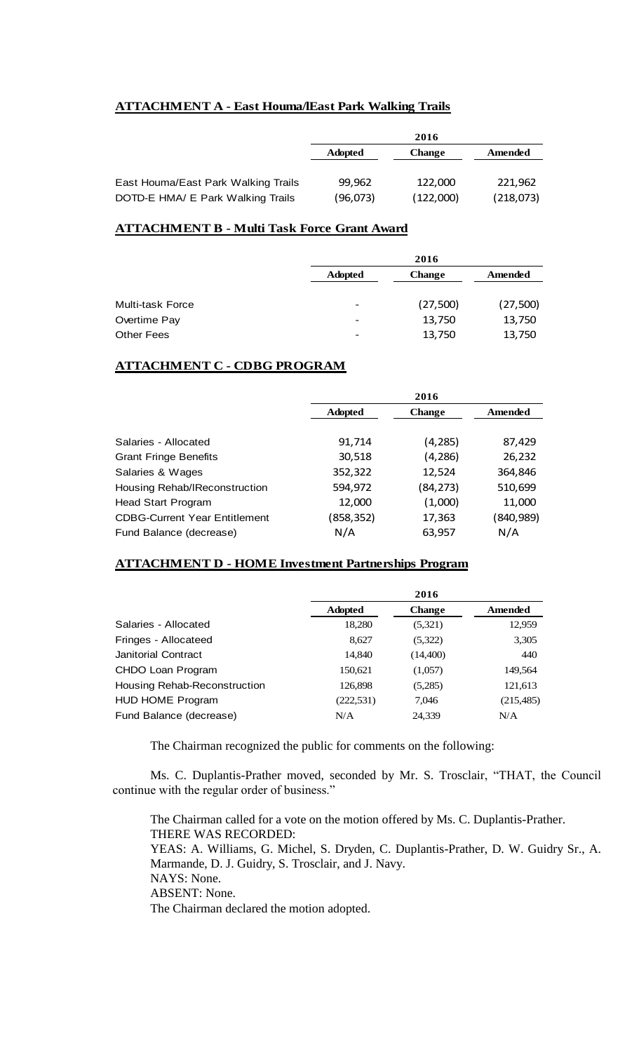**ATTACHMENT A - East Houma/lEast Park Walking Trails**

| | 2016 | | |
|---|---|---|---|
| | **Adopted** | **Change** | **Amended** |
| East Houma/East Park Walking Trails | 99,962 | 122,000 | 221,962 |
| DOTD-E HMA/ E Park Walking Trails | (96,073) | (122,000) | (218,073) |

**ATTACHMENT B - Multi Task Force Grant Award**

| | 2016 | | |
|---|---|---|---|
| | **Adopted** | **Change** | **Amended** |
| Multi-task Force | - | (27,500) | (27,500) |
| Overtime Pay | - | 13,750 | 13,750 |
| Other Fees | - | 13,750 | 13,750 |

**ATTACHMENT C - CDBG PROGRAM**

| | 2016 | | |
|---|---|---|---|
| | **Adopted** | **Change** | **Amended** |
| Salaries - Allocated | 91,714 | (4,285) | 87,429 |
| Grant Fringe Benefits | 30,518 | (4,286) | 26,232 |
| Salaries & Wages | 352,322 | 12,524 | 364,846 |
| Housing Rehab/IReconstruction | 594,972 | (84,273) | 510,699 |
| Head Start Program | 12,000 | (1,000) | 11,000 |
| CDBG-Current Year Entitlement | (858,352) | 17,363 | (840,989) |
| Fund Balance (decrease) | N/A | 63,957 | N/A |

**ATTACHMENT D - HOME Investment Partnerships Program**

| | 2016 | | |
|---|---|---|---|
| | **Adopted** | **Change** | **Amended** |
| Salaries - Allocated | 18,280 | (5,321) | 12,959 |
| Fringes - Allocateed | 8,627 | (5,322) | 3,305 |
| Janitorial Contract | 14,840 | (14,400) | 440 |
| CHDO Loan Program | 150,621 | (1,057) | 149,564 |
| Housing Rehab-Reconstruction | 126,898 | (5,285) | 121,613 |
| HUD HOME Program | (222,531) | 7,046 | (215,485) |
| Fund Balance (decrease) | N/A | 24,339 | N/A |

The Chairman recognized the public for comments on the following:

Ms. C. Duplantis-Prather moved, seconded by Mr. S. Trosclair, "THAT, the Council continue with the regular order of business."

The Chairman called for a vote on the motion offered by Ms. C. Duplantis-Prather.
THERE WAS RECORDED:
YEAS: A. Williams, G. Michel, S. Dryden, C. Duplantis-Prather, D. W. Guidry Sr., A. Marmande, D. J. Guidry, S. Trosclair, and J. Navy.
NAYS: None.
ABSENT: None.
The Chairman declared the motion adopted.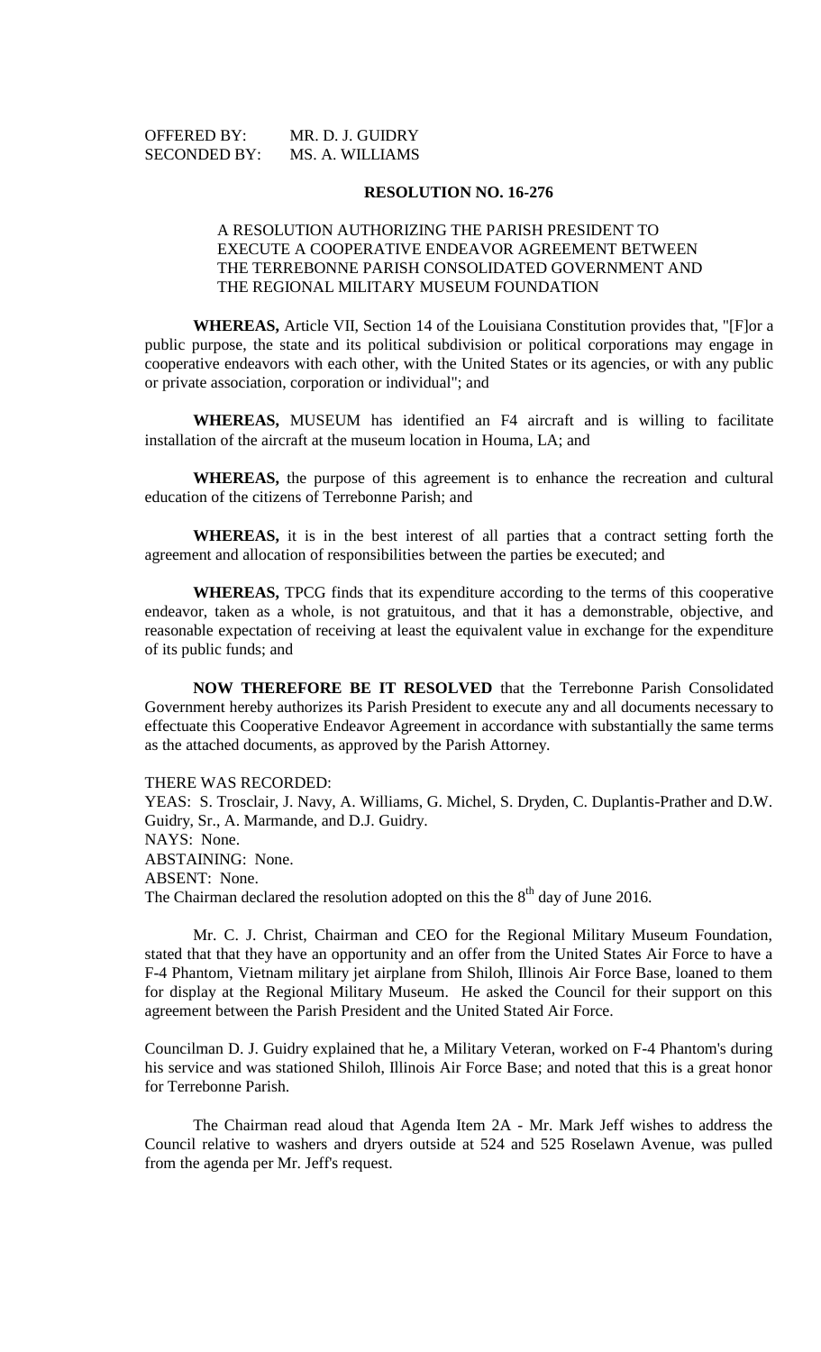OFFERED BY: MR. D. J. GUIDRY
SECONDED BY: MS. A. WILLIAMS

**RESOLUTION NO. 16-276**

A RESOLUTION AUTHORIZING THE PARISH PRESIDENT TO EXECUTE A COOPERATIVE ENDEAVOR AGREEMENT BETWEEN THE TERREBONNE PARISH CONSOLIDATED GOVERNMENT AND THE REGIONAL MILITARY MUSEUM FOUNDATION

**WHEREAS,** Article VII, Section 14 of the Louisiana Constitution provides that, "[F]or a public purpose, the state and its political subdivision or political corporations may engage in cooperative endeavors with each other, with the United States or its agencies, or with any public or private association, corporation or individual"; and

**WHEREAS,** MUSEUM has identified an F4 aircraft and is willing to facilitate installation of the aircraft at the museum location in Houma, LA; and

**WHEREAS,** the purpose of this agreement is to enhance the recreation and cultural education of the citizens of Terrebonne Parish; and

**WHEREAS,** it is in the best interest of all parties that a contract setting forth the agreement and allocation of responsibilities between the parties be executed; and

**WHEREAS,** TPCG finds that its expenditure according to the terms of this cooperative endeavor, taken as a whole, is not gratuitous, and that it has a demonstrable, objective, and reasonable expectation of receiving at least the equivalent value in exchange for the expenditure of its public funds; and

**NOW THEREFORE BE IT RESOLVED** that the Terrebonne Parish Consolidated Government hereby authorizes its Parish President to execute any and all documents necessary to effectuate this Cooperative Endeavor Agreement in accordance with substantially the same terms as the attached documents, as approved by the Parish Attorney.

THERE WAS RECORDED:
YEAS: S. Trosclair, J. Navy, A. Williams, G. Michel, S. Dryden, C. Duplantis-Prather and D.W. Guidry, Sr., A. Marmande, and D.J. Guidry.
NAYS: None.
ABSTAINING: None.
ABSENT: None.
The Chairman declared the resolution adopted on this the 8th day of June 2016.

Mr. C. J. Christ, Chairman and CEO for the Regional Military Museum Foundation, stated that that they have an opportunity and an offer from the United States Air Force to have a F-4 Phantom, Vietnam military jet airplane from Shiloh, Illinois Air Force Base, loaned to them for display at the Regional Military Museum. He asked the Council for their support on this agreement between the Parish President and the United Stated Air Force.

Councilman D. J. Guidry explained that he, a Military Veteran, worked on F-4 Phantom's during his service and was stationed Shiloh, Illinois Air Force Base; and noted that this is a great honor for Terrebonne Parish.

The Chairman read aloud that Agenda Item 2A - Mr. Mark Jeff wishes to address the Council relative to washers and dryers outside at 524 and 525 Roselawn Avenue, was pulled from the agenda per Mr. Jeff's request.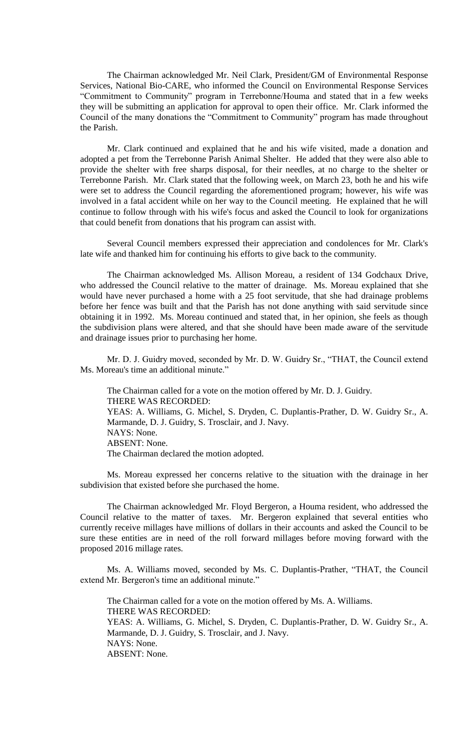The Chairman acknowledged Mr. Neil Clark, President/GM of Environmental Response Services, National Bio-CARE, who informed the Council on Environmental Response Services "Commitment to Community" program in Terrebonne/Houma and stated that in a few weeks they will be submitting an application for approval to open their office. Mr. Clark informed the Council of the many donations the "Commitment to Community" program has made throughout the Parish.

Mr. Clark continued and explained that he and his wife visited, made a donation and adopted a pet from the Terrebonne Parish Animal Shelter. He added that they were also able to provide the shelter with free sharps disposal, for their needles, at no charge to the shelter or Terrebonne Parish. Mr. Clark stated that the following week, on March 23, both he and his wife were set to address the Council regarding the aforementioned program; however, his wife was involved in a fatal accident while on her way to the Council meeting. He explained that he will continue to follow through with his wife's focus and asked the Council to look for organizations that could benefit from donations that his program can assist with.

Several Council members expressed their appreciation and condolences for Mr. Clark's late wife and thanked him for continuing his efforts to give back to the community.

The Chairman acknowledged Ms. Allison Moreau, a resident of 134 Godchaux Drive, who addressed the Council relative to the matter of drainage. Ms. Moreau explained that she would have never purchased a home with a 25 foot servitude, that she had drainage problems before her fence was built and that the Parish has not done anything with said servitude since obtaining it in 1992. Ms. Moreau continued and stated that, in her opinion, she feels as though the subdivision plans were altered, and that she should have been made aware of the servitude and drainage issues prior to purchasing her home.

Mr. D. J. Guidry moved, seconded by Mr. D. W. Guidry Sr., "THAT, the Council extend Ms. Moreau's time an additional minute."

The Chairman called for a vote on the motion offered by Mr. D. J. Guidry.
THERE WAS RECORDED:
YEAS: A. Williams, G. Michel, S. Dryden, C. Duplantis-Prather, D. W. Guidry Sr., A. Marmande, D. J. Guidry, S. Trosclair, and J. Navy.
NAYS: None.
ABSENT: None.
The Chairman declared the motion adopted.

Ms. Moreau expressed her concerns relative to the situation with the drainage in her subdivision that existed before she purchased the home.

The Chairman acknowledged Mr. Floyd Bergeron, a Houma resident, who addressed the Council relative to the matter of taxes. Mr. Bergeron explained that several entities who currently receive millages have millions of dollars in their accounts and asked the Council to be sure these entities are in need of the roll forward millages before moving forward with the proposed 2016 millage rates.

Ms. A. Williams moved, seconded by Ms. C. Duplantis-Prather, "THAT, the Council extend Mr. Bergeron's time an additional minute."

The Chairman called for a vote on the motion offered by Ms. A. Williams.
THERE WAS RECORDED:
YEAS: A. Williams, G. Michel, S. Dryden, C. Duplantis-Prather, D. W. Guidry Sr., A. Marmande, D. J. Guidry, S. Trosclair, and J. Navy.
NAYS: None.
ABSENT: None.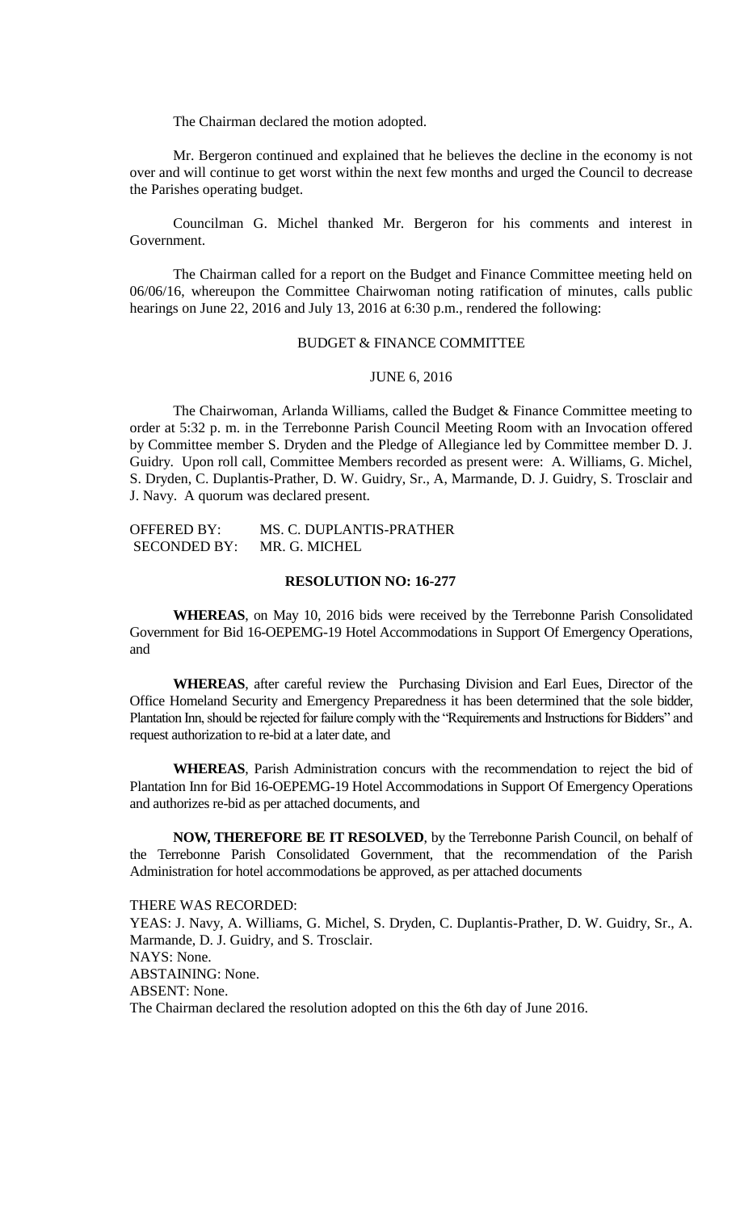The Chairman declared the motion adopted.

Mr. Bergeron continued and explained that he believes the decline in the economy is not over and will continue to get worst within the next few months and urged the Council to decrease the Parishes operating budget.

Councilman G. Michel thanked Mr. Bergeron for his comments and interest in Government.

The Chairman called for a report on the Budget and Finance Committee meeting held on 06/06/16, whereupon the Committee Chairwoman noting ratification of minutes, calls public hearings on June 22, 2016 and July 13, 2016 at 6:30 p.m., rendered the following:

BUDGET & FINANCE COMMITTEE

JUNE 6, 2016

The Chairwoman, Arlanda Williams, called the Budget & Finance Committee meeting to order at 5:32 p. m. in the Terrebonne Parish Council Meeting Room with an Invocation offered by Committee member S. Dryden and the Pledge of Allegiance led by Committee member D. J. Guidry. Upon roll call, Committee Members recorded as present were: A. Williams, G. Michel, S. Dryden, C. Duplantis-Prather, D. W. Guidry, Sr., A, Marmande, D. J. Guidry, S. Trosclair and J. Navy. A quorum was declared present.

OFFERED BY: MS. C. DUPLANTIS-PRATHER
SECONDED BY: MR. G. MICHEL

**RESOLUTION NO: 16-277**

**WHEREAS**, on May 10, 2016 bids were received by the Terrebonne Parish Consolidated Government for Bid 16-OEPEMG-19 Hotel Accommodations in Support Of Emergency Operations, and

**WHEREAS**, after careful review the Purchasing Division and Earl Eues, Director of the Office Homeland Security and Emergency Preparedness it has been determined that the sole bidder, Plantation Inn, should be rejected for failure comply with the "Requirements and Instructions for Bidders" and request authorization to re-bid at a later date, and

**WHEREAS**, Parish Administration concurs with the recommendation to reject the bid of Plantation Inn for Bid 16-OEPEMG-19 Hotel Accommodations in Support Of Emergency Operations and authorizes re-bid as per attached documents, and

**NOW, THEREFORE BE IT RESOLVED**, by the Terrebonne Parish Council, on behalf of the Terrebonne Parish Consolidated Government, that the recommendation of the Parish Administration for hotel accommodations be approved, as per attached documents

THERE WAS RECORDED:
YEAS: J. Navy, A. Williams, G. Michel, S. Dryden, C. Duplantis-Prather, D. W. Guidry, Sr., A. Marmande, D. J. Guidry, and S. Trosclair.
NAYS: None.
ABSTAINING: None.
ABSENT: None.
The Chairman declared the resolution adopted on this the 6th day of June 2016.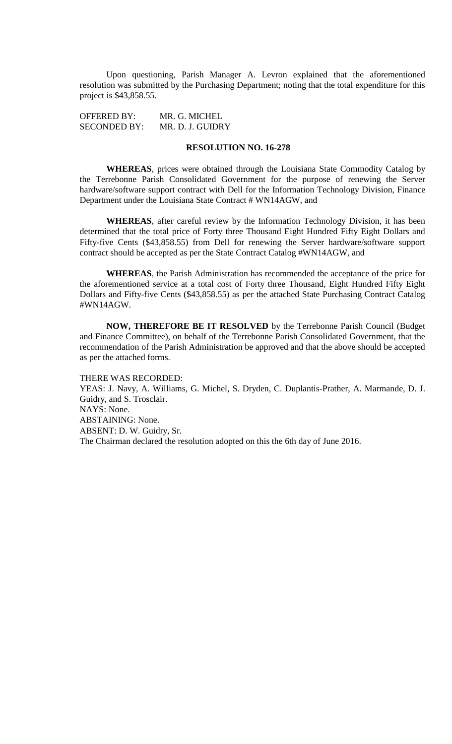Upon questioning, Parish Manager A. Levron explained that the aforementioned resolution was submitted by the Purchasing Department; noting that the total expenditure for this project is $43,858.55.

OFFERED BY: MR. G. MICHEL
SECONDED BY: MR. D. J. GUIDRY

**RESOLUTION NO. 16-278**

**WHEREAS**, prices were obtained through the Louisiana State Commodity Catalog by the Terrebonne Parish Consolidated Government for the purpose of renewing the Server hardware/software support contract with Dell for the Information Technology Division, Finance Department under the Louisiana State Contract # WN14AGW, and

**WHEREAS**, after careful review by the Information Technology Division, it has been determined that the total price of Forty three Thousand Eight Hundred Fifty Eight Dollars and Fifty-five Cents ($43,858.55) from Dell for renewing the Server hardware/software support contract should be accepted as per the State Contract Catalog #WN14AGW, and

**WHEREAS**, the Parish Administration has recommended the acceptance of the price for the aforementioned service at a total cost of Forty three Thousand, Eight Hundred Fifty Eight Dollars and Fifty-five Cents ($43,858.55) as per the attached State Purchasing Contract Catalog #WN14AGW.

**NOW, THEREFORE BE IT RESOLVED** by the Terrebonne Parish Council (Budget and Finance Committee), on behalf of the Terrebonne Parish Consolidated Government, that the recommendation of the Parish Administration be approved and that the above should be accepted as per the attached forms.

THERE WAS RECORDED:
YEAS: J. Navy, A. Williams, G. Michel, S. Dryden, C. Duplantis-Prather, A. Marmande, D. J. Guidry, and S. Trosclair.
NAYS: None.
ABSTAINING: None.
ABSENT: D. W. Guidry, Sr.
The Chairman declared the resolution adopted on this the 6th day of June 2016.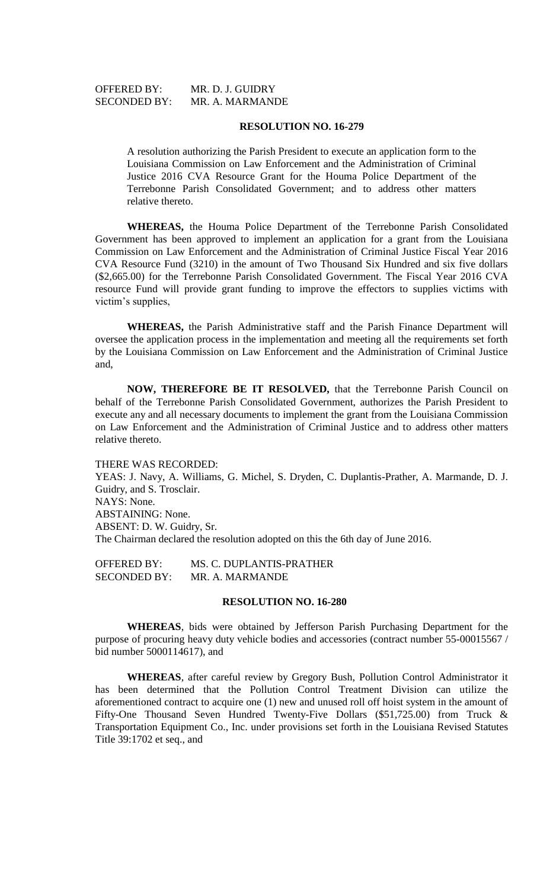OFFERED BY: MR. D. J. GUIDRY
SECONDED BY: MR. A. MARMANDE

**RESOLUTION NO. 16-279**

A resolution authorizing the Parish President to execute an application form to the Louisiana Commission on Law Enforcement and the Administration of Criminal Justice 2016 CVA Resource Grant for the Houma Police Department of the Terrebonne Parish Consolidated Government; and to address other matters relative thereto.

**WHEREAS,** the Houma Police Department of the Terrebonne Parish Consolidated Government has been approved to implement an application for a grant from the Louisiana Commission on Law Enforcement and the Administration of Criminal Justice Fiscal Year 2016 CVA Resource Fund (3210) in the amount of Two Thousand Six Hundred and six five dollars ($2,665.00) for the Terrebonne Parish Consolidated Government. The Fiscal Year 2016 CVA resource Fund will provide grant funding to improve the effectors to supplies victims with victim's supplies,

**WHEREAS,** the Parish Administrative staff and the Parish Finance Department will oversee the application process in the implementation and meeting all the requirements set forth by the Louisiana Commission on Law Enforcement and the Administration of Criminal Justice and,

**NOW, THEREFORE BE IT RESOLVED,** that the Terrebonne Parish Council on behalf of the Terrebonne Parish Consolidated Government, authorizes the Parish President to execute any and all necessary documents to implement the grant from the Louisiana Commission on Law Enforcement and the Administration of Criminal Justice and to address other matters relative thereto.

THERE WAS RECORDED:
YEAS: J. Navy, A. Williams, G. Michel, S. Dryden, C. Duplantis-Prather, A. Marmande, D. J. Guidry, and S. Trosclair.
NAYS: None.
ABSTAINING: None.
ABSENT: D. W. Guidry, Sr.
The Chairman declared the resolution adopted on this the 6th day of June 2016.

OFFERED BY: MS. C. DUPLANTIS-PRATHER
SECONDED BY: MR. A. MARMANDE

**RESOLUTION NO. 16-280**

**WHEREAS**, bids were obtained by Jefferson Parish Purchasing Department for the purpose of procuring heavy duty vehicle bodies and accessories (contract number 55-00015567 / bid number 5000114617), and

**WHEREAS**, after careful review by Gregory Bush, Pollution Control Administrator it has been determined that the Pollution Control Treatment Division can utilize the aforementioned contract to acquire one (1) new and unused roll off hoist system in the amount of Fifty-One Thousand Seven Hundred Twenty-Five Dollars ($51,725.00) from Truck & Transportation Equipment Co., Inc. under provisions set forth in the Louisiana Revised Statutes Title 39:1702 et seq., and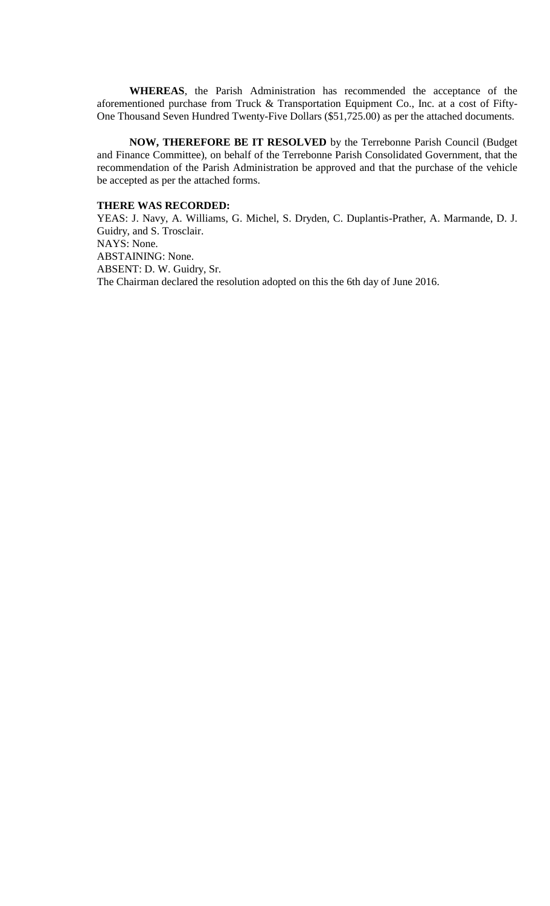**WHEREAS**, the Parish Administration has recommended the acceptance of the aforementioned purchase from Truck & Transportation Equipment Co., Inc. at a cost of Fifty-One Thousand Seven Hundred Twenty-Five Dollars ($51,725.00) as per the attached documents.

**NOW, THEREFORE BE IT RESOLVED** by the Terrebonne Parish Council (Budget and Finance Committee), on behalf of the Terrebonne Parish Consolidated Government, that the recommendation of the Parish Administration be approved and that the purchase of the vehicle be accepted as per the attached forms.

**THERE WAS RECORDED:**

YEAS: J. Navy, A. Williams, G. Michel, S. Dryden, C. Duplantis-Prather, A. Marmande, D. J. Guidry, and S. Trosclair.

NAYS: None.

ABSTAINING: None.

ABSENT: D. W. Guidry, Sr.

The Chairman declared the resolution adopted on this the 6th day of June 2016.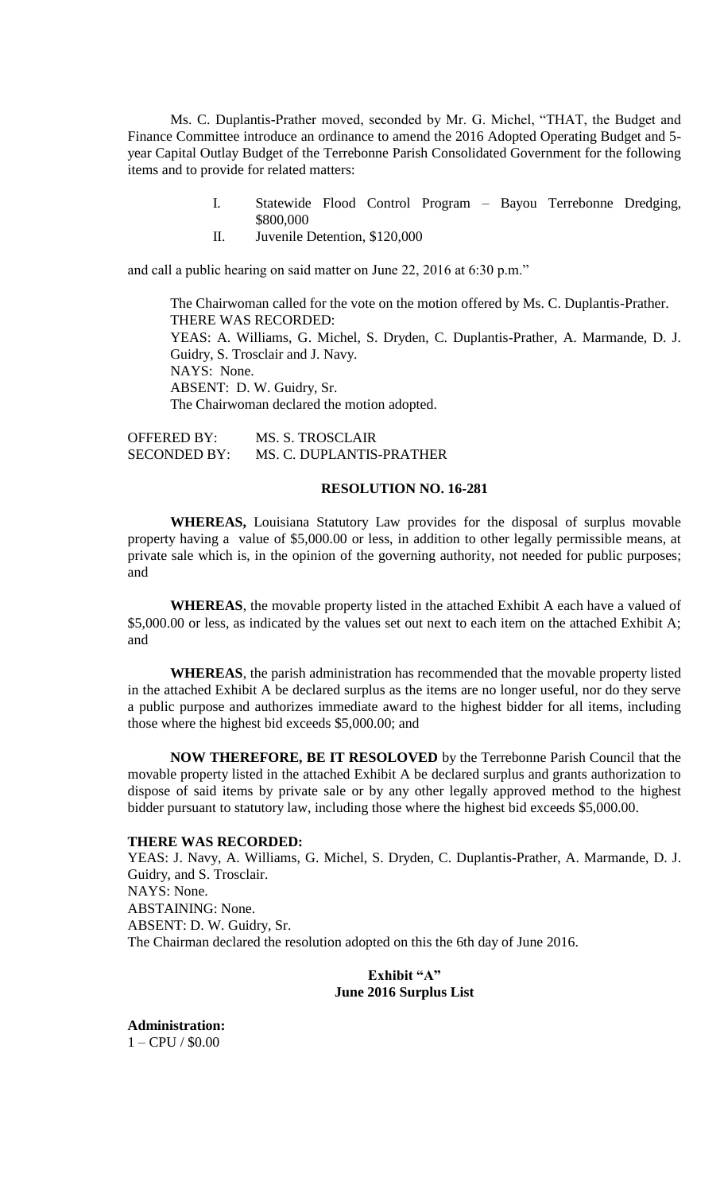Ms. C. Duplantis-Prather moved, seconded by Mr. G. Michel, "THAT, the Budget and Finance Committee introduce an ordinance to amend the 2016 Adopted Operating Budget and 5-year Capital Outlay Budget of the Terrebonne Parish Consolidated Government for the following items and to provide for related matters:

I. Statewide Flood Control Program – Bayou Terrebonne Dredging, $800,000
II. Juvenile Detention, $120,000

and call a public hearing on said matter on June 22, 2016 at 6:30 p.m."

The Chairwoman called for the vote on the motion offered by Ms. C. Duplantis-Prather.
THERE WAS RECORDED:
YEAS: A. Williams, G. Michel, S. Dryden, C. Duplantis-Prather, A. Marmande, D. J. Guidry, S. Trosclair and J. Navy.
NAYS: None.
ABSENT: D. W. Guidry, Sr.
The Chairwoman declared the motion adopted.

OFFERED BY: MS. S. TROSCLAIR
SECONDED BY: MS. C. DUPLANTIS-PRATHER

**RESOLUTION NO. 16-281**

**WHEREAS,** Louisiana Statutory Law provides for the disposal of surplus movable property having a value of $5,000.00 or less, in addition to other legally permissible means, at private sale which is, in the opinion of the governing authority, not needed for public purposes; and

**WHEREAS**, the movable property listed in the attached Exhibit A each have a valued of $5,000.00 or less, as indicated by the values set out next to each item on the attached Exhibit A; and

**WHEREAS**, the parish administration has recommended that the movable property listed in the attached Exhibit A be declared surplus as the items are no longer useful, nor do they serve a public purpose and authorizes immediate award to the highest bidder for all items, including those where the highest bid exceeds $5,000.00; and

**NOW THEREFORE, BE IT RESOLOVED** by the Terrebonne Parish Council that the movable property listed in the attached Exhibit A be declared surplus and grants authorization to dispose of said items by private sale or by any other legally approved method to the highest bidder pursuant to statutory law, including those where the highest bid exceeds $5,000.00.

**THERE WAS RECORDED:**
YEAS: J. Navy, A. Williams, G. Michel, S. Dryden, C. Duplantis-Prather, A. Marmande, D. J. Guidry, and S. Trosclair.
NAYS: None.
ABSTAINING: None.
ABSENT: D. W. Guidry, Sr.
The Chairman declared the resolution adopted on this the 6th day of June 2016.

**Exhibit "A"**
**June 2016 Surplus List**

**Administration:**
1 – CPU / $0.00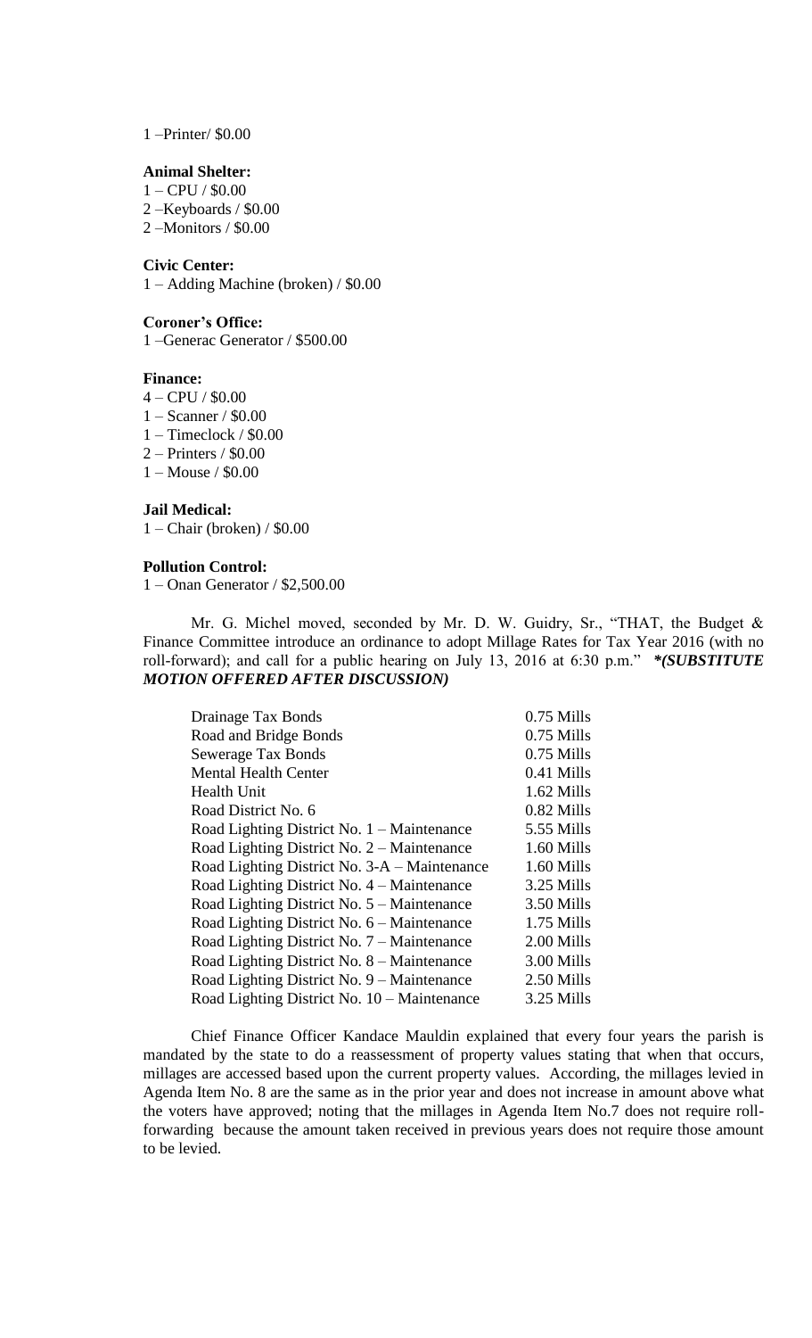1 –Printer/ $0.00

**Animal Shelter:**
1 – CPU / $0.00
2 –Keyboards / $0.00
2 –Monitors / $0.00

**Civic Center:**
1 – Adding Machine (broken) / $0.00

**Coroner's Office:**
1 –Generac Generator / $500.00

**Finance:**
4 – CPU / $0.00
1 – Scanner / $0.00
1 – Timeclock / $0.00
2 – Printers / $0.00
1 – Mouse / $0.00

**Jail Medical:**
1 – Chair (broken) / $0.00

**Pollution Control:**
1 – Onan Generator / $2,500.00

Mr. G. Michel moved, seconded by Mr. D. W. Guidry, Sr., "THAT, the Budget & Finance Committee introduce an ordinance to adopt Millage Rates for Tax Year 2016 (with no roll-forward); and call for a public hearing on July 13, 2016 at 6:30 p.m." ***\*(SUBSTITUTE MOTION OFFERED AFTER DISCUSSION)***

| | |
|---|---|
| Drainage Tax Bonds | 0.75 Mills |
| Road and Bridge Bonds | 0.75 Mills |
| Sewerage Tax Bonds | 0.75 Mills |
| Mental Health Center | 0.41 Mills |
| Health Unit | 1.62 Mills |
| Road District No. 6 | 0.82 Mills |
| Road Lighting District No. 1 – Maintenance | 5.55 Mills |
| Road Lighting District No. 2 – Maintenance | 1.60 Mills |
| Road Lighting District No. 3-A – Maintenance | 1.60 Mills |
| Road Lighting District No. 4 – Maintenance | 3.25 Mills |
| Road Lighting District No. 5 – Maintenance | 3.50 Mills |
| Road Lighting District No. 6 – Maintenance | 1.75 Mills |
| Road Lighting District No. 7 – Maintenance | 2.00 Mills |
| Road Lighting District No. 8 – Maintenance | 3.00 Mills |
| Road Lighting District No. 9 – Maintenance | 2.50 Mills |
| Road Lighting District No. 10 – Maintenance | 3.25 Mills |

Chief Finance Officer Kandace Mauldin explained that every four years the parish is mandated by the state to do a reassessment of property values stating that when that occurs, millages are accessed based upon the current property values. According, the millages levied in Agenda Item No. 8 are the same as in the prior year and does not increase in amount above what the voters have approved; noting that the millages in Agenda Item No.7 does not require roll-forwarding because the amount taken received in previous years does not require those amount to be levied.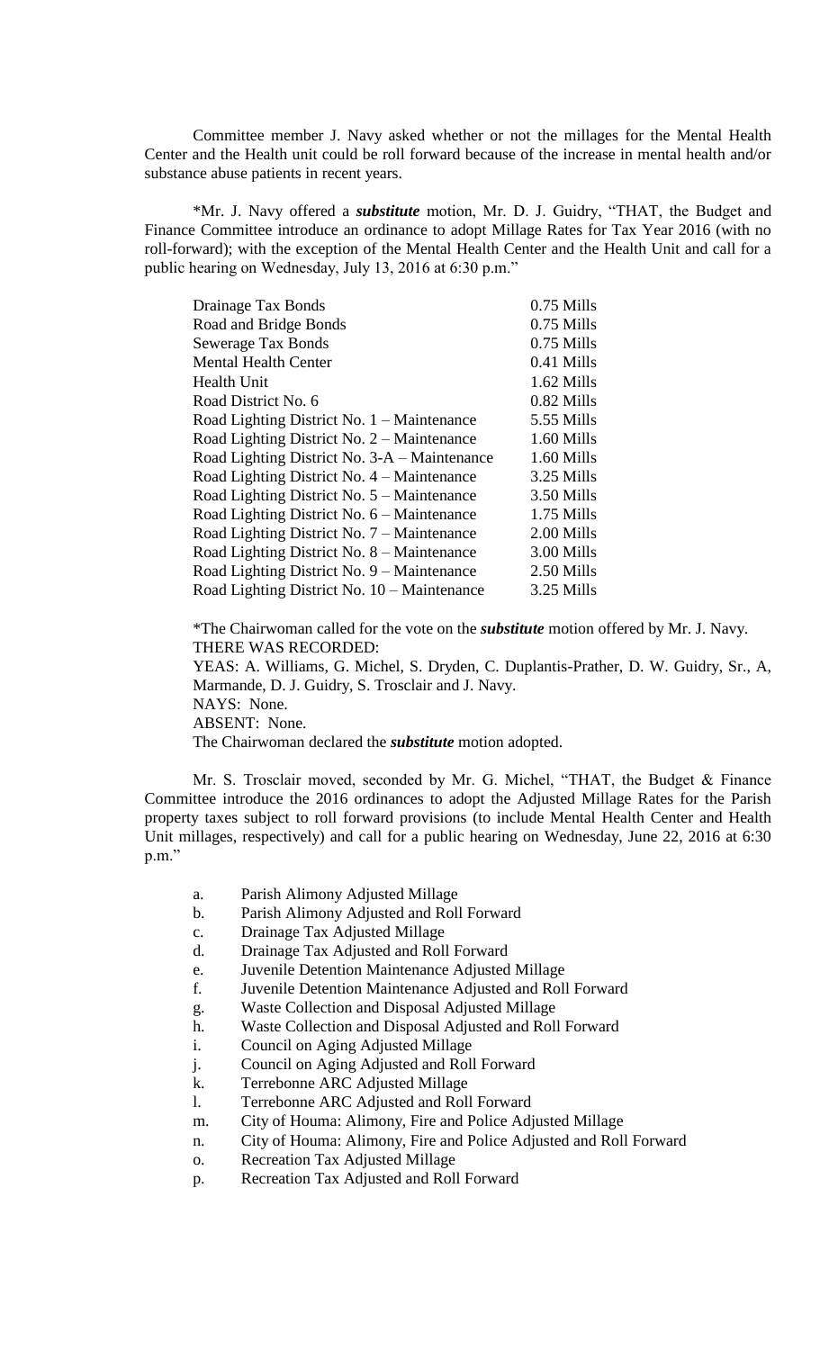Committee member J. Navy asked whether or not the millages for the Mental Health Center and the Health unit could be roll forward because of the increase in mental health and/or substance abuse patients in recent years.

*Mr. J. Navy offered a ***substitute*** motion, Mr. D. J. Guidry, "THAT, the Budget and Finance Committee introduce an ordinance to adopt Millage Rates for Tax Year 2016 (with no roll-forward); with the exception of the Mental Health Center and the Health Unit and call for a public hearing on Wednesday, July 13, 2016 at 6:30 p.m."

| | |
|---|---|
| Drainage Tax Bonds | 0.75 Mills |
| Road and Bridge Bonds | 0.75 Mills |
| Sewerage Tax Bonds | 0.75 Mills |
| Mental Health Center | 0.41 Mills |
| Health Unit | 1.62 Mills |
| Road District No. 6 | 0.82 Mills |
| Road Lighting District No. 1 – Maintenance | 5.55 Mills |
| Road Lighting District No. 2 – Maintenance | 1.60 Mills |
| Road Lighting District No. 3-A – Maintenance | 1.60 Mills |
| Road Lighting District No. 4 – Maintenance | 3.25 Mills |
| Road Lighting District No. 5 – Maintenance | 3.50 Mills |
| Road Lighting District No. 6 – Maintenance | 1.75 Mills |
| Road Lighting District No. 7 – Maintenance | 2.00 Mills |
| Road Lighting District No. 8 – Maintenance | 3.00 Mills |
| Road Lighting District No. 9 – Maintenance | 2.50 Mills |
| Road Lighting District No. 10 – Maintenance | 3.25 Mills |

*The Chairwoman called for the vote on the ***substitute*** motion offered by Mr. J. Navy.
THERE WAS RECORDED:
YEAS: A. Williams, G. Michel, S. Dryden, C. Duplantis-Prather, D. W. Guidry, Sr., A, Marmande, D. J. Guidry, S. Trosclair and J. Navy.
NAYS: None.
ABSENT: None.
The Chairwoman declared the ***substitute*** motion adopted.

Mr. S. Trosclair moved, seconded by Mr. G. Michel, "THAT, the Budget & Finance Committee introduce the 2016 ordinances to adopt the Adjusted Millage Rates for the Parish property taxes subject to roll forward provisions (to include Mental Health Center and Health Unit millages, respectively) and call for a public hearing on Wednesday, June 22, 2016 at 6:30 p.m."

a. Parish Alimony Adjusted Millage
b. Parish Alimony Adjusted and Roll Forward
c. Drainage Tax Adjusted Millage
d. Drainage Tax Adjusted and Roll Forward
e. Juvenile Detention Maintenance Adjusted Millage
f. Juvenile Detention Maintenance Adjusted and Roll Forward
g. Waste Collection and Disposal Adjusted Millage
h. Waste Collection and Disposal Adjusted and Roll Forward
i. Council on Aging Adjusted Millage
j. Council on Aging Adjusted and Roll Forward
k. Terrebonne ARC Adjusted Millage
l. Terrebonne ARC Adjusted and Roll Forward
m. City of Houma: Alimony, Fire and Police Adjusted Millage
n. City of Houma: Alimony, Fire and Police Adjusted and Roll Forward
o. Recreation Tax Adjusted Millage
p. Recreation Tax Adjusted and Roll Forward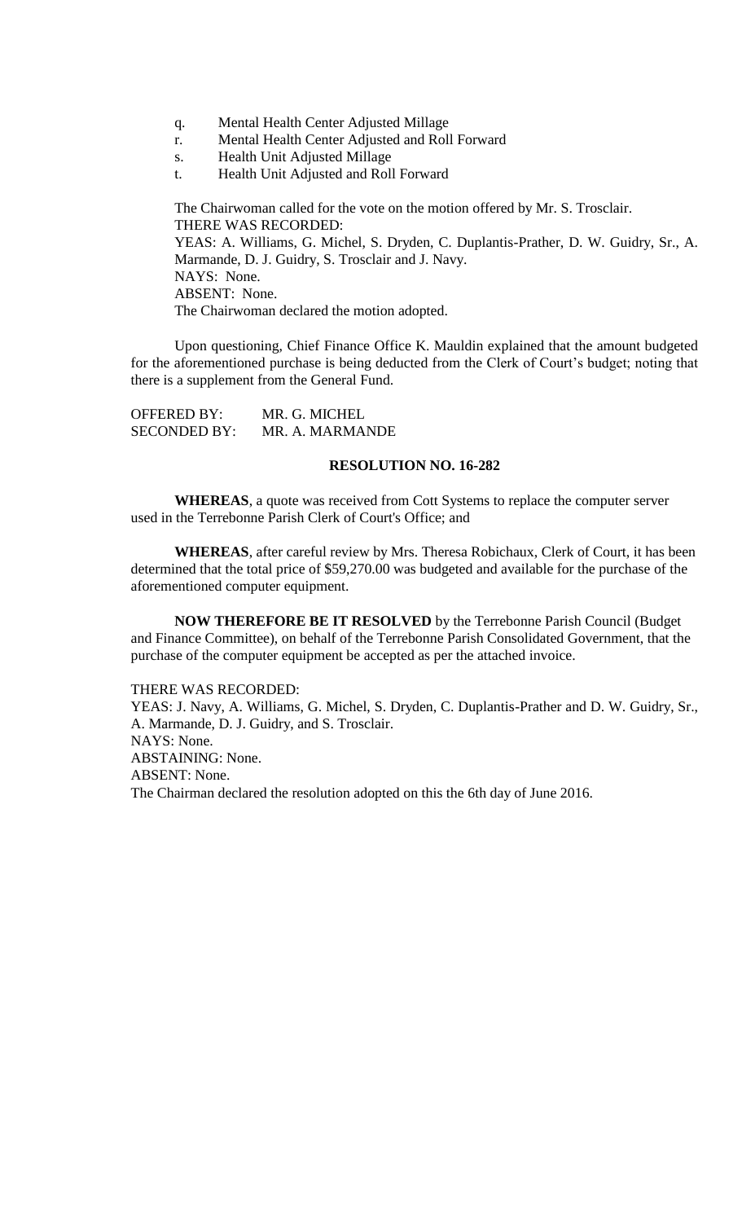q. Mental Health Center Adjusted Millage
r. Mental Health Center Adjusted and Roll Forward
s. Health Unit Adjusted Millage
t. Health Unit Adjusted and Roll Forward

The Chairwoman called for the vote on the motion offered by Mr. S. Trosclair.
THERE WAS RECORDED:
YEAS: A. Williams, G. Michel, S. Dryden, C. Duplantis-Prather, D. W. Guidry, Sr., A. Marmande, D. J. Guidry, S. Trosclair and J. Navy.
NAYS: None.
ABSENT: None.
The Chairwoman declared the motion adopted.

Upon questioning, Chief Finance Office K. Mauldin explained that the amount budgeted for the aforementioned purchase is being deducted from the Clerk of Court's budget; noting that there is a supplement from the General Fund.

OFFERED BY: MR. G. MICHEL
SECONDED BY: MR. A. MARMANDE

**RESOLUTION NO. 16-282**

**WHEREAS**, a quote was received from Cott Systems to replace the computer server used in the Terrebonne Parish Clerk of Court's Office; and

**WHEREAS**, after careful review by Mrs. Theresa Robichaux, Clerk of Court, it has been determined that the total price of $59,270.00 was budgeted and available for the purchase of the aforementioned computer equipment.

**NOW THEREFORE BE IT RESOLVED** by the Terrebonne Parish Council (Budget and Finance Committee), on behalf of the Terrebonne Parish Consolidated Government, that the purchase of the computer equipment be accepted as per the attached invoice.

THERE WAS RECORDED:
YEAS: J. Navy, A. Williams, G. Michel, S. Dryden, C. Duplantis-Prather and D. W. Guidry, Sr., A. Marmande, D. J. Guidry, and S. Trosclair.
NAYS: None.
ABSTAINING: None.
ABSENT: None.
The Chairman declared the resolution adopted on this the 6th day of June 2016.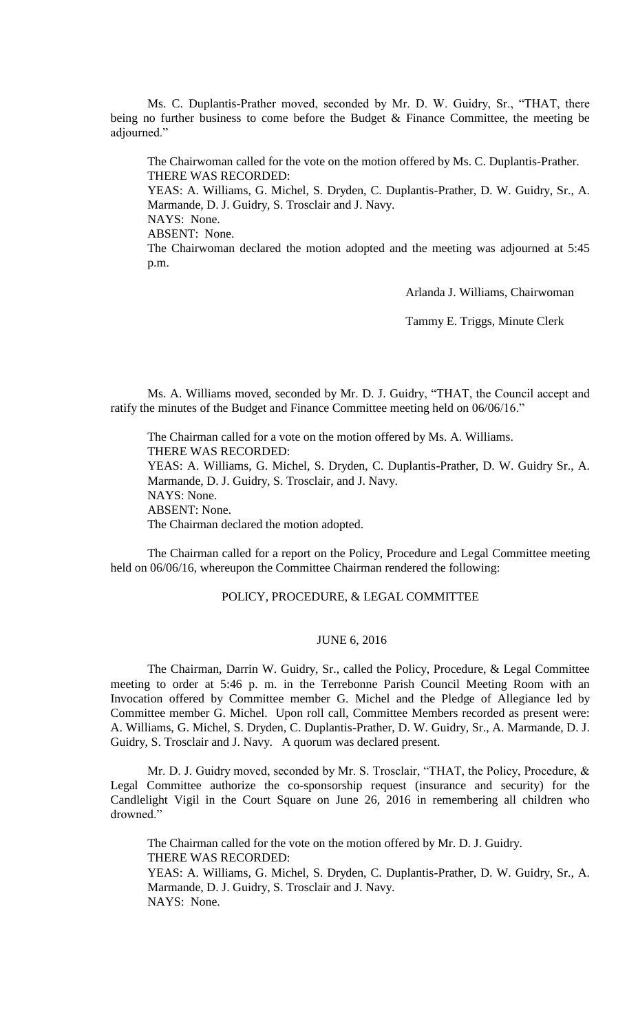Ms. C. Duplantis-Prather moved, seconded by Mr. D. W. Guidry, Sr., "THAT, there being no further business to come before the Budget & Finance Committee, the meeting be adjourned."

The Chairwoman called for the vote on the motion offered by Ms. C. Duplantis-Prather.
THERE WAS RECORDED:
YEAS: A. Williams, G. Michel, S. Dryden, C. Duplantis-Prather, D. W. Guidry, Sr., A. Marmande, D. J. Guidry, S. Trosclair and J. Navy.
NAYS: None.
ABSENT: None.
The Chairwoman declared the motion adopted and the meeting was adjourned at 5:45 p.m.

Arlanda J. Williams, Chairwoman

Tammy E. Triggs, Minute Clerk

Ms. A. Williams moved, seconded by Mr. D. J. Guidry, "THAT, the Council accept and ratify the minutes of the Budget and Finance Committee meeting held on 06/06/16."

The Chairman called for a vote on the motion offered by Ms. A. Williams.
THERE WAS RECORDED:
YEAS: A. Williams, G. Michel, S. Dryden, C. Duplantis-Prather, D. W. Guidry Sr., A. Marmande, D. J. Guidry, S. Trosclair, and J. Navy.
NAYS: None.
ABSENT: None.
The Chairman declared the motion adopted.

The Chairman called for a report on the Policy, Procedure and Legal Committee meeting held on 06/06/16, whereupon the Committee Chairman rendered the following:

## POLICY, PROCEDURE, & LEGAL COMMITTEE

### JUNE 6, 2016

The Chairman, Darrin W. Guidry, Sr., called the Policy, Procedure, & Legal Committee meeting to order at 5:46 p. m. in the Terrebonne Parish Council Meeting Room with an Invocation offered by Committee member G. Michel and the Pledge of Allegiance led by Committee member G. Michel. Upon roll call, Committee Members recorded as present were: A. Williams, G. Michel, S. Dryden, C. Duplantis-Prather, D. W. Guidry, Sr., A. Marmande, D. J. Guidry, S. Trosclair and J. Navy. A quorum was declared present.

Mr. D. J. Guidry moved, seconded by Mr. S. Trosclair, "THAT, the Policy, Procedure, & Legal Committee authorize the co-sponsorship request (insurance and security) for the Candlelight Vigil in the Court Square on June 26, 2016 in remembering all children who drowned."

The Chairman called for the vote on the motion offered by Mr. D. J. Guidry.
THERE WAS RECORDED:
YEAS: A. Williams, G. Michel, S. Dryden, C. Duplantis-Prather, D. W. Guidry, Sr., A. Marmande, D. J. Guidry, S. Trosclair and J. Navy.
NAYS: None.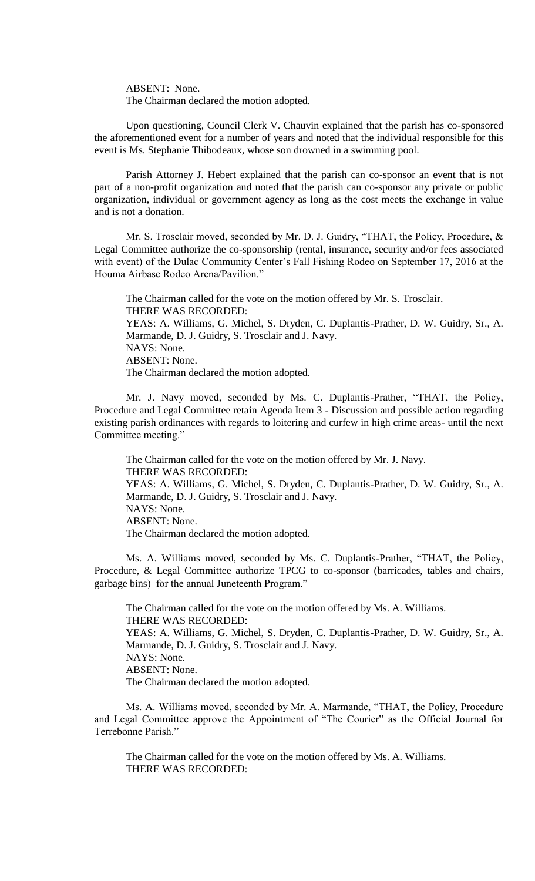ABSENT: None.
The Chairman declared the motion adopted.

Upon questioning, Council Clerk V. Chauvin explained that the parish has co-sponsored the aforementioned event for a number of years and noted that the individual responsible for this event is Ms. Stephanie Thibodeaux, whose son drowned in a swimming pool.

Parish Attorney J. Hebert explained that the parish can co-sponsor an event that is not part of a non-profit organization and noted that the parish can co-sponsor any private or public organization, individual or government agency as long as the cost meets the exchange in value and is not a donation.

Mr. S. Trosclair moved, seconded by Mr. D. J. Guidry, "THAT, the Policy, Procedure, & Legal Committee authorize the co-sponsorship (rental, insurance, security and/or fees associated with event) of the Dulac Community Center's Fall Fishing Rodeo on September 17, 2016 at the Houma Airbase Rodeo Arena/Pavilion."

The Chairman called for the vote on the motion offered by Mr. S. Trosclair.
THERE WAS RECORDED:
YEAS: A. Williams, G. Michel, S. Dryden, C. Duplantis-Prather, D. W. Guidry, Sr., A. Marmande, D. J. Guidry, S. Trosclair and J. Navy.
NAYS: None.
ABSENT: None.
The Chairman declared the motion adopted.

Mr. J. Navy moved, seconded by Ms. C. Duplantis-Prather, "THAT, the Policy, Procedure and Legal Committee retain Agenda Item 3 - Discussion and possible action regarding existing parish ordinances with regards to loitering and curfew in high crime areas- until the next Committee meeting."

The Chairman called for the vote on the motion offered by Mr. J. Navy.
THERE WAS RECORDED:
YEAS: A. Williams, G. Michel, S. Dryden, C. Duplantis-Prather, D. W. Guidry, Sr., A. Marmande, D. J. Guidry, S. Trosclair and J. Navy.
NAYS: None.
ABSENT: None.
The Chairman declared the motion adopted.

Ms. A. Williams moved, seconded by Ms. C. Duplantis-Prather, "THAT, the Policy, Procedure, & Legal Committee authorize TPCG to co-sponsor (barricades, tables and chairs, garbage bins) for the annual Juneteenth Program."

The Chairman called for the vote on the motion offered by Ms. A. Williams.
THERE WAS RECORDED:
YEAS: A. Williams, G. Michel, S. Dryden, C. Duplantis-Prather, D. W. Guidry, Sr., A. Marmande, D. J. Guidry, S. Trosclair and J. Navy.
NAYS: None.
ABSENT: None.
The Chairman declared the motion adopted.

Ms. A. Williams moved, seconded by Mr. A. Marmande, "THAT, the Policy, Procedure and Legal Committee approve the Appointment of "The Courier" as the Official Journal for Terrebonne Parish."

The Chairman called for the vote on the motion offered by Ms. A. Williams.
THERE WAS RECORDED: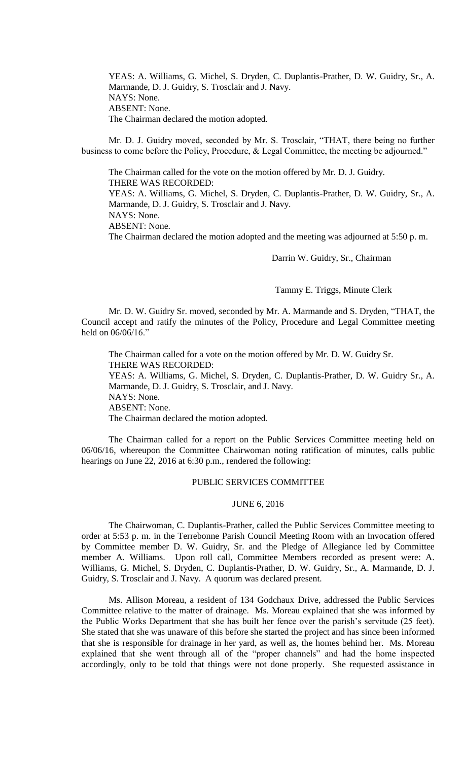YEAS: A. Williams, G. Michel, S. Dryden, C. Duplantis-Prather, D. W. Guidry, Sr., A. Marmande, D. J. Guidry, S. Trosclair and J. Navy.
NAYS: None.
ABSENT: None.
The Chairman declared the motion adopted.

Mr. D. J. Guidry moved, seconded by Mr. S. Trosclair, "THAT, there being no further business to come before the Policy, Procedure, & Legal Committee, the meeting be adjourned."

The Chairman called for the vote on the motion offered by Mr. D. J. Guidry.
THERE WAS RECORDED:
YEAS: A. Williams, G. Michel, S. Dryden, C. Duplantis-Prather, D. W. Guidry, Sr., A. Marmande, D. J. Guidry, S. Trosclair and J. Navy.
NAYS: None.
ABSENT: None.
The Chairman declared the motion adopted and the meeting was adjourned at 5:50 p. m.

Darrin W. Guidry, Sr., Chairman

Tammy E. Triggs, Minute Clerk

Mr. D. W. Guidry Sr. moved, seconded by Mr. A. Marmande and S. Dryden, "THAT, the Council accept and ratify the minutes of the Policy, Procedure and Legal Committee meeting held on 06/06/16."

The Chairman called for a vote on the motion offered by Mr. D. W. Guidry Sr.
THERE WAS RECORDED:
YEAS: A. Williams, G. Michel, S. Dryden, C. Duplantis-Prather, D. W. Guidry Sr., A. Marmande, D. J. Guidry, S. Trosclair, and J. Navy.
NAYS: None.
ABSENT: None.
The Chairman declared the motion adopted.

The Chairman called for a report on the Public Services Committee meeting held on 06/06/16, whereupon the Committee Chairwoman noting ratification of minutes, calls public hearings on June 22, 2016 at 6:30 p.m., rendered the following:

## PUBLIC SERVICES COMMITTEE

## JUNE 6, 2016

The Chairwoman, C. Duplantis-Prather, called the Public Services Committee meeting to order at 5:53 p. m. in the Terrebonne Parish Council Meeting Room with an Invocation offered by Committee member D. W. Guidry, Sr. and the Pledge of Allegiance led by Committee member A. Williams. Upon roll call, Committee Members recorded as present were: A. Williams, G. Michel, S. Dryden, C. Duplantis-Prather, D. W. Guidry, Sr., A. Marmande, D. J. Guidry, S. Trosclair and J. Navy. A quorum was declared present.

Ms. Allison Moreau, a resident of 134 Godchaux Drive, addressed the Public Services Committee relative to the matter of drainage. Ms. Moreau explained that she was informed by the Public Works Department that she has built her fence over the parish's servitude (25 feet). She stated that she was unaware of this before she started the project and has since been informed that she is responsible for drainage in her yard, as well as, the homes behind her. Ms. Moreau explained that she went through all of the "proper channels" and had the home inspected accordingly, only to be told that things were not done properly. She requested assistance in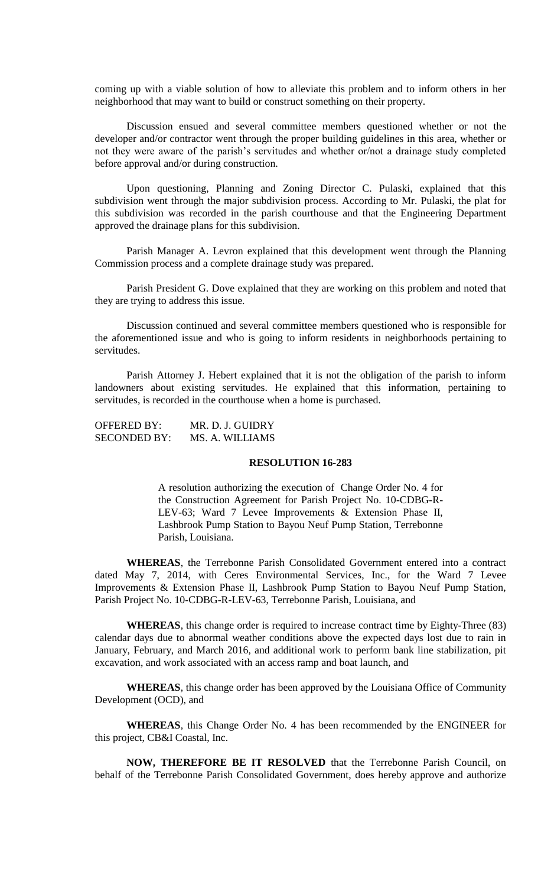coming up with a viable solution of how to alleviate this problem and to inform others in her neighborhood that may want to build or construct something on their property.

Discussion ensued and several committee members questioned whether or not the developer and/or contractor went through the proper building guidelines in this area, whether or not they were aware of the parish's servitudes and whether or/not a drainage study completed before approval and/or during construction.

Upon questioning, Planning and Zoning Director C. Pulaski, explained that this subdivision went through the major subdivision process. According to Mr. Pulaski, the plat for this subdivision was recorded in the parish courthouse and that the Engineering Department approved the drainage plans for this subdivision.

Parish Manager A. Levron explained that this development went through the Planning Commission process and a complete drainage study was prepared.

Parish President G. Dove explained that they are working on this problem and noted that they are trying to address this issue.

Discussion continued and several committee members questioned who is responsible for the aforementioned issue and who is going to inform residents in neighborhoods pertaining to servitudes.

Parish Attorney J. Hebert explained that it is not the obligation of the parish to inform landowners about existing servitudes. He explained that this information, pertaining to servitudes, is recorded in the courthouse when a home is purchased.

OFFERED BY: MR. D. J. GUIDRY
SECONDED BY: MS. A. WILLIAMS

**RESOLUTION 16-283**

A resolution authorizing the execution of Change Order No. 4 for the Construction Agreement for Parish Project No. 10-CDBG-R-LEV-63; Ward 7 Levee Improvements & Extension Phase II, Lashbrook Pump Station to Bayou Neuf Pump Station, Terrebonne Parish, Louisiana.

**WHEREAS**, the Terrebonne Parish Consolidated Government entered into a contract dated May 7, 2014, with Ceres Environmental Services, Inc., for the Ward 7 Levee Improvements & Extension Phase II, Lashbrook Pump Station to Bayou Neuf Pump Station, Parish Project No. 10-CDBG-R-LEV-63, Terrebonne Parish, Louisiana, and

**WHEREAS**, this change order is required to increase contract time by Eighty-Three (83) calendar days due to abnormal weather conditions above the expected days lost due to rain in January, February, and March 2016, and additional work to perform bank line stabilization, pit excavation, and work associated with an access ramp and boat launch, and

**WHEREAS**, this change order has been approved by the Louisiana Office of Community Development (OCD), and

**WHEREAS**, this Change Order No. 4 has been recommended by the ENGINEER for this project, CB&I Coastal, Inc.

**NOW, THEREFORE BE IT RESOLVED** that the Terrebonne Parish Council, on behalf of the Terrebonne Parish Consolidated Government, does hereby approve and authorize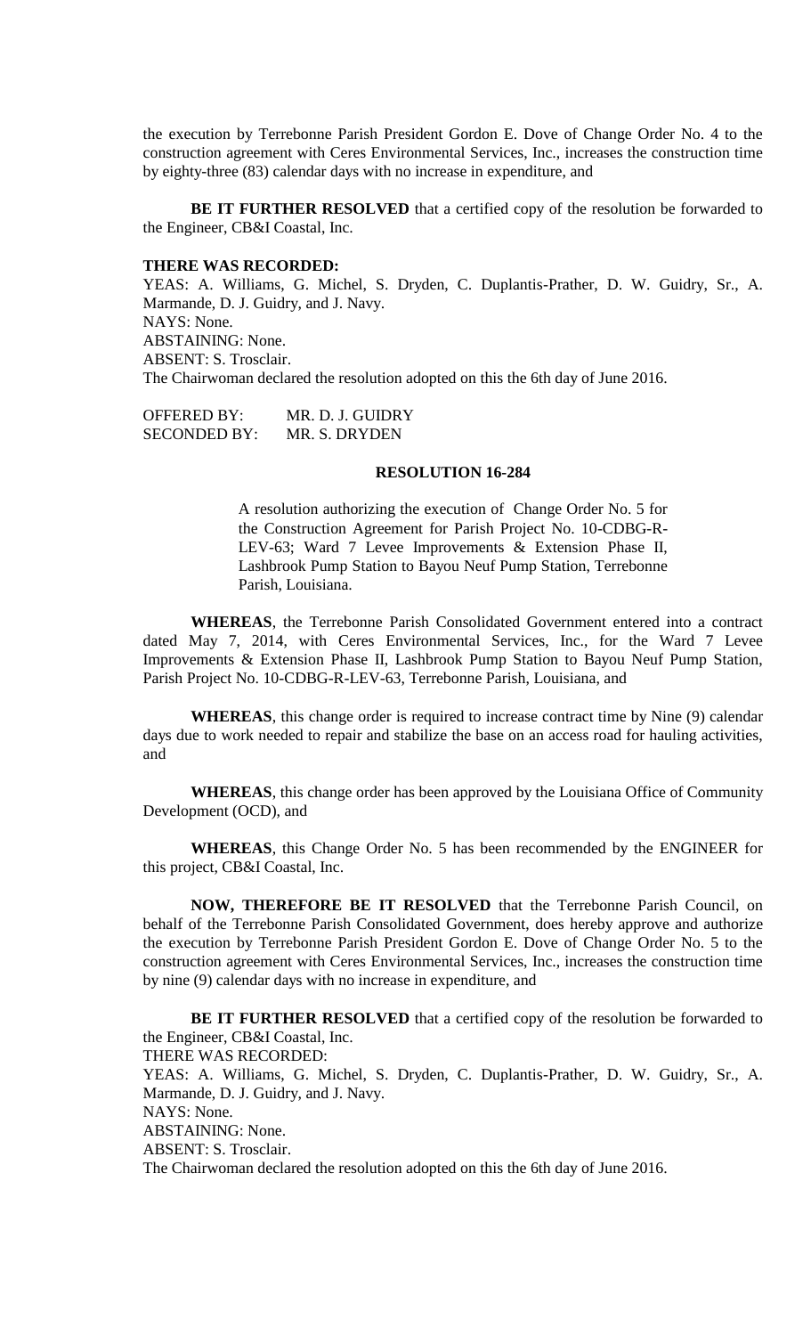the execution by Terrebonne Parish President Gordon E. Dove of Change Order No. 4 to the construction agreement with Ceres Environmental Services, Inc., increases the construction time by eighty-three (83) calendar days with no increase in expenditure, and

**BE IT FURTHER RESOLVED** that a certified copy of the resolution be forwarded to the Engineer, CB&I Coastal, Inc.

**THERE WAS RECORDED:**

YEAS: A. Williams, G. Michel, S. Dryden, C. Duplantis-Prather, D. W. Guidry, Sr., A. Marmande, D. J. Guidry, and J. Navy.

NAYS: None.

ABSTAINING: None.

ABSENT: S. Trosclair.

The Chairwoman declared the resolution adopted on this the 6th day of June 2016.

OFFERED BY: MR. D. J. GUIDRY

SECONDED BY: MR. S. DRYDEN

**RESOLUTION 16-284**

A resolution authorizing the execution of Change Order No. 5 for the Construction Agreement for Parish Project No. 10-CDBG-R-LEV-63; Ward 7 Levee Improvements & Extension Phase II, Lashbrook Pump Station to Bayou Neuf Pump Station, Terrebonne Parish, Louisiana.

**WHEREAS**, the Terrebonne Parish Consolidated Government entered into a contract dated May 7, 2014, with Ceres Environmental Services, Inc., for the Ward 7 Levee Improvements & Extension Phase II, Lashbrook Pump Station to Bayou Neuf Pump Station, Parish Project No. 10-CDBG-R-LEV-63, Terrebonne Parish, Louisiana, and

**WHEREAS**, this change order is required to increase contract time by Nine (9) calendar days due to work needed to repair and stabilize the base on an access road for hauling activities, and

**WHEREAS**, this change order has been approved by the Louisiana Office of Community Development (OCD), and

**WHEREAS**, this Change Order No. 5 has been recommended by the ENGINEER for this project, CB&I Coastal, Inc.

**NOW, THEREFORE BE IT RESOLVED** that the Terrebonne Parish Council, on behalf of the Terrebonne Parish Consolidated Government, does hereby approve and authorize the execution by Terrebonne Parish President Gordon E. Dove of Change Order No. 5 to the construction agreement with Ceres Environmental Services, Inc., increases the construction time by nine (9) calendar days with no increase in expenditure, and

**BE IT FURTHER RESOLVED** that a certified copy of the resolution be forwarded to the Engineer, CB&I Coastal, Inc.

THERE WAS RECORDED:

YEAS: A. Williams, G. Michel, S. Dryden, C. Duplantis-Prather, D. W. Guidry, Sr., A. Marmande, D. J. Guidry, and J. Navy.

NAYS: None.

ABSTAINING: None.

ABSENT: S. Trosclair.

The Chairwoman declared the resolution adopted on this the 6th day of June 2016.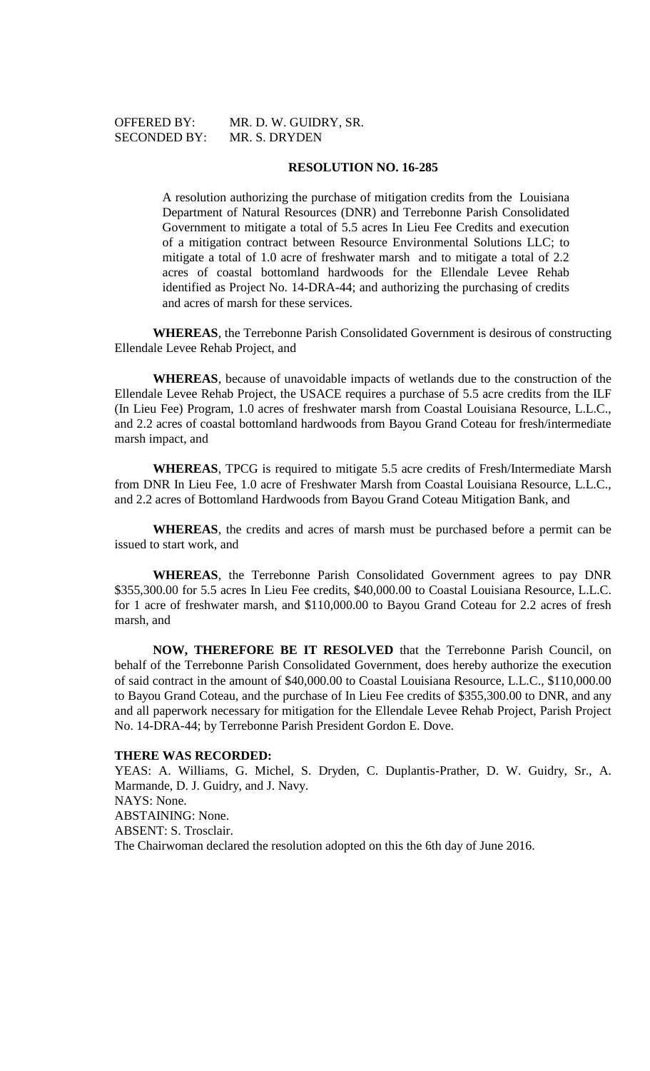OFFERED BY: MR. D. W. GUIDRY, SR.
SECONDED BY: MR. S. DRYDEN

**RESOLUTION NO. 16-285**

A resolution authorizing the purchase of mitigation credits from the Louisiana Department of Natural Resources (DNR) and Terrebonne Parish Consolidated Government to mitigate a total of 5.5 acres In Lieu Fee Credits and execution of a mitigation contract between Resource Environmental Solutions LLC; to mitigate a total of 1.0 acre of freshwater marsh and to mitigate a total of 2.2 acres of coastal bottomland hardwoods for the Ellendale Levee Rehab identified as Project No. 14-DRA-44; and authorizing the purchasing of credits and acres of marsh for these services.

**WHEREAS**, the Terrebonne Parish Consolidated Government is desirous of constructing Ellendale Levee Rehab Project, and

**WHEREAS**, because of unavoidable impacts of wetlands due to the construction of the Ellendale Levee Rehab Project, the USACE requires a purchase of 5.5 acre credits from the ILF (In Lieu Fee) Program, 1.0 acres of freshwater marsh from Coastal Louisiana Resource, L.L.C., and 2.2 acres of coastal bottomland hardwoods from Bayou Grand Coteau for fresh/intermediate marsh impact, and

**WHEREAS**, TPCG is required to mitigate 5.5 acre credits of Fresh/Intermediate Marsh from DNR In Lieu Fee, 1.0 acre of Freshwater Marsh from Coastal Louisiana Resource, L.L.C., and 2.2 acres of Bottomland Hardwoods from Bayou Grand Coteau Mitigation Bank, and

**WHEREAS**, the credits and acres of marsh must be purchased before a permit can be issued to start work, and

**WHEREAS**, the Terrebonne Parish Consolidated Government agrees to pay DNR $355,300.00 for 5.5 acres In Lieu Fee credits, $40,000.00 to Coastal Louisiana Resource, L.L.C. for 1 acre of freshwater marsh, and $110,000.00 to Bayou Grand Coteau for 2.2 acres of fresh marsh, and

**NOW, THEREFORE BE IT RESOLVED** that the Terrebonne Parish Council, on behalf of the Terrebonne Parish Consolidated Government, does hereby authorize the execution of said contract in the amount of $40,000.00 to Coastal Louisiana Resource, L.L.C., $110,000.00 to Bayou Grand Coteau, and the purchase of In Lieu Fee credits of $355,300.00 to DNR, and any and all paperwork necessary for mitigation for the Ellendale Levee Rehab Project, Parish Project No. 14-DRA-44; by Terrebonne Parish President Gordon E. Dove.

**THERE WAS RECORDED:**

YEAS: A. Williams, G. Michel, S. Dryden, C. Duplantis-Prather, D. W. Guidry, Sr., A. Marmande, D. J. Guidry, and J. Navy.

NAYS: None.

ABSTAINING: None.

ABSENT: S. Trosclair.

The Chairwoman declared the resolution adopted on this the 6th day of June 2016.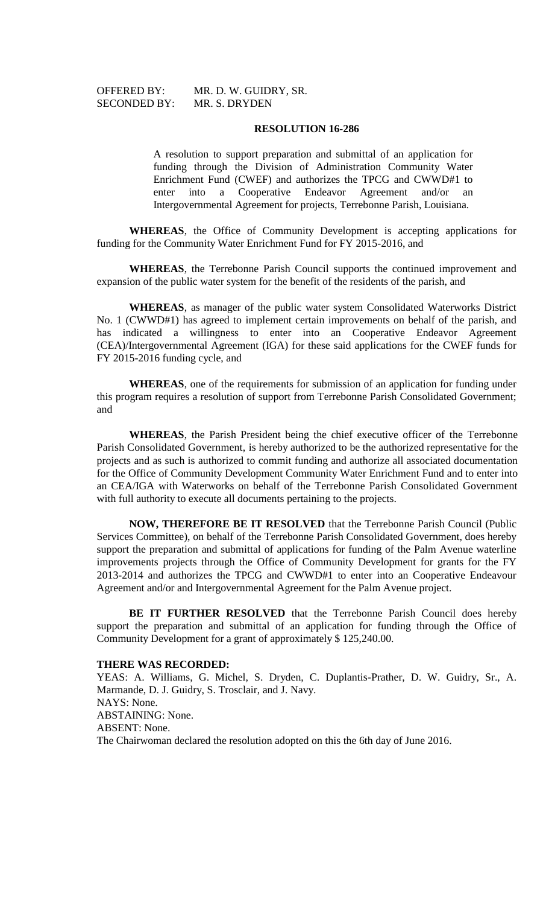OFFERED BY: MR. D. W. GUIDRY, SR.
SECONDED BY: MR. S. DRYDEN

**RESOLUTION 16-286**

A resolution to support preparation and submittal of an application for funding through the Division of Administration Community Water Enrichment Fund (CWEF) and authorizes the TPCG and CWWD#1 to enter into a Cooperative Endeavor Agreement and/or an Intergovernmental Agreement for projects, Terrebonne Parish, Louisiana.

**WHEREAS**, the Office of Community Development is accepting applications for funding for the Community Water Enrichment Fund for FY 2015-2016, and

**WHEREAS**, the Terrebonne Parish Council supports the continued improvement and expansion of the public water system for the benefit of the residents of the parish, and

**WHEREAS**, as manager of the public water system Consolidated Waterworks District No. 1 (CWWD#1) has agreed to implement certain improvements on behalf of the parish, and has indicated a willingness to enter into an Cooperative Endeavor Agreement (CEA)/Intergovernmental Agreement (IGA) for these said applications for the CWEF funds for FY 2015-2016 funding cycle, and

**WHEREAS**, one of the requirements for submission of an application for funding under this program requires a resolution of support from Terrebonne Parish Consolidated Government; and

**WHEREAS**, the Parish President being the chief executive officer of the Terrebonne Parish Consolidated Government, is hereby authorized to be the authorized representative for the projects and as such is authorized to commit funding and authorize all associated documentation for the Office of Community Development Community Water Enrichment Fund and to enter into an CEA/IGA with Waterworks on behalf of the Terrebonne Parish Consolidated Government with full authority to execute all documents pertaining to the projects.

**NOW, THEREFORE BE IT RESOLVED** that the Terrebonne Parish Council (Public Services Committee), on behalf of the Terrebonne Parish Consolidated Government, does hereby support the preparation and submittal of applications for funding of the Palm Avenue waterline improvements projects through the Office of Community Development for grants for the FY 2013-2014 and authorizes the TPCG and CWWD#1 to enter into an Cooperative Endeavour Agreement and/or and Intergovernmental Agreement for the Palm Avenue project.

**BE IT FURTHER RESOLVED** that the Terrebonne Parish Council does hereby support the preparation and submittal of an application for funding through the Office of Community Development for a grant of approximately $ 125,240.00.

**THERE WAS RECORDED:**
YEAS: A. Williams, G. Michel, S. Dryden, C. Duplantis-Prather, D. W. Guidry, Sr., A. Marmande, D. J. Guidry, S. Trosclair, and J. Navy.
NAYS: None.
ABSTAINING: None.
ABSENT: None.
The Chairwoman declared the resolution adopted on this the 6th day of June 2016.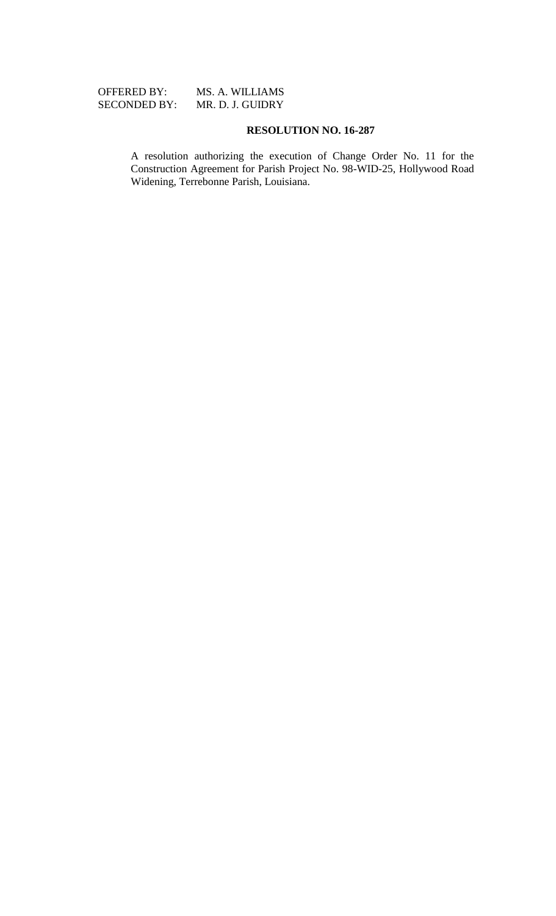OFFERED BY: MS. A. WILLIAMS
SECONDED BY: MR. D. J. GUIDRY

**RESOLUTION NO. 16-287**

A resolution authorizing the execution of Change Order No. 11 for the Construction Agreement for Parish Project No. 98-WID-25, Hollywood Road Widening, Terrebonne Parish, Louisiana.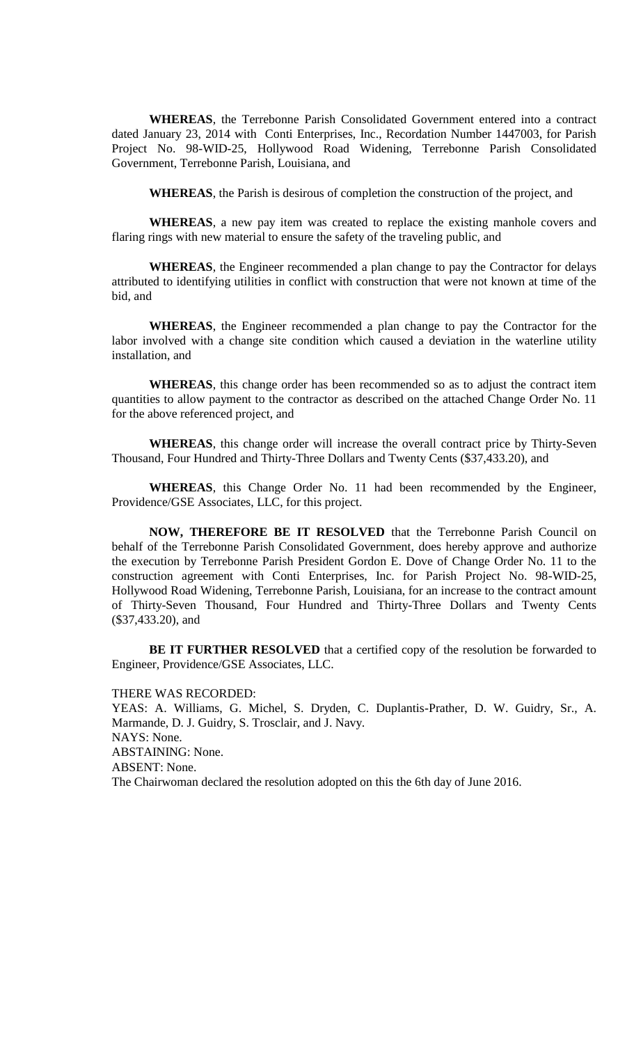**WHEREAS**, the Terrebonne Parish Consolidated Government entered into a contract dated January 23, 2014 with Conti Enterprises, Inc., Recordation Number 1447003, for Parish Project No. 98-WID-25, Hollywood Road Widening, Terrebonne Parish Consolidated Government, Terrebonne Parish, Louisiana, and

**WHEREAS**, the Parish is desirous of completion the construction of the project, and

**WHEREAS**, a new pay item was created to replace the existing manhole covers and flaring rings with new material to ensure the safety of the traveling public, and

**WHEREAS**, the Engineer recommended a plan change to pay the Contractor for delays attributed to identifying utilities in conflict with construction that were not known at time of the bid, and

**WHEREAS**, the Engineer recommended a plan change to pay the Contractor for the labor involved with a change site condition which caused a deviation in the waterline utility installation, and

**WHEREAS**, this change order has been recommended so as to adjust the contract item quantities to allow payment to the contractor as described on the attached Change Order No. 11 for the above referenced project, and

**WHEREAS**, this change order will increase the overall contract price by Thirty-Seven Thousand, Four Hundred and Thirty-Three Dollars and Twenty Cents ($37,433.20), and

**WHEREAS**, this Change Order No. 11 had been recommended by the Engineer, Providence/GSE Associates, LLC, for this project.

**NOW, THEREFORE BE IT RESOLVED** that the Terrebonne Parish Council on behalf of the Terrebonne Parish Consolidated Government, does hereby approve and authorize the execution by Terrebonne Parish President Gordon E. Dove of Change Order No. 11 to the construction agreement with Conti Enterprises, Inc. for Parish Project No. 98-WID-25, Hollywood Road Widening, Terrebonne Parish, Louisiana, for an increase to the contract amount of Thirty-Seven Thousand, Four Hundred and Thirty-Three Dollars and Twenty Cents ($37,433.20), and

**BE IT FURTHER RESOLVED** that a certified copy of the resolution be forwarded to Engineer, Providence/GSE Associates, LLC.

THERE WAS RECORDED:
YEAS: A. Williams, G. Michel, S. Dryden, C. Duplantis-Prather, D. W. Guidry, Sr., A. Marmande, D. J. Guidry, S. Trosclair, and J. Navy.
NAYS: None.
ABSTAINING: None.
ABSENT: None.
The Chairwoman declared the resolution adopted on this the 6th day of June 2016.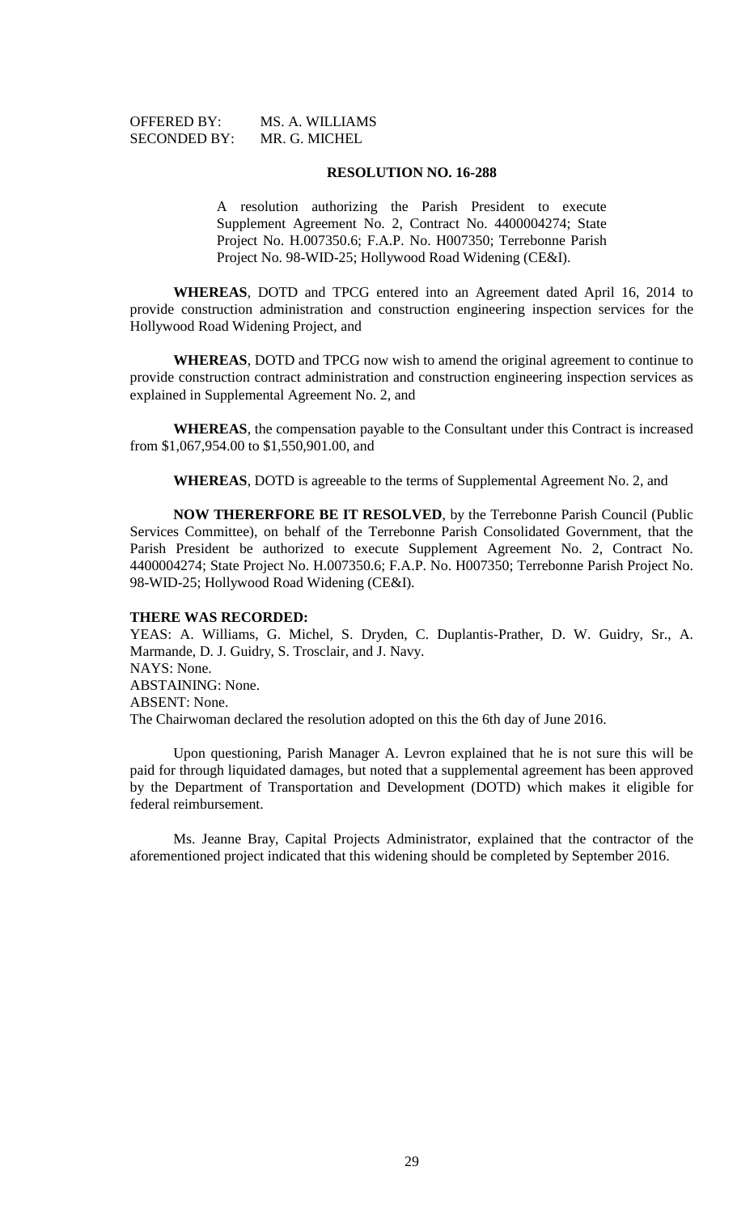OFFERED BY: MS. A. WILLIAMS
SECONDED BY: MR. G. MICHEL

**RESOLUTION NO. 16-288**

A resolution authorizing the Parish President to execute Supplement Agreement No. 2, Contract No. 4400004274; State Project No. H.007350.6; F.A.P. No. H007350; Terrebonne Parish Project No. 98-WID-25; Hollywood Road Widening (CE&I).

**WHEREAS**, DOTD and TPCG entered into an Agreement dated April 16, 2014 to provide construction administration and construction engineering inspection services for the Hollywood Road Widening Project, and

**WHEREAS**, DOTD and TPCG now wish to amend the original agreement to continue to provide construction contract administration and construction engineering inspection services as explained in Supplemental Agreement No. 2, and

**WHEREAS**, the compensation payable to the Consultant under this Contract is increased from $1,067,954.00 to $1,550,901.00, and

**WHEREAS**, DOTD is agreeable to the terms of Supplemental Agreement No. 2, and

**NOW THERERFORE BE IT RESOLVED**, by the Terrebonne Parish Council (Public Services Committee), on behalf of the Terrebonne Parish Consolidated Government, that the Parish President be authorized to execute Supplement Agreement No. 2, Contract No. 4400004274; State Project No. H.007350.6; F.A.P. No. H007350; Terrebonne Parish Project No. 98-WID-25; Hollywood Road Widening (CE&I).

**THERE WAS RECORDED:**

YEAS: A. Williams, G. Michel, S. Dryden, C. Duplantis-Prather, D. W. Guidry, Sr., A. Marmande, D. J. Guidry, S. Trosclair, and J. Navy.

NAYS: None.

ABSTAINING: None.

ABSENT: None.

The Chairwoman declared the resolution adopted on this the 6th day of June 2016.

Upon questioning, Parish Manager A. Levron explained that he is not sure this will be paid for through liquidated damages, but noted that a supplemental agreement has been approved by the Department of Transportation and Development (DOTD) which makes it eligible for federal reimbursement.

Ms. Jeanne Bray, Capital Projects Administrator, explained that the contractor of the aforementioned project indicated that this widening should be completed by September 2016.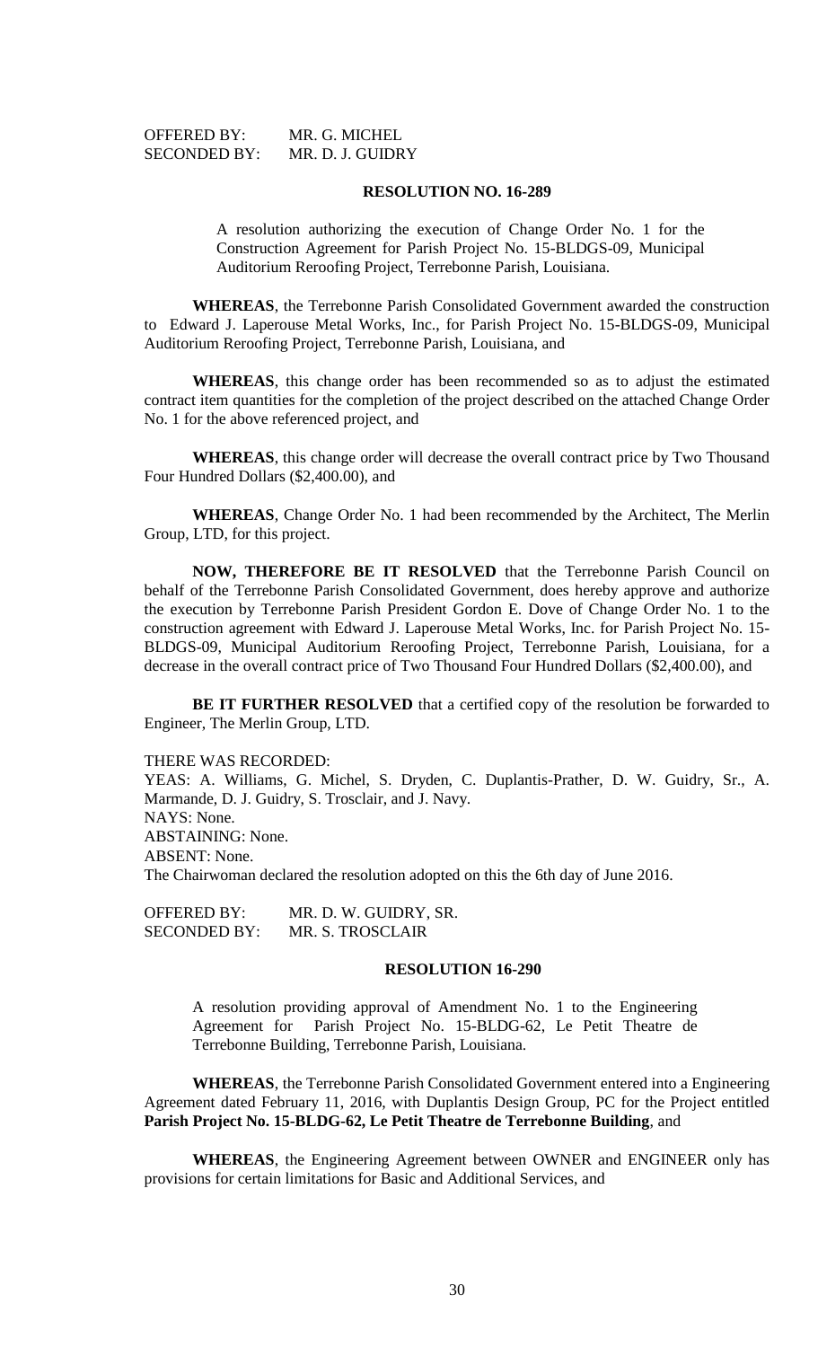OFFERED BY: MR. G. MICHEL
SECONDED BY: MR. D. J. GUIDRY

**RESOLUTION NO. 16-289**

A resolution authorizing the execution of Change Order No. 1 for the Construction Agreement for Parish Project No. 15-BLDGS-09, Municipal Auditorium Reroofing Project, Terrebonne Parish, Louisiana.

**WHEREAS**, the Terrebonne Parish Consolidated Government awarded the construction to Edward J. Laperouse Metal Works, Inc., for Parish Project No. 15-BLDGS-09, Municipal Auditorium Reroofing Project, Terrebonne Parish, Louisiana, and

**WHEREAS**, this change order has been recommended so as to adjust the estimated contract item quantities for the completion of the project described on the attached Change Order No. 1 for the above referenced project, and

**WHEREAS**, this change order will decrease the overall contract price by Two Thousand Four Hundred Dollars ($2,400.00), and

**WHEREAS**, Change Order No. 1 had been recommended by the Architect, The Merlin Group, LTD, for this project.

**NOW, THEREFORE BE IT RESOLVED** that the Terrebonne Parish Council on behalf of the Terrebonne Parish Consolidated Government, does hereby approve and authorize the execution by Terrebonne Parish President Gordon E. Dove of Change Order No. 1 to the construction agreement with Edward J. Laperouse Metal Works, Inc. for Parish Project No. 15-BLDGS-09, Municipal Auditorium Reroofing Project, Terrebonne Parish, Louisiana, for a decrease in the overall contract price of Two Thousand Four Hundred Dollars ($2,400.00), and

**BE IT FURTHER RESOLVED** that a certified copy of the resolution be forwarded to Engineer, The Merlin Group, LTD.

THERE WAS RECORDED:
YEAS: A. Williams, G. Michel, S. Dryden, C. Duplantis-Prather, D. W. Guidry, Sr., A. Marmande, D. J. Guidry, S. Trosclair, and J. Navy.
NAYS: None.
ABSTAINING: None.
ABSENT: None.
The Chairwoman declared the resolution adopted on this the 6th day of June 2016.

OFFERED BY: MR. D. W. GUIDRY, SR.
SECONDED BY: MR. S. TROSCLAIR

**RESOLUTION 16-290**

A resolution providing approval of Amendment No. 1 to the Engineering Agreement for Parish Project No. 15-BLDG-62, Le Petit Theatre de Terrebonne Building, Terrebonne Parish, Louisiana.

**WHEREAS**, the Terrebonne Parish Consolidated Government entered into a Engineering Agreement dated February 11, 2016, with Duplantis Design Group, PC for the Project entitled **Parish Project No. 15-BLDG-62, Le Petit Theatre de Terrebonne Building**, and

**WHEREAS**, the Engineering Agreement between OWNER and ENGINEER only has provisions for certain limitations for Basic and Additional Services, and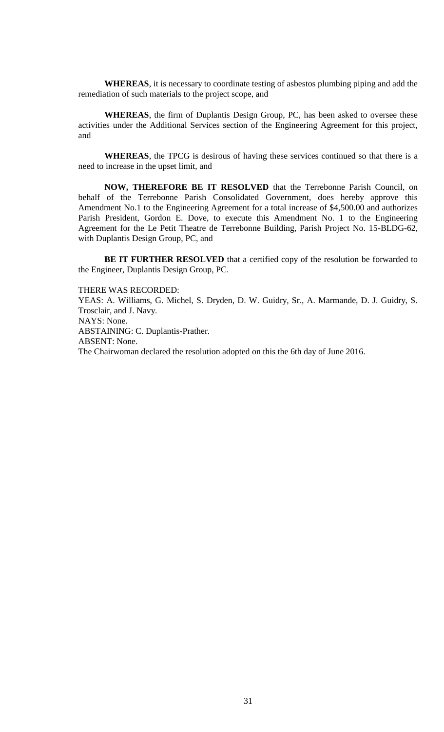**WHEREAS**, it is necessary to coordinate testing of asbestos plumbing piping and add the remediation of such materials to the project scope, and

**WHEREAS**, the firm of Duplantis Design Group, PC, has been asked to oversee these activities under the Additional Services section of the Engineering Agreement for this project, and

**WHEREAS**, the TPCG is desirous of having these services continued so that there is a need to increase in the upset limit, and

**NOW, THEREFORE BE IT RESOLVED** that the Terrebonne Parish Council, on behalf of the Terrebonne Parish Consolidated Government, does hereby approve this Amendment No.1 to the Engineering Agreement for a total increase of $4,500.00 and authorizes Parish President, Gordon E. Dove, to execute this Amendment No. 1 to the Engineering Agreement for the Le Petit Theatre de Terrebonne Building, Parish Project No. 15-BLDG-62, with Duplantis Design Group, PC, and

**BE IT FURTHER RESOLVED** that a certified copy of the resolution be forwarded to the Engineer, Duplantis Design Group, PC.

THERE WAS RECORDED:
YEAS: A. Williams, G. Michel, S. Dryden, D. W. Guidry, Sr., A. Marmande, D. J. Guidry, S. Trosclair, and J. Navy.
NAYS: None.
ABSTAINING: C. Duplantis-Prather.
ABSENT: None.
The Chairwoman declared the resolution adopted on this the 6th day of June 2016.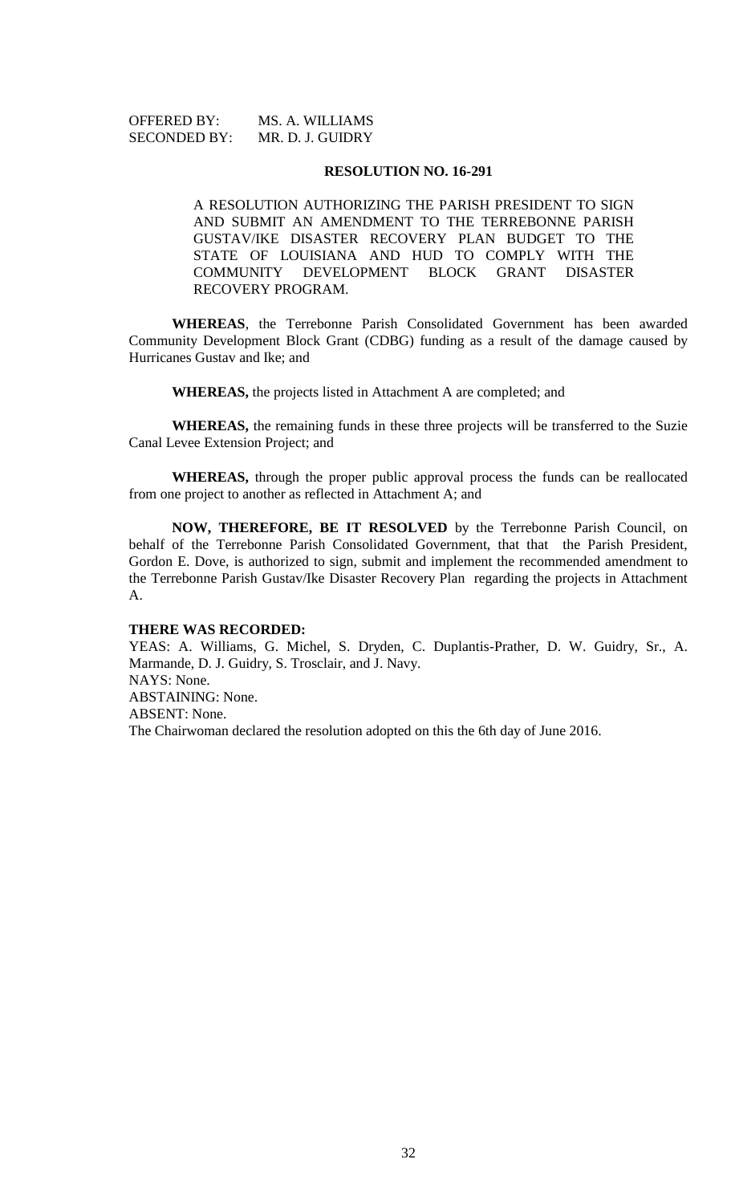OFFERED BY: MS. A. WILLIAMS
SECONDED BY: MR. D. J. GUIDRY

**RESOLUTION NO. 16-291**

A RESOLUTION AUTHORIZING THE PARISH PRESIDENT TO SIGN AND SUBMIT AN AMENDMENT TO THE TERREBONNE PARISH GUSTAV/IKE DISASTER RECOVERY PLAN BUDGET TO THE STATE OF LOUISIANA AND HUD TO COMPLY WITH THE COMMUNITY DEVELOPMENT BLOCK GRANT DISASTER RECOVERY PROGRAM.

**WHEREAS**, the Terrebonne Parish Consolidated Government has been awarded Community Development Block Grant (CDBG) funding as a result of the damage caused by Hurricanes Gustav and Ike; and

**WHEREAS,** the projects listed in Attachment A are completed; and

**WHEREAS,** the remaining funds in these three projects will be transferred to the Suzie Canal Levee Extension Project; and

**WHEREAS,** through the proper public approval process the funds can be reallocated from one project to another as reflected in Attachment A; and

**NOW, THEREFORE, BE IT RESOLVED** by the Terrebonne Parish Council, on behalf of the Terrebonne Parish Consolidated Government, that that the Parish President, Gordon E. Dove, is authorized to sign, submit and implement the recommended amendment to the Terrebonne Parish Gustav/Ike Disaster Recovery Plan regarding the projects in Attachment A.

**THERE WAS RECORDED:**

YEAS: A. Williams, G. Michel, S. Dryden, C. Duplantis-Prather, D. W. Guidry, Sr., A. Marmande, D. J. Guidry, S. Trosclair, and J. Navy.

NAYS: None.

ABSTAINING: None.

ABSENT: None.

The Chairwoman declared the resolution adopted on this the 6th day of June 2016.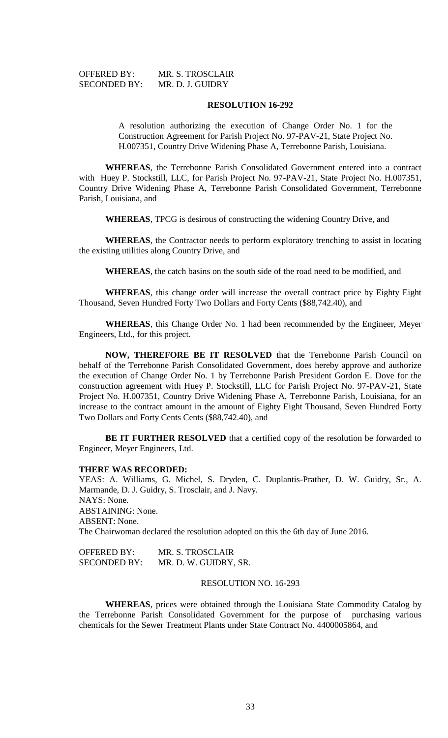OFFERED BY: MR. S. TROSCLAIR
SECONDED BY: MR. D. J. GUIDRY

**RESOLUTION 16-292**

A resolution authorizing the execution of Change Order No. 1 for the Construction Agreement for Parish Project No. 97-PAV-21, State Project No. H.007351, Country Drive Widening Phase A, Terrebonne Parish, Louisiana.

**WHEREAS**, the Terrebonne Parish Consolidated Government entered into a contract with Huey P. Stockstill, LLC, for Parish Project No. 97-PAV-21, State Project No. H.007351, Country Drive Widening Phase A, Terrebonne Parish Consolidated Government, Terrebonne Parish, Louisiana, and

**WHEREAS**, TPCG is desirous of constructing the widening Country Drive, and

**WHEREAS**, the Contractor needs to perform exploratory trenching to assist in locating the existing utilities along Country Drive, and

**WHEREAS**, the catch basins on the south side of the road need to be modified, and

**WHEREAS**, this change order will increase the overall contract price by Eighty Eight Thousand, Seven Hundred Forty Two Dollars and Forty Cents ($88,742.40), and

**WHEREAS**, this Change Order No. 1 had been recommended by the Engineer, Meyer Engineers, Ltd., for this project.

**NOW, THEREFORE BE IT RESOLVED** that the Terrebonne Parish Council on behalf of the Terrebonne Parish Consolidated Government, does hereby approve and authorize the execution of Change Order No. 1 by Terrebonne Parish President Gordon E. Dove for the construction agreement with Huey P. Stockstill, LLC for Parish Project No. 97-PAV-21, State Project No. H.007351, Country Drive Widening Phase A, Terrebonne Parish, Louisiana, for an increase to the contract amount in the amount of Eighty Eight Thousand, Seven Hundred Forty Two Dollars and Forty Cents Cents ($88,742.40), and

**BE IT FURTHER RESOLVED** that a certified copy of the resolution be forwarded to Engineer, Meyer Engineers, Ltd.

**THERE WAS RECORDED:**
YEAS: A. Williams, G. Michel, S. Dryden, C. Duplantis-Prather, D. W. Guidry, Sr., A. Marmande, D. J. Guidry, S. Trosclair, and J. Navy.
NAYS: None.
ABSTAINING: None.
ABSENT: None.
The Chairwoman declared the resolution adopted on this the 6th day of June 2016.

OFFERED BY: MR. S. TROSCLAIR
SECONDED BY: MR. D. W. GUIDRY, SR.

RESOLUTION NO. 16-293

**WHEREAS**, prices were obtained through the Louisiana State Commodity Catalog by the Terrebonne Parish Consolidated Government for the purpose of purchasing various chemicals for the Sewer Treatment Plants under State Contract No. 4400005864, and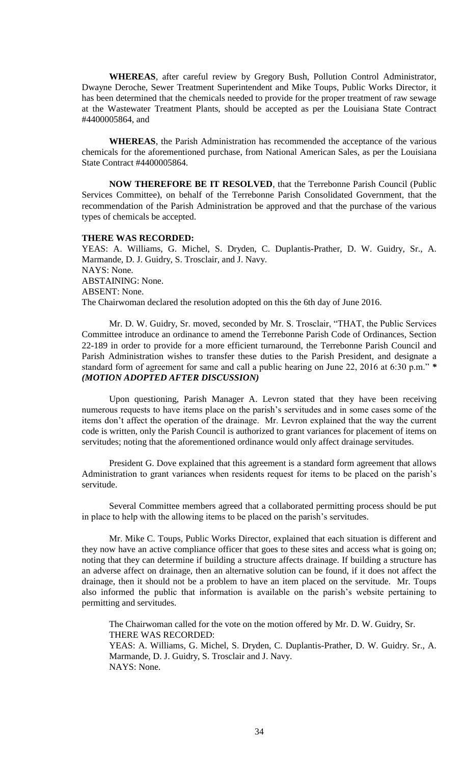**WHEREAS**, after careful review by Gregory Bush, Pollution Control Administrator, Dwayne Deroche, Sewer Treatment Superintendent and Mike Toups, Public Works Director, it has been determined that the chemicals needed to provide for the proper treatment of raw sewage at the Wastewater Treatment Plants, should be accepted as per the Louisiana State Contract #4400005864, and

**WHEREAS**, the Parish Administration has recommended the acceptance of the various chemicals for the aforementioned purchase, from National American Sales, as per the Louisiana State Contract #4400005864.

**NOW THEREFORE BE IT RESOLVED**, that the Terrebonne Parish Council (Public Services Committee), on behalf of the Terrebonne Parish Consolidated Government, that the recommendation of the Parish Administration be approved and that the purchase of the various types of chemicals be accepted.

**THERE WAS RECORDED:**
YEAS: A. Williams, G. Michel, S. Dryden, C. Duplantis-Prather, D. W. Guidry, Sr., A. Marmande, D. J. Guidry, S. Trosclair, and J. Navy.
NAYS: None.
ABSTAINING: None.
ABSENT: None.
The Chairwoman declared the resolution adopted on this the 6th day of June 2016.

Mr. D. W. Guidry, Sr. moved, seconded by Mr. S. Trosclair, "THAT, the Public Services Committee introduce an ordinance to amend the Terrebonne Parish Code of Ordinances, Section 22-189 in order to provide for a more efficient turnaround, the Terrebonne Parish Council and Parish Administration wishes to transfer these duties to the Parish President, and designate a standard form of agreement for same and call a public hearing on June 22, 2016 at 6:30 p.m." *** *(MOTION ADOPTED AFTER DISCUSSION)***

Upon questioning, Parish Manager A. Levron stated that they have been receiving numerous requests to have items place on the parish's servitudes and in some cases some of the items don't affect the operation of the drainage. Mr. Levron explained that the way the current code is written, only the Parish Council is authorized to grant variances for placement of items on servitudes; noting that the aforementioned ordinance would only affect drainage servitudes.

President G. Dove explained that this agreement is a standard form agreement that allows Administration to grant variances when residents request for items to be placed on the parish's servitude.

Several Committee members agreed that a collaborated permitting process should be put in place to help with the allowing items to be placed on the parish's servitudes.

Mr. Mike C. Toups, Public Works Director, explained that each situation is different and they now have an active compliance officer that goes to these sites and access what is going on; noting that they can determine if building a structure affects drainage. If building a structure has an adverse affect on drainage, then an alternative solution can be found, if it does not affect the drainage, then it should not be a problem to have an item placed on the servitude. Mr. Toups also informed the public that information is available on the parish's website pertaining to permitting and servitudes.

The Chairwoman called for the vote on the motion offered by Mr. D. W. Guidry, Sr.
THERE WAS RECORDED:
YEAS: A. Williams, G. Michel, S. Dryden, C. Duplantis-Prather, D. W. Guidry. Sr., A. Marmande, D. J. Guidry, S. Trosclair and J. Navy.
NAYS: None.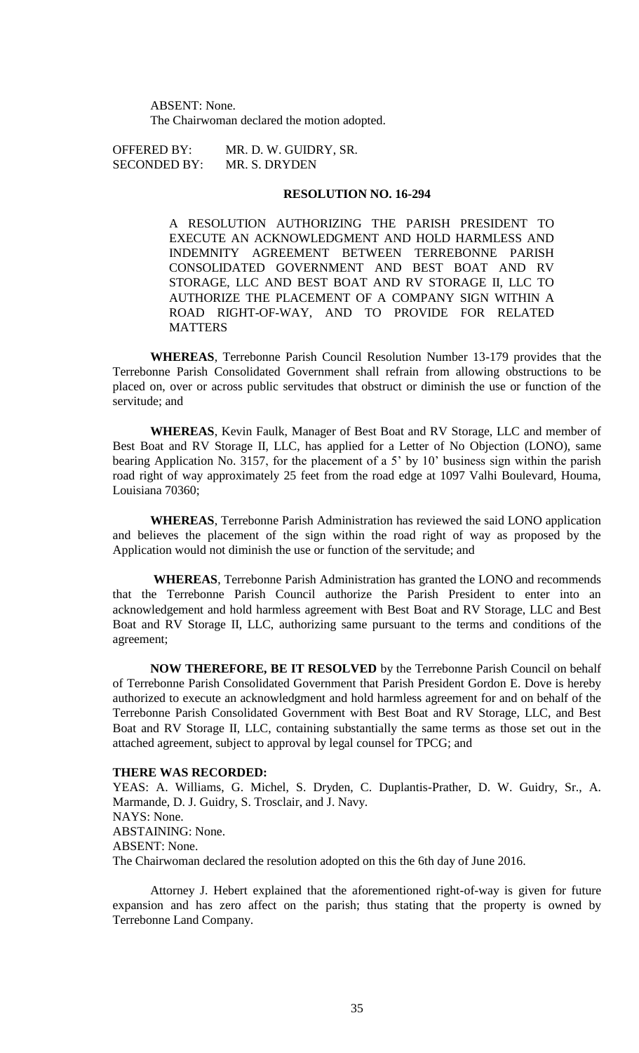ABSENT: None.
The Chairwoman declared the motion adopted.

OFFERED BY: MR. D. W. GUIDRY, SR.
SECONDED BY: MR. S. DRYDEN

**RESOLUTION NO. 16-294**

A RESOLUTION AUTHORIZING THE PARISH PRESIDENT TO EXECUTE AN ACKNOWLEDGMENT AND HOLD HARMLESS AND INDEMNITY AGREEMENT BETWEEN TERREBONNE PARISH CONSOLIDATED GOVERNMENT AND BEST BOAT AND RV STORAGE, LLC AND BEST BOAT AND RV STORAGE II, LLC TO AUTHORIZE THE PLACEMENT OF A COMPANY SIGN WITHIN A ROAD RIGHT-OF-WAY, AND TO PROVIDE FOR RELATED MATTERS

**WHEREAS**, Terrebonne Parish Council Resolution Number 13-179 provides that the Terrebonne Parish Consolidated Government shall refrain from allowing obstructions to be placed on, over or across public servitudes that obstruct or diminish the use or function of the servitude; and

**WHEREAS**, Kevin Faulk, Manager of Best Boat and RV Storage, LLC and member of Best Boat and RV Storage II, LLC, has applied for a Letter of No Objection (LONO), same bearing Application No. 3157, for the placement of a 5' by 10' business sign within the parish road right of way approximately 25 feet from the road edge at 1097 Valhi Boulevard, Houma, Louisiana 70360;

**WHEREAS**, Terrebonne Parish Administration has reviewed the said LONO application and believes the placement of the sign within the road right of way as proposed by the Application would not diminish the use or function of the servitude; and

**WHEREAS**, Terrebonne Parish Administration has granted the LONO and recommends that the Terrebonne Parish Council authorize the Parish President to enter into an acknowledgement and hold harmless agreement with Best Boat and RV Storage, LLC and Best Boat and RV Storage II, LLC, authorizing same pursuant to the terms and conditions of the agreement;

**NOW THEREFORE, BE IT RESOLVED** by the Terrebonne Parish Council on behalf of Terrebonne Parish Consolidated Government that Parish President Gordon E. Dove is hereby authorized to execute an acknowledgment and hold harmless agreement for and on behalf of the Terrebonne Parish Consolidated Government with Best Boat and RV Storage, LLC, and Best Boat and RV Storage II, LLC, containing substantially the same terms as those set out in the attached agreement, subject to approval by legal counsel for TPCG; and

**THERE WAS RECORDED:**
YEAS: A. Williams, G. Michel, S. Dryden, C. Duplantis-Prather, D. W. Guidry, Sr., A. Marmande, D. J. Guidry, S. Trosclair, and J. Navy.
NAYS: None.
ABSTAINING: None.
ABSENT: None.
The Chairwoman declared the resolution adopted on this the 6th day of June 2016.

Attorney J. Hebert explained that the aforementioned right-of-way is given for future expansion and has zero affect on the parish; thus stating that the property is owned by Terrebonne Land Company.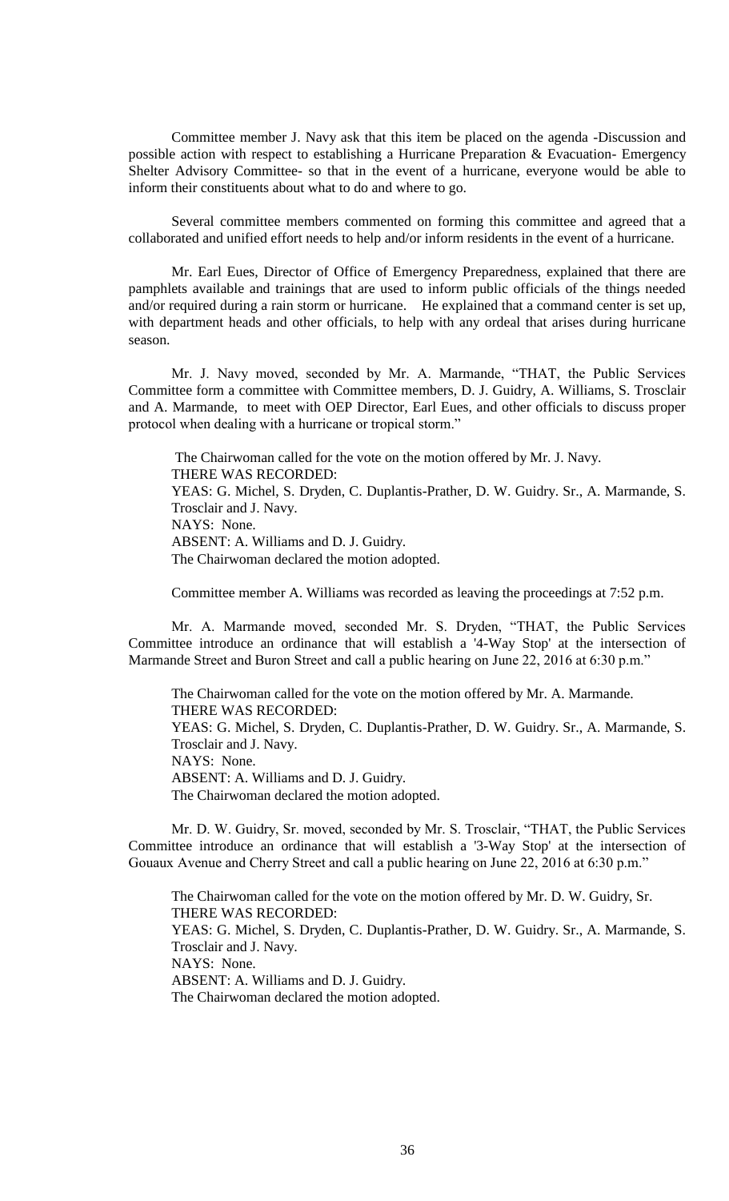Committee member J. Navy ask that this item be placed on the agenda -Discussion and possible action with respect to establishing a Hurricane Preparation & Evacuation- Emergency Shelter Advisory Committee- so that in the event of a hurricane, everyone would be able to inform their constituents about what to do and where to go.

Several committee members commented on forming this committee and agreed that a collaborated and unified effort needs to help and/or inform residents in the event of a hurricane.

Mr. Earl Eues, Director of Office of Emergency Preparedness, explained that there are pamphlets available and trainings that are used to inform public officials of the things needed and/or required during a rain storm or hurricane. He explained that a command center is set up, with department heads and other officials, to help with any ordeal that arises during hurricane season.

Mr. J. Navy moved, seconded by Mr. A. Marmande, "THAT, the Public Services Committee form a committee with Committee members, D. J. Guidry, A. Williams, S. Trosclair and A. Marmande, to meet with OEP Director, Earl Eues, and other officials to discuss proper protocol when dealing with a hurricane or tropical storm."

The Chairwoman called for the vote on the motion offered by Mr. J. Navy.
THERE WAS RECORDED:
YEAS: G. Michel, S. Dryden, C. Duplantis-Prather, D. W. Guidry. Sr., A. Marmande, S. Trosclair and J. Navy.
NAYS: None.
ABSENT: A. Williams and D. J. Guidry.
The Chairwoman declared the motion adopted.

Committee member A. Williams was recorded as leaving the proceedings at 7:52 p.m.

Mr. A. Marmande moved, seconded Mr. S. Dryden, "THAT, the Public Services Committee introduce an ordinance that will establish a '4-Way Stop' at the intersection of Marmande Street and Buron Street and call a public hearing on June 22, 2016 at 6:30 p.m."

The Chairwoman called for the vote on the motion offered by Mr. A. Marmande.
THERE WAS RECORDED:
YEAS: G. Michel, S. Dryden, C. Duplantis-Prather, D. W. Guidry. Sr., A. Marmande, S. Trosclair and J. Navy.
NAYS: None.
ABSENT: A. Williams and D. J. Guidry.
The Chairwoman declared the motion adopted.

Mr. D. W. Guidry, Sr. moved, seconded by Mr. S. Trosclair, "THAT, the Public Services Committee introduce an ordinance that will establish a '3-Way Stop' at the intersection of Gouaux Avenue and Cherry Street and call a public hearing on June 22, 2016 at 6:30 p.m."

The Chairwoman called for the vote on the motion offered by Mr. D. W. Guidry, Sr.
THERE WAS RECORDED:
YEAS: G. Michel, S. Dryden, C. Duplantis-Prather, D. W. Guidry. Sr., A. Marmande, S. Trosclair and J. Navy.
NAYS: None.
ABSENT: A. Williams and D. J. Guidry.
The Chairwoman declared the motion adopted.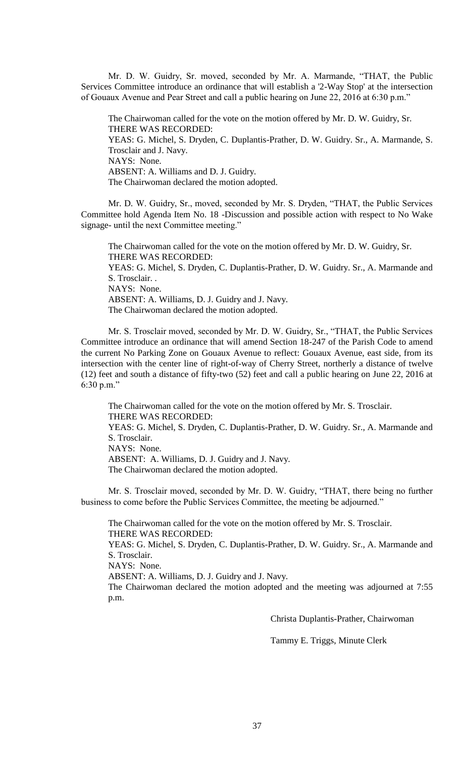Mr. D. W. Guidry, Sr. moved, seconded by Mr. A. Marmande, "THAT, the Public Services Committee introduce an ordinance that will establish a '2-Way Stop' at the intersection of Gouaux Avenue and Pear Street and call a public hearing on June 22, 2016 at 6:30 p.m."

The Chairwoman called for the vote on the motion offered by Mr. D. W. Guidry, Sr.
THERE WAS RECORDED:
YEAS: G. Michel, S. Dryden, C. Duplantis-Prather, D. W. Guidry. Sr., A. Marmande, S. Trosclair and J. Navy.
NAYS: None.
ABSENT: A. Williams and D. J. Guidry.
The Chairwoman declared the motion adopted.

Mr. D. W. Guidry, Sr., moved, seconded by Mr. S. Dryden, "THAT, the Public Services Committee hold Agenda Item No. 18 -Discussion and possible action with respect to No Wake signage- until the next Committee meeting."

The Chairwoman called for the vote on the motion offered by Mr. D. W. Guidry, Sr.
THERE WAS RECORDED:
YEAS: G. Michel, S. Dryden, C. Duplantis-Prather, D. W. Guidry. Sr., A. Marmande and S. Trosclair. .
NAYS: None.
ABSENT: A. Williams, D. J. Guidry and J. Navy.
The Chairwoman declared the motion adopted.

Mr. S. Trosclair moved, seconded by Mr. D. W. Guidry, Sr., "THAT, the Public Services Committee introduce an ordinance that will amend Section 18-247 of the Parish Code to amend the current No Parking Zone on Gouaux Avenue to reflect: Gouaux Avenue, east side, from its intersection with the center line of right-of-way of Cherry Street, northerly a distance of twelve (12) feet and south a distance of fifty-two (52) feet and call a public hearing on June 22, 2016 at 6:30 p.m."

The Chairwoman called for the vote on the motion offered by Mr. S. Trosclair.
THERE WAS RECORDED:
YEAS: G. Michel, S. Dryden, C. Duplantis-Prather, D. W. Guidry. Sr., A. Marmande and S. Trosclair.
NAYS: None.
ABSENT: A. Williams, D. J. Guidry and J. Navy.
The Chairwoman declared the motion adopted.

Mr. S. Trosclair moved, seconded by Mr. D. W. Guidry, "THAT, there being no further business to come before the Public Services Committee, the meeting be adjourned."

The Chairwoman called for the vote on the motion offered by Mr. S. Trosclair.
THERE WAS RECORDED:
YEAS: G. Michel, S. Dryden, C. Duplantis-Prather, D. W. Guidry. Sr., A. Marmande and S. Trosclair.
NAYS: None.
ABSENT: A. Williams, D. J. Guidry and J. Navy.
The Chairwoman declared the motion adopted and the meeting was adjourned at 7:55 p.m.

Christa Duplantis-Prather, Chairwoman

Tammy E. Triggs, Minute Clerk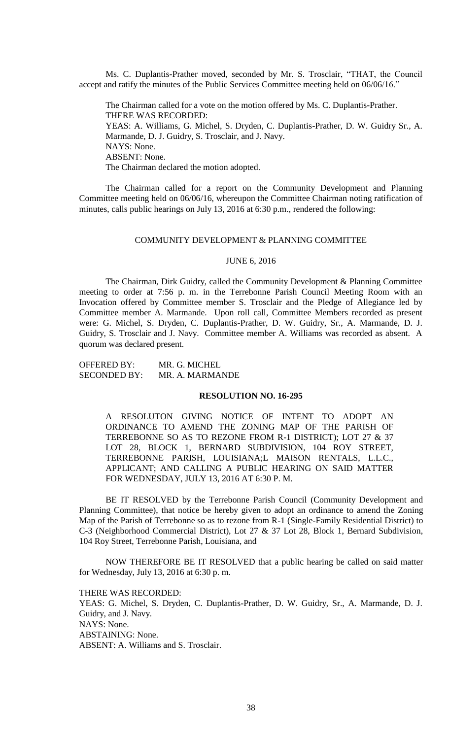Ms. C. Duplantis-Prather moved, seconded by Mr. S. Trosclair, "THAT, the Council accept and ratify the minutes of the Public Services Committee meeting held on 06/06/16."

The Chairman called for a vote on the motion offered by Ms. C. Duplantis-Prather.
THERE WAS RECORDED:
YEAS: A. Williams, G. Michel, S. Dryden, C. Duplantis-Prather, D. W. Guidry Sr., A. Marmande, D. J. Guidry, S. Trosclair, and J. Navy.
NAYS: None.
ABSENT: None.
The Chairman declared the motion adopted.

The Chairman called for a report on the Community Development and Planning Committee meeting held on 06/06/16, whereupon the Committee Chairman noting ratification of minutes, calls public hearings on July 13, 2016 at 6:30 p.m., rendered the following:

COMMUNITY DEVELOPMENT & PLANNING COMMITTEE

JUNE 6, 2016

The Chairman, Dirk Guidry, called the Community Development & Planning Committee meeting to order at 7:56 p. m. in the Terrebonne Parish Council Meeting Room with an Invocation offered by Committee member S. Trosclair and the Pledge of Allegiance led by Committee member A. Marmande. Upon roll call, Committee Members recorded as present were: G. Michel, S. Dryden, C. Duplantis-Prather, D. W. Guidry, Sr., A. Marmande, D. J. Guidry, S. Trosclair and J. Navy. Committee member A. Williams was recorded as absent. A quorum was declared present.

OFFERED BY: MR. G. MICHEL
SECONDED BY: MR. A. MARMANDE

**RESOLUTION NO. 16-295**

A RESOLUTON GIVING NOTICE OF INTENT TO ADOPT AN ORDINANCE TO AMEND THE ZONING MAP OF THE PARISH OF TERREBONNE SO AS TO REZONE FROM R-1 DISTRICT); LOT 27 & 37 LOT 28, BLOCK 1, BERNARD SUBDIVISION, 104 ROY STREET, TERREBONNE PARISH, LOUISIANA;L MAISON RENTALS, L.L.C., APPLICANT; AND CALLING A PUBLIC HEARING ON SAID MATTER FOR WEDNESDAY, JULY 13, 2016 AT 6:30 P. M.

BE IT RESOLVED by the Terrebonne Parish Council (Community Development and Planning Committee), that notice be hereby given to adopt an ordinance to amend the Zoning Map of the Parish of Terrebonne so as to rezone from R-1 (Single-Family Residential District) to C-3 (Neighborhood Commercial District), Lot 27 & 37 Lot 28, Block 1, Bernard Subdivision, 104 Roy Street, Terrebonne Parish, Louisiana, and

NOW THEREFORE BE IT RESOLVED that a public hearing be called on said matter for Wednesday, July 13, 2016 at 6:30 p. m.

THERE WAS RECORDED:
YEAS: G. Michel, S. Dryden, C. Duplantis-Prather, D. W. Guidry, Sr., A. Marmande, D. J. Guidry, and J. Navy.
NAYS: None.
ABSTAINING: None.
ABSENT: A. Williams and S. Trosclair.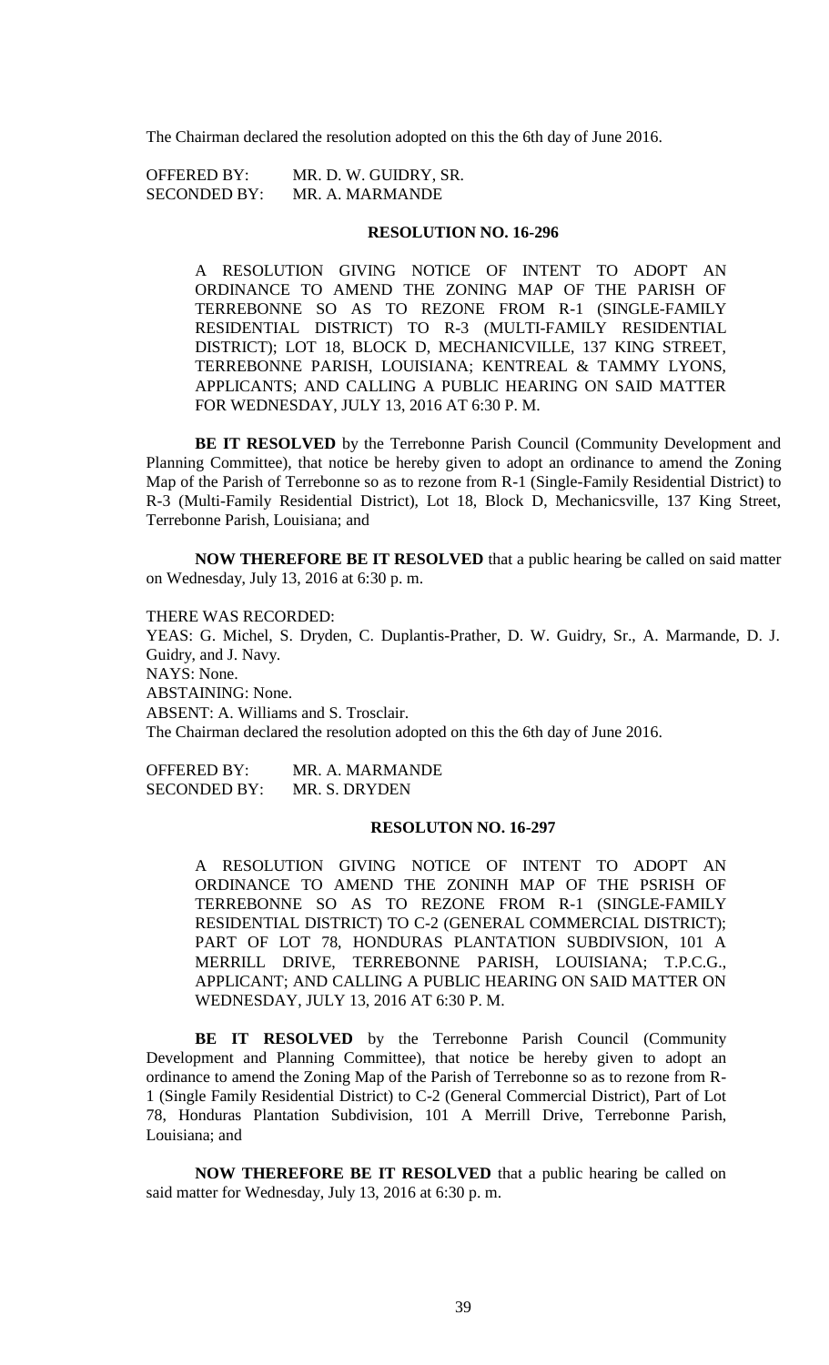The Chairman declared the resolution adopted on this the 6th day of June 2016.

OFFERED BY: MR. D. W. GUIDRY, SR.
SECONDED BY: MR. A. MARMANDE

**RESOLUTION NO. 16-296**

A RESOLUTION GIVING NOTICE OF INTENT TO ADOPT AN ORDINANCE TO AMEND THE ZONING MAP OF THE PARISH OF TERREBONNE SO AS TO REZONE FROM R-1 (SINGLE-FAMILY RESIDENTIAL DISTRICT) TO R-3 (MULTI-FAMILY RESIDENTIAL DISTRICT); LOT 18, BLOCK D, MECHANICVILLE, 137 KING STREET, TERREBONNE PARISH, LOUISIANA; KENTREAL & TAMMY LYONS, APPLICANTS; AND CALLING A PUBLIC HEARING ON SAID MATTER FOR WEDNESDAY, JULY 13, 2016 AT 6:30 P. M.

**BE IT RESOLVED** by the Terrebonne Parish Council (Community Development and Planning Committee), that notice be hereby given to adopt an ordinance to amend the Zoning Map of the Parish of Terrebonne so as to rezone from R-1 (Single-Family Residential District) to R-3 (Multi-Family Residential District), Lot 18, Block D, Mechanicsville, 137 King Street, Terrebonne Parish, Louisiana; and

**NOW THEREFORE BE IT RESOLVED** that a public hearing be called on said matter on Wednesday, July 13, 2016 at 6:30 p. m.

THERE WAS RECORDED:
YEAS: G. Michel, S. Dryden, C. Duplantis-Prather, D. W. Guidry, Sr., A. Marmande, D. J. Guidry, and J. Navy.
NAYS: None.
ABSTAINING: None.
ABSENT: A. Williams and S. Trosclair.
The Chairman declared the resolution adopted on this the 6th day of June 2016.

OFFERED BY: MR. A. MARMANDE
SECONDED BY: MR. S. DRYDEN

**RESOLUTON NO. 16-297**

A RESOLUTION GIVING NOTICE OF INTENT TO ADOPT AN ORDINANCE TO AMEND THE ZONINH MAP OF THE PSRISH OF TERREBONNE SO AS TO REZONE FROM R-1 (SINGLE-FAMILY RESIDENTIAL DISTRICT) TO C-2 (GENERAL COMMERCIAL DISTRICT); PART OF LOT 78, HONDURAS PLANTATION SUBDIVSION, 101 A MERRILL DRIVE, TERREBONNE PARISH, LOUISIANA; T.P.C.G., APPLICANT; AND CALLING A PUBLIC HEARING ON SAID MATTER ON WEDNESDAY, JULY 13, 2016 AT 6:30 P. M.

**BE IT RESOLVED** by the Terrebonne Parish Council (Community Development and Planning Committee), that notice be hereby given to adopt an ordinance to amend the Zoning Map of the Parish of Terrebonne so as to rezone from R-1 (Single Family Residential District) to C-2 (General Commercial District), Part of Lot 78, Honduras Plantation Subdivision, 101 A Merrill Drive, Terrebonne Parish, Louisiana; and

**NOW THEREFORE BE IT RESOLVED** that a public hearing be called on said matter for Wednesday, July 13, 2016 at 6:30 p. m.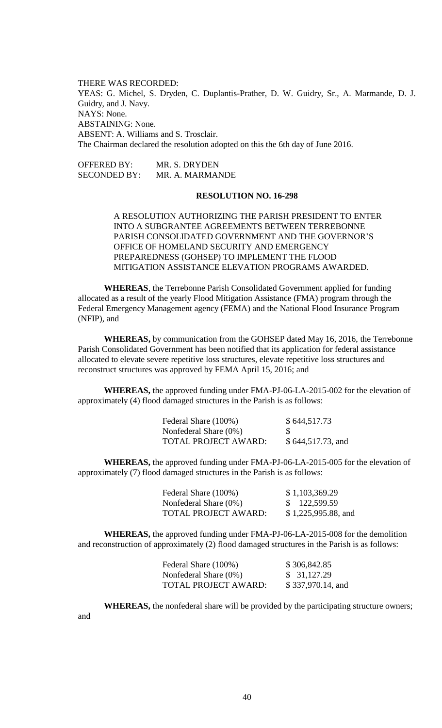THERE WAS RECORDED:
YEAS: G. Michel, S. Dryden, C. Duplantis-Prather, D. W. Guidry, Sr., A. Marmande, D. J. Guidry, and J. Navy.
NAYS: None.
ABSTAINING: None.
ABSENT: A. Williams and S. Trosclair.
The Chairman declared the resolution adopted on this the 6th day of June 2016.

OFFERED BY: MR. S. DRYDEN
SECONDED BY: MR. A. MARMANDE

**RESOLUTION NO. 16-298**

A RESOLUTION AUTHORIZING THE PARISH PRESIDENT TO ENTER INTO A SUBGRANTEE AGREEMENTS BETWEEN TERREBONNE PARISH CONSOLIDATED GOVERNMENT AND THE GOVERNOR'S OFFICE OF HOMELAND SECURITY AND EMERGENCY PREPAREDNESS (GOHSEP) TO IMPLEMENT THE FLOOD MITIGATION ASSISTANCE ELEVATION PROGRAMS AWARDED.

**WHEREAS**, the Terrebonne Parish Consolidated Government applied for funding allocated as a result of the yearly Flood Mitigation Assistance (FMA) program through the Federal Emergency Management agency (FEMA) and the National Flood Insurance Program (NFIP), and

**WHEREAS,** by communication from the GOHSEP dated May 16, 2016, the Terrebonne Parish Consolidated Government has been notified that its application for federal assistance allocated to elevate severe repetitive loss structures, elevate repetitive loss structures and reconstruct structures was approved by FEMA April 15, 2016; and

**WHEREAS,** the approved funding under FMA-PJ-06-LA-2015-002 for the elevation of approximately (4) flood damaged structures in the Parish is as follows:

| | |
|---|---|
| Federal Share (100%) | $ 644,517.73 |
| Nonfederal Share (0%) | $ |
| TOTAL PROJECT AWARD: | $ 644,517.73, and |

**WHEREAS,** the approved funding under FMA-PJ-06-LA-2015-005 for the elevation of approximately (7) flood damaged structures in the Parish is as follows:

| | |
|---|---|
| Federal Share (100%) | $ 1,103,369.29 |
| Nonfederal Share (0%) | $ 122,599.59 |
| TOTAL PROJECT AWARD: | $ 1,225,995.88, and |

**WHEREAS,** the approved funding under FMA-PJ-06-LA-2015-008 for the demolition and reconstruction of approximately (2) flood damaged structures in the Parish is as follows:

| | |
|---|---|
| Federal Share (100%) | $ 306,842.85 |
| Nonfederal Share (0%) | $ 31,127.29 |
| TOTAL PROJECT AWARD: | $ 337,970.14, and |

**WHEREAS,** the nonfederal share will be provided by the participating structure owners; and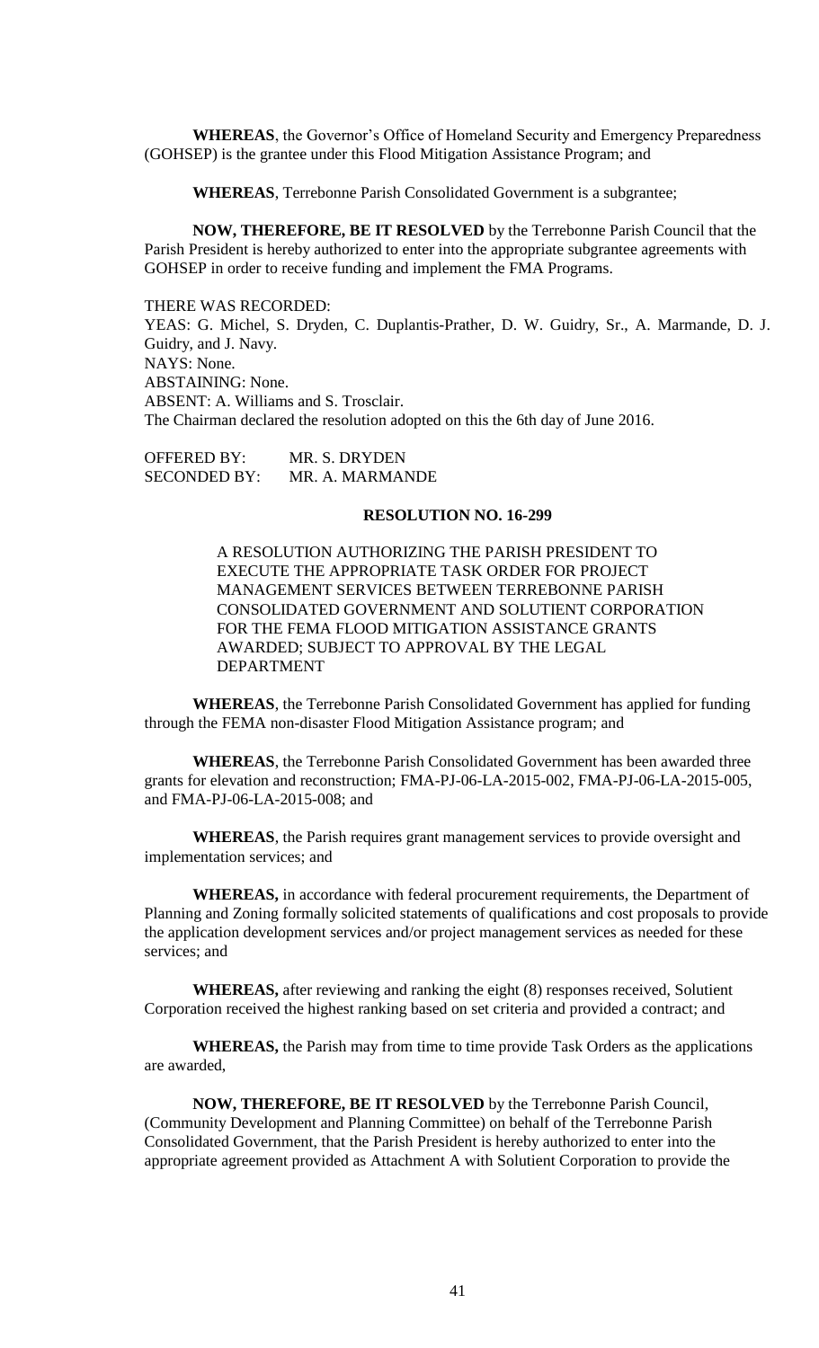**WHEREAS**, the Governor's Office of Homeland Security and Emergency Preparedness (GOHSEP) is the grantee under this Flood Mitigation Assistance Program; and

**WHEREAS**, Terrebonne Parish Consolidated Government is a subgrantee;

**NOW, THEREFORE, BE IT RESOLVED** by the Terrebonne Parish Council that the Parish President is hereby authorized to enter into the appropriate subgrantee agreements with GOHSEP in order to receive funding and implement the FMA Programs.

THERE WAS RECORDED:
YEAS: G. Michel, S. Dryden, C. Duplantis-Prather, D. W. Guidry, Sr., A. Marmande, D. J. Guidry, and J. Navy.
NAYS: None.
ABSTAINING: None.
ABSENT: A. Williams and S. Trosclair.
The Chairman declared the resolution adopted on this the 6th day of June 2016.

OFFERED BY: MR. S. DRYDEN
SECONDED BY: MR. A. MARMANDE

**RESOLUTION NO. 16-299**

A RESOLUTION AUTHORIZING THE PARISH PRESIDENT TO EXECUTE THE APPROPRIATE TASK ORDER FOR PROJECT MANAGEMENT SERVICES BETWEEN TERREBONNE PARISH CONSOLIDATED GOVERNMENT AND SOLUTIENT CORPORATION FOR THE FEMA FLOOD MITIGATION ASSISTANCE GRANTS AWARDED; SUBJECT TO APPROVAL BY THE LEGAL DEPARTMENT

**WHEREAS**, the Terrebonne Parish Consolidated Government has applied for funding through the FEMA non-disaster Flood Mitigation Assistance program; and

**WHEREAS**, the Terrebonne Parish Consolidated Government has been awarded three grants for elevation and reconstruction; FMA-PJ-06-LA-2015-002, FMA-PJ-06-LA-2015-005, and FMA-PJ-06-LA-2015-008; and

**WHEREAS**, the Parish requires grant management services to provide oversight and implementation services; and

**WHEREAS,** in accordance with federal procurement requirements, the Department of Planning and Zoning formally solicited statements of qualifications and cost proposals to provide the application development services and/or project management services as needed for these services; and

**WHEREAS,** after reviewing and ranking the eight (8) responses received, Solutient Corporation received the highest ranking based on set criteria and provided a contract; and

**WHEREAS,** the Parish may from time to time provide Task Orders as the applications are awarded,

**NOW, THEREFORE, BE IT RESOLVED** by the Terrebonne Parish Council, (Community Development and Planning Committee) on behalf of the Terrebonne Parish Consolidated Government, that the Parish President is hereby authorized to enter into the appropriate agreement provided as Attachment A with Solutient Corporation to provide the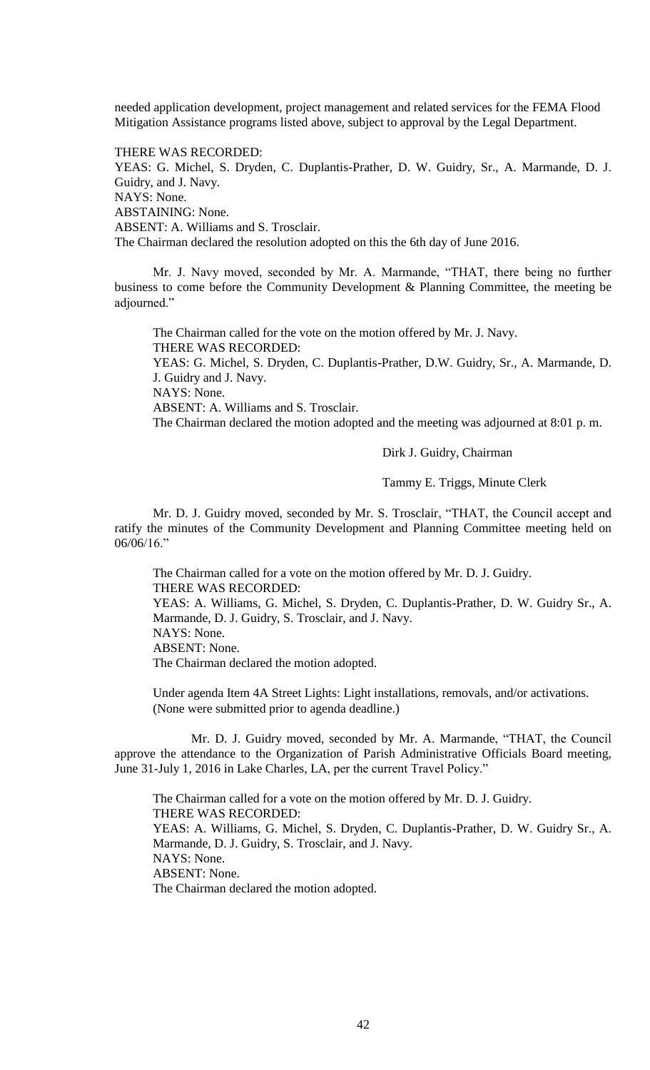needed application development, project management and related services for the FEMA Flood Mitigation Assistance programs listed above, subject to approval by the Legal Department.

THERE WAS RECORDED:
YEAS: G. Michel, S. Dryden, C. Duplantis-Prather, D. W. Guidry, Sr., A. Marmande, D. J. Guidry, and J. Navy.
NAYS: None.
ABSTAINING: None.
ABSENT: A. Williams and S. Trosclair.
The Chairman declared the resolution adopted on this the 6th day of June 2016.

Mr. J. Navy moved, seconded by Mr. A. Marmande, "THAT, there being no further business to come before the Community Development & Planning Committee, the meeting be adjourned."

The Chairman called for the vote on the motion offered by Mr. J. Navy.
THERE WAS RECORDED:
YEAS: G. Michel, S. Dryden, C. Duplantis-Prather, D.W. Guidry, Sr., A. Marmande, D. J. Guidry and J. Navy.
NAYS: None.
ABSENT: A. Williams and S. Trosclair.
The Chairman declared the motion adopted and the meeting was adjourned at 8:01 p. m.

Dirk J. Guidry, Chairman

Tammy E. Triggs, Minute Clerk

Mr. D. J. Guidry moved, seconded by Mr. S. Trosclair, "THAT, the Council accept and ratify the minutes of the Community Development and Planning Committee meeting held on 06/06/16."

The Chairman called for a vote on the motion offered by Mr. D. J. Guidry.
THERE WAS RECORDED:
YEAS: A. Williams, G. Michel, S. Dryden, C. Duplantis-Prather, D. W. Guidry Sr., A. Marmande, D. J. Guidry, S. Trosclair, and J. Navy.
NAYS: None.
ABSENT: None.
The Chairman declared the motion adopted.

Under agenda Item 4A Street Lights: Light installations, removals, and/or activations. (None were submitted prior to agenda deadline.)

Mr. D. J. Guidry moved, seconded by Mr. A. Marmande, "THAT, the Council approve the attendance to the Organization of Parish Administrative Officials Board meeting, June 31-July 1, 2016 in Lake Charles, LA, per the current Travel Policy."

The Chairman called for a vote on the motion offered by Mr. D. J. Guidry.
THERE WAS RECORDED:
YEAS: A. Williams, G. Michel, S. Dryden, C. Duplantis-Prather, D. W. Guidry Sr., A. Marmande, D. J. Guidry, S. Trosclair, and J. Navy.
NAYS: None.
ABSENT: None.
The Chairman declared the motion adopted.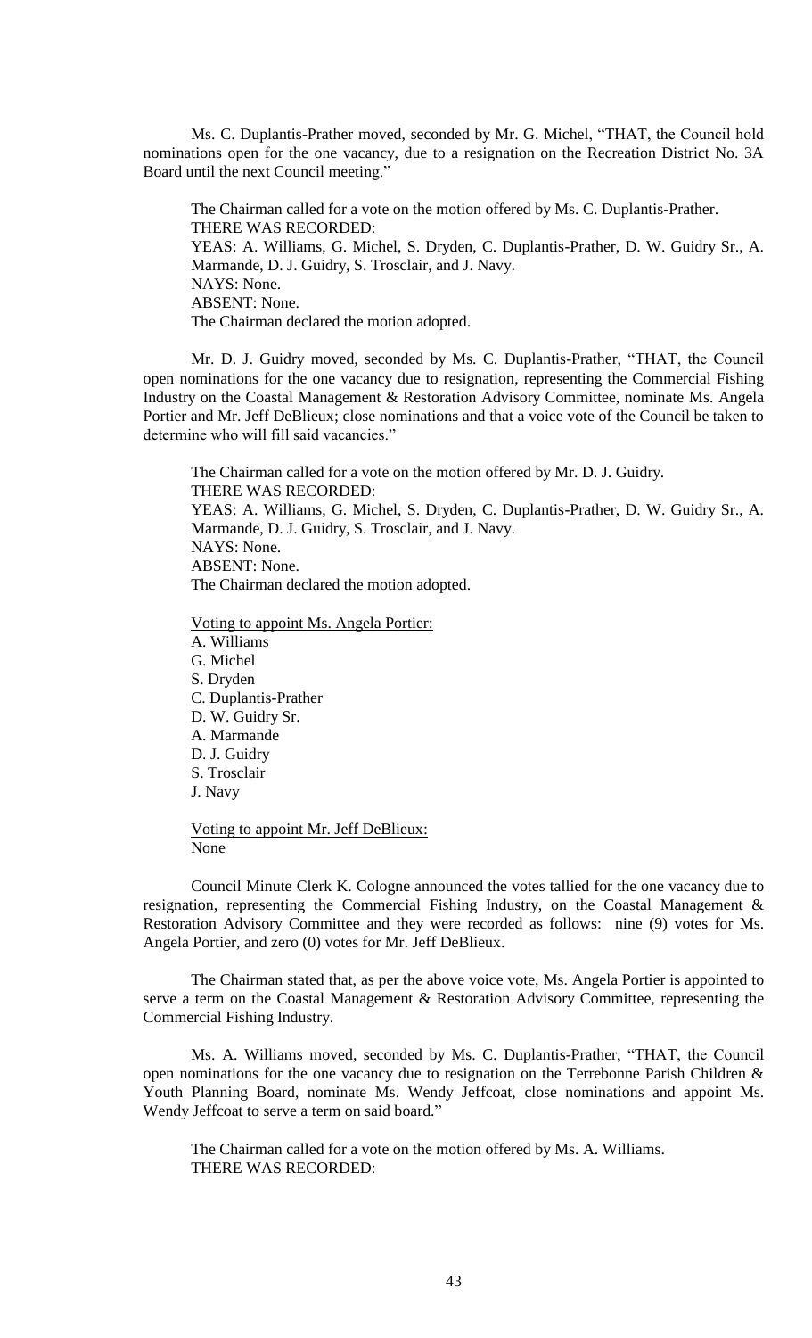Ms. C. Duplantis-Prather moved, seconded by Mr. G. Michel, "THAT, the Council hold nominations open for the one vacancy, due to a resignation on the Recreation District No. 3A Board until the next Council meeting."

The Chairman called for a vote on the motion offered by Ms. C. Duplantis-Prather.
THERE WAS RECORDED:
YEAS: A. Williams, G. Michel, S. Dryden, C. Duplantis-Prather, D. W. Guidry Sr., A. Marmande, D. J. Guidry, S. Trosclair, and J. Navy.
NAYS: None.
ABSENT: None.
The Chairman declared the motion adopted.

Mr. D. J. Guidry moved, seconded by Ms. C. Duplantis-Prather, "THAT, the Council open nominations for the one vacancy due to resignation, representing the Commercial Fishing Industry on the Coastal Management & Restoration Advisory Committee, nominate Ms. Angela Portier and Mr. Jeff DeBlieux; close nominations and that a voice vote of the Council be taken to determine who will fill said vacancies."

The Chairman called for a vote on the motion offered by Mr. D. J. Guidry.
THERE WAS RECORDED:
YEAS: A. Williams, G. Michel, S. Dryden, C. Duplantis-Prather, D. W. Guidry Sr., A. Marmande, D. J. Guidry, S. Trosclair, and J. Navy.
NAYS: None.
ABSENT: None.
The Chairman declared the motion adopted.

Voting to appoint Ms. Angela Portier:
A. Williams
G. Michel
S. Dryden
C. Duplantis-Prather
D. W. Guidry Sr.
A. Marmande
D. J. Guidry
S. Trosclair
J. Navy

Voting to appoint Mr. Jeff DeBlieux:
None

Council Minute Clerk K. Cologne announced the votes tallied for the one vacancy due to resignation, representing the Commercial Fishing Industry, on the Coastal Management & Restoration Advisory Committee and they were recorded as follows: nine (9) votes for Ms. Angela Portier, and zero (0) votes for Mr. Jeff DeBlieux.

The Chairman stated that, as per the above voice vote, Ms. Angela Portier is appointed to serve a term on the Coastal Management & Restoration Advisory Committee, representing the Commercial Fishing Industry.

Ms. A. Williams moved, seconded by Ms. C. Duplantis-Prather, "THAT, the Council open nominations for the one vacancy due to resignation on the Terrebonne Parish Children & Youth Planning Board, nominate Ms. Wendy Jeffcoat, close nominations and appoint Ms. Wendy Jeffcoat to serve a term on said board."

The Chairman called for a vote on the motion offered by Ms. A. Williams.
THERE WAS RECORDED: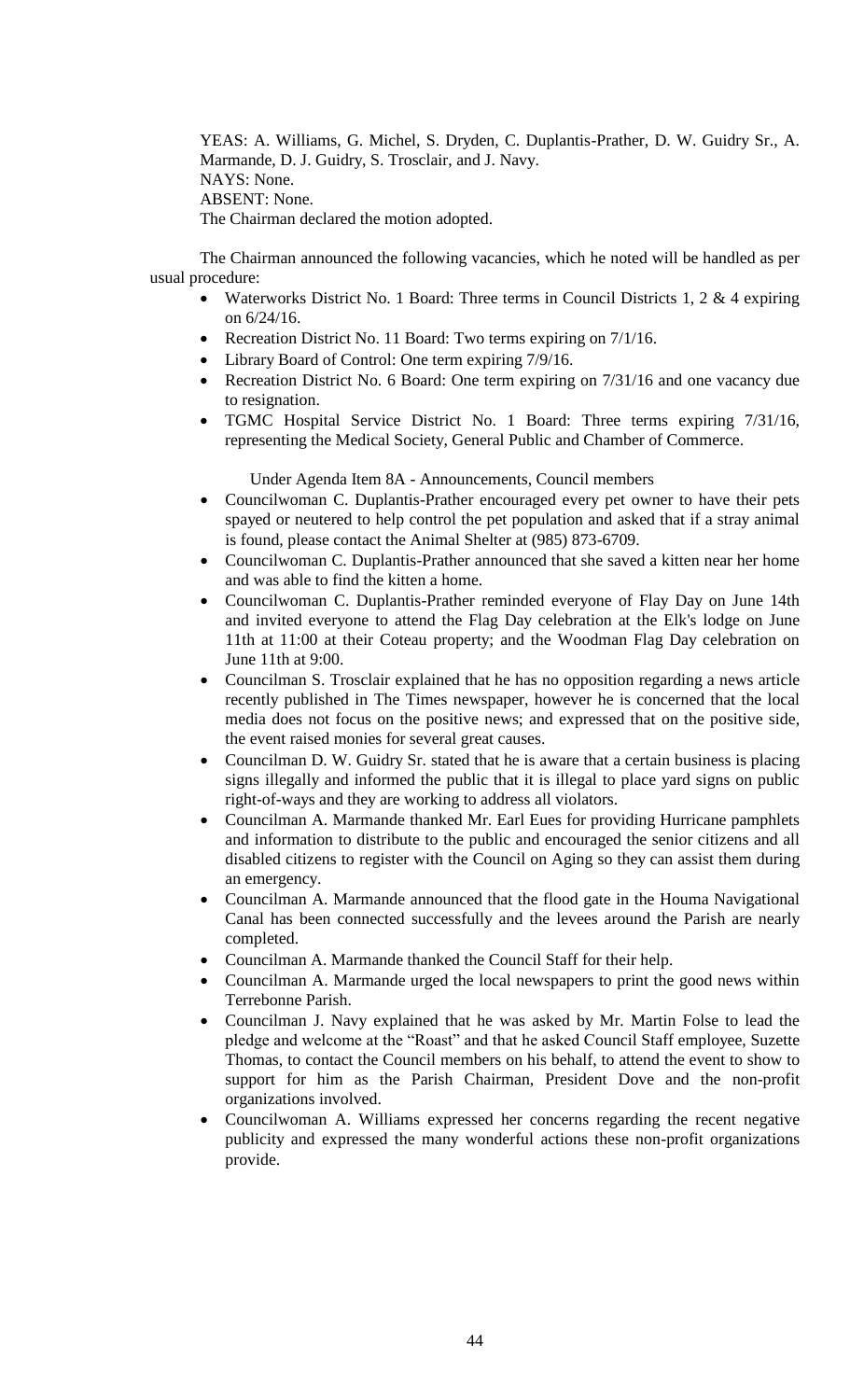YEAS: A. Williams, G. Michel, S. Dryden, C. Duplantis-Prather, D. W. Guidry Sr., A. Marmande, D. J. Guidry, S. Trosclair, and J. Navy.
NAYS: None.
ABSENT: None.
The Chairman declared the motion adopted.

The Chairman announced the following vacancies, which he noted will be handled as per usual procedure:

- Waterworks District No. 1 Board: Three terms in Council Districts 1, 2 & 4 expiring on 6/24/16.
- Recreation District No. 11 Board: Two terms expiring on 7/1/16.
- Library Board of Control: One term expiring 7/9/16.
- Recreation District No. 6 Board: One term expiring on 7/31/16 and one vacancy due to resignation.
- TGMC Hospital Service District No. 1 Board: Three terms expiring 7/31/16, representing the Medical Society, General Public and Chamber of Commerce.

Under Agenda Item 8A - Announcements, Council members

- Councilwoman C. Duplantis-Prather encouraged every pet owner to have their pets spayed or neutered to help control the pet population and asked that if a stray animal is found, please contact the Animal Shelter at (985) 873-6709.
- Councilwoman C. Duplantis-Prather announced that she saved a kitten near her home and was able to find the kitten a home.
- Councilwoman C. Duplantis-Prather reminded everyone of Flay Day on June 14th and invited everyone to attend the Flag Day celebration at the Elk's lodge on June 11th at 11:00 at their Coteau property; and the Woodman Flag Day celebration on June 11th at 9:00.
- Councilman S. Trosclair explained that he has no opposition regarding a news article recently published in The Times newspaper, however he is concerned that the local media does not focus on the positive news; and expressed that on the positive side, the event raised monies for several great causes.
- Councilman D. W. Guidry Sr. stated that he is aware that a certain business is placing signs illegally and informed the public that it is illegal to place yard signs on public right-of-ways and they are working to address all violators.
- Councilman A. Marmande thanked Mr. Earl Eues for providing Hurricane pamphlets and information to distribute to the public and encouraged the senior citizens and all disabled citizens to register with the Council on Aging so they can assist them during an emergency.
- Councilman A. Marmande announced that the flood gate in the Houma Navigational Canal has been connected successfully and the levees around the Parish are nearly completed.
- Councilman A. Marmande thanked the Council Staff for their help.
- Councilman A. Marmande urged the local newspapers to print the good news within Terrebonne Parish.
- Councilman J. Navy explained that he was asked by Mr. Martin Folse to lead the pledge and welcome at the "Roast" and that he asked Council Staff employee, Suzette Thomas, to contact the Council members on his behalf, to attend the event to show to support for him as the Parish Chairman, President Dove and the non-profit organizations involved.
- Councilwoman A. Williams expressed her concerns regarding the recent negative publicity and expressed the many wonderful actions these non-profit organizations provide.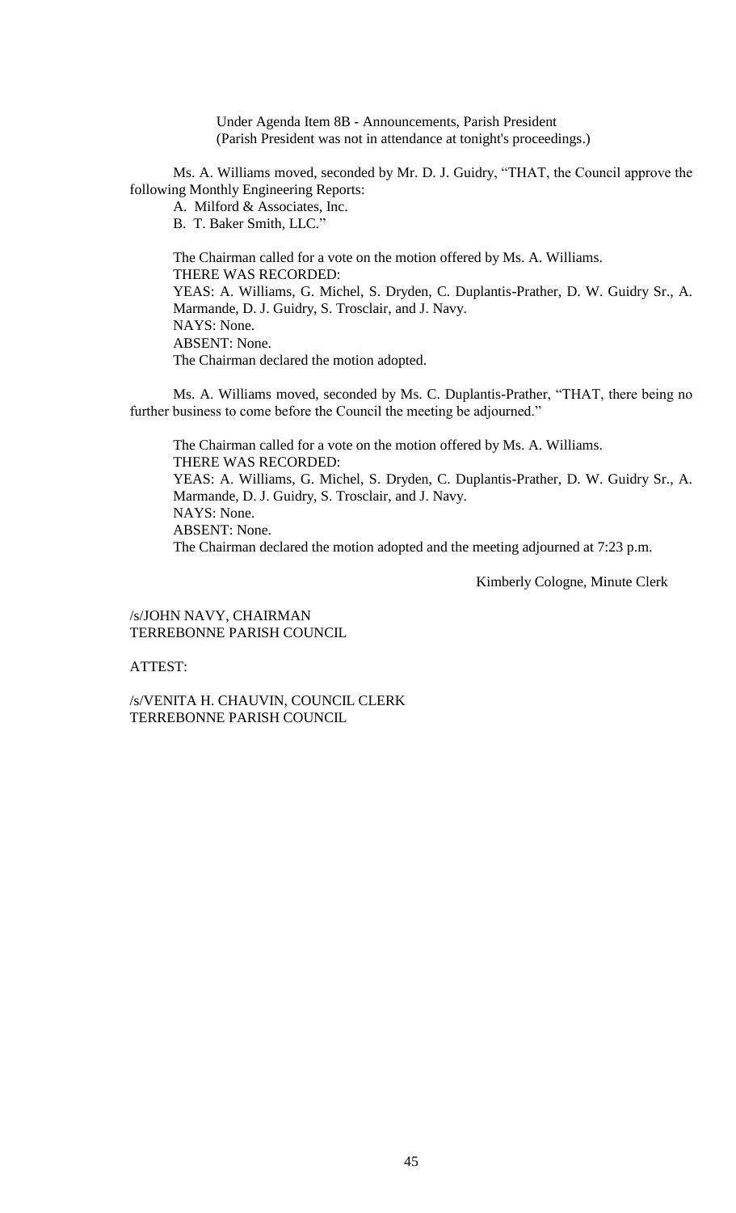Under Agenda Item 8B - Announcements, Parish President
(Parish President was not in attendance at tonight's proceedings.)

Ms. A. Williams moved, seconded by Mr. D. J. Guidry, "THAT, the Council approve the following Monthly Engineering Reports:

A. Milford & Associates, Inc.
B. T. Baker Smith, LLC."

The Chairman called for a vote on the motion offered by Ms. A. Williams.
THERE WAS RECORDED:
YEAS: A. Williams, G. Michel, S. Dryden, C. Duplantis-Prather, D. W. Guidry Sr., A. Marmande, D. J. Guidry, S. Trosclair, and J. Navy.
NAYS: None.
ABSENT: None.
The Chairman declared the motion adopted.

Ms. A. Williams moved, seconded by Ms. C. Duplantis-Prather, "THAT, there being no further business to come before the Council the meeting be adjourned."

The Chairman called for a vote on the motion offered by Ms. A. Williams.
THERE WAS RECORDED:
YEAS: A. Williams, G. Michel, S. Dryden, C. Duplantis-Prather, D. W. Guidry Sr., A. Marmande, D. J. Guidry, S. Trosclair, and J. Navy.
NAYS: None.
ABSENT: None.
The Chairman declared the motion adopted and the meeting adjourned at 7:23 p.m.

Kimberly Cologne, Minute Clerk

/s/JOHN NAVY, CHAIRMAN
TERREBONNE PARISH COUNCIL

ATTEST:

/s/VENITA H. CHAUVIN, COUNCIL CLERK
TERREBONNE PARISH COUNCIL